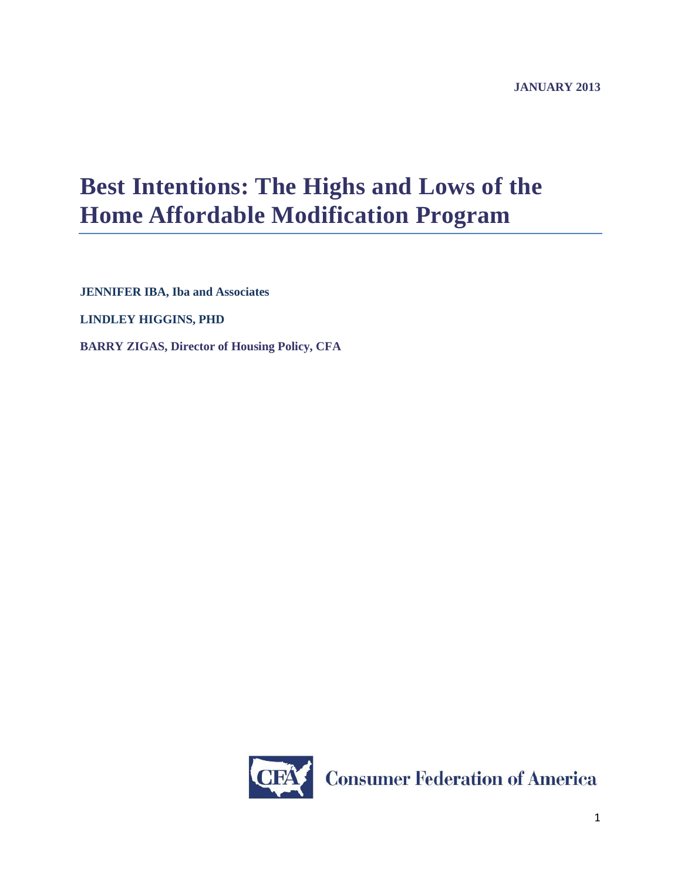JANUARY 2013

# Best Intentions: The Highs and Lows of the Home Affordable Modification Program

**JENNIFER IBA, Iba and Associates**

**LINDLEY HIGGINS, PHD**

**BARRY ZIGAS, Director of Housing Policy, CFA**

Consumer Federation of America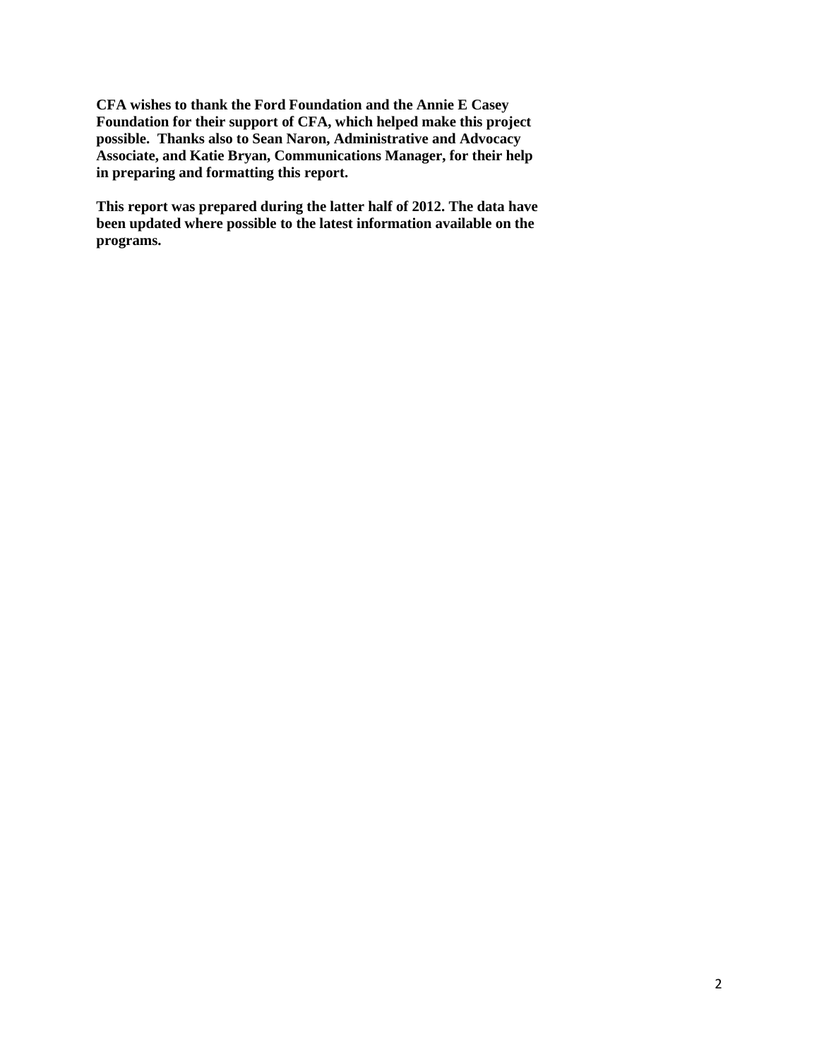**CFA wishes to thank the Ford Foundation and the Annie E Casey Foundation for their support of CFA, which helped make this project possible. Thanks also to Sean Naron, Administrative and Advocacy Associate, and Katie Bryan, Communications Manager, for their help in preparing and formatting this report.**

**This report was prepared during the latter half of 2012. The data have been updated where possible to the latest information available on the programs.**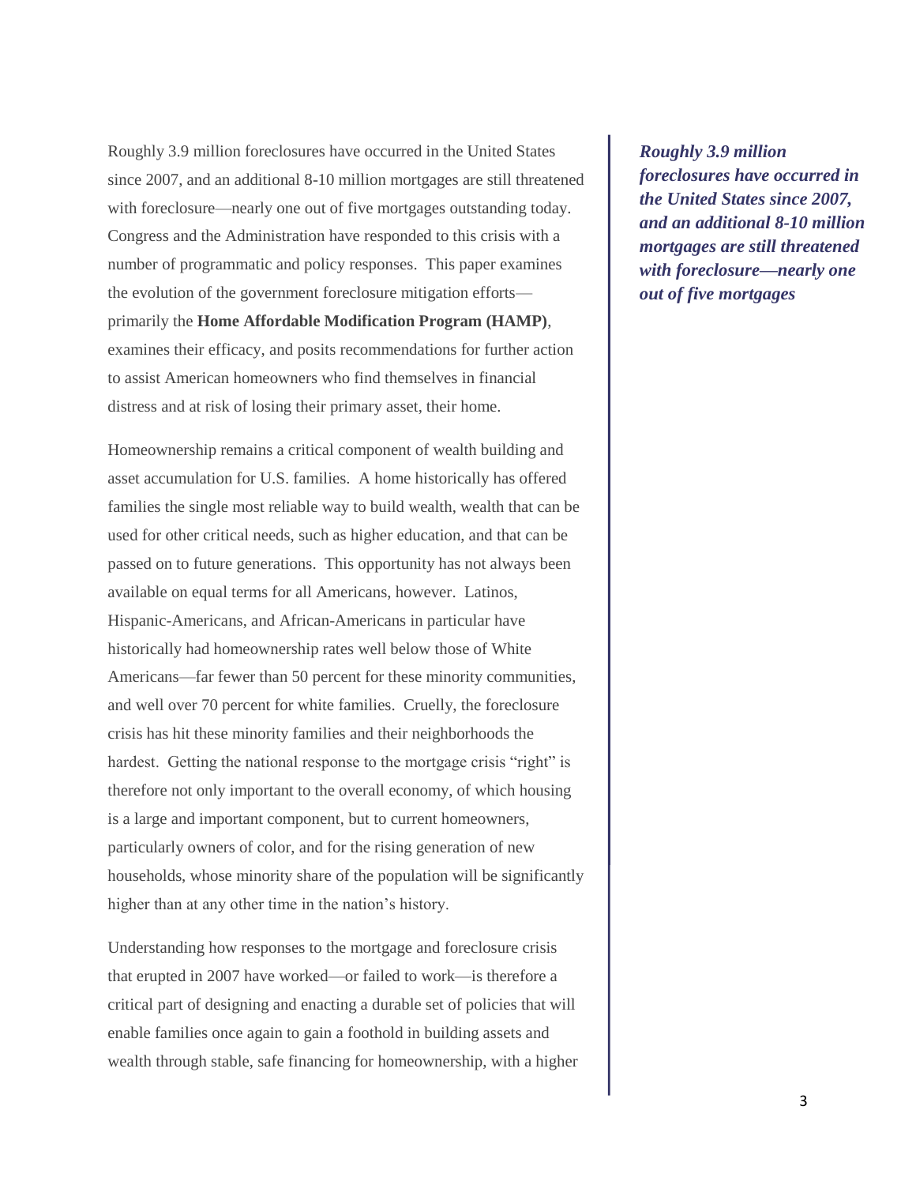Roughly 3.9 million foreclosures have occurred in the United States since 2007, and an additional 8-10 million mortgages are still threatened with foreclosure—nearly one out of five mortgages outstanding today. Congress and the Administration have responded to this crisis with a number of programmatic and policy responses. This paper examines the evolution of the government foreclosure mitigation efforts—primarily the **Home Affordable Modification Program (HAMP)**, examines their efficacy, and posits recommendations for further action to assist American homeowners who find themselves in financial distress and at risk of losing their primary asset, their home.

***Roughly 3.9 million foreclosures have occurred in the United States since 2007, and an additional 8-10 million mortgages are still threatened with foreclosure—nearly one out of five mortgages***

Homeownership remains a critical component of wealth building and asset accumulation for U.S. families. A home historically has offered families the single most reliable way to build wealth, wealth that can be used for other critical needs, such as higher education, and that can be passed on to future generations. This opportunity has not always been available on equal terms for all Americans, however. Latinos, Hispanic-Americans, and African-Americans in particular have historically had homeownership rates well below those of White Americans—far fewer than 50 percent for these minority communities, and well over 70 percent for white families. Cruelly, the foreclosure crisis has hit these minority families and their neighborhoods the hardest. Getting the national response to the mortgage crisis "right" is therefore not only important to the overall economy, of which housing is a large and important component, but to current homeowners, particularly owners of color, and for the rising generation of new households, whose minority share of the population will be significantly higher than at any other time in the nation's history.

Understanding how responses to the mortgage and foreclosure crisis that erupted in 2007 have worked—or failed to work—is therefore a critical part of designing and enacting a durable set of policies that will enable families once again to gain a foothold in building assets and wealth through stable, safe financing for homeownership, with a higher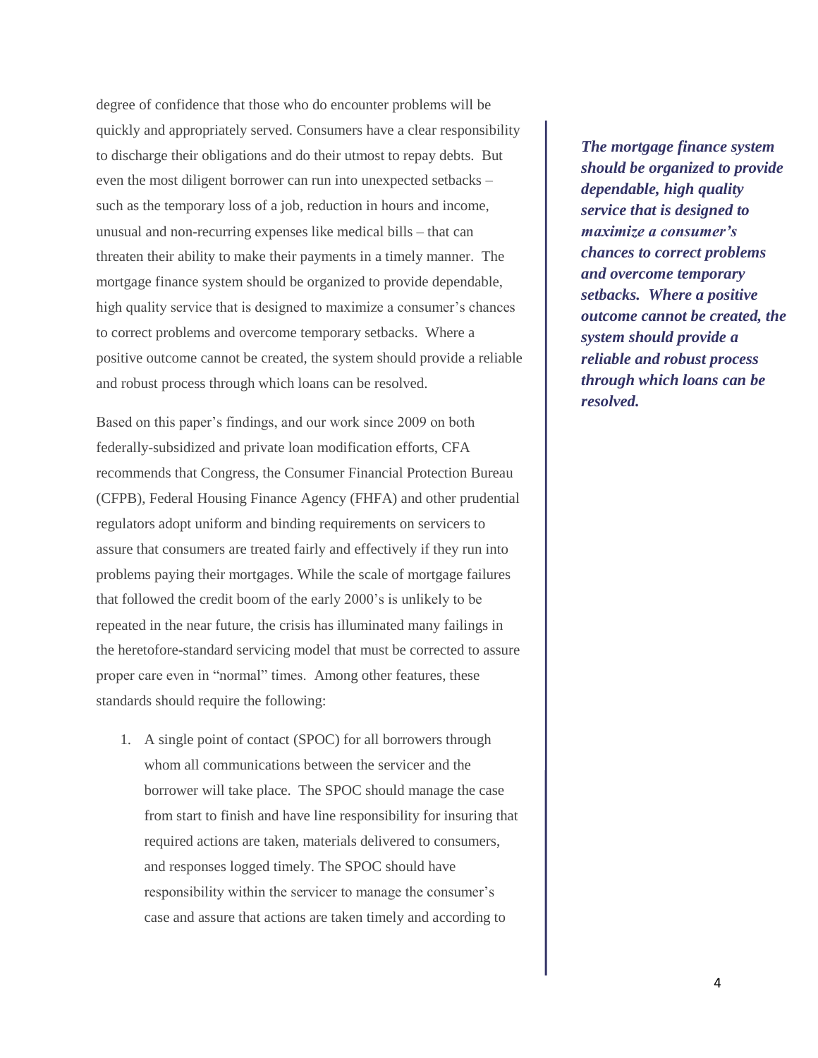degree of confidence that those who do encounter problems will be quickly and appropriately served. Consumers have a clear responsibility to discharge their obligations and do their utmost to repay debts. But even the most diligent borrower can run into unexpected setbacks – such as the temporary loss of a job, reduction in hours and income, unusual and non-recurring expenses like medical bills – that can threaten their ability to make their payments in a timely manner. The mortgage finance system should be organized to provide dependable, high quality service that is designed to maximize a consumer's chances to correct problems and overcome temporary setbacks. Where a positive outcome cannot be created, the system should provide a reliable and robust process through which loans can be resolved.

***The mortgage finance system should be organized to provide dependable, high quality service that is designed to maximize a consumer's chances to correct problems and overcome temporary setbacks. Where a positive outcome cannot be created, the system should provide a reliable and robust process through which loans can be resolved.***

Based on this paper's findings, and our work since 2009 on both federally-subsidized and private loan modification efforts, CFA recommends that Congress, the Consumer Financial Protection Bureau (CFPB), Federal Housing Finance Agency (FHFA) and other prudential regulators adopt uniform and binding requirements on servicers to assure that consumers are treated fairly and effectively if they run into problems paying their mortgages. While the scale of mortgage failures that followed the credit boom of the early 2000's is unlikely to be repeated in the near future, the crisis has illuminated many failings in the heretofore-standard servicing model that must be corrected to assure proper care even in "normal" times. Among other features, these standards should require the following:

1. A single point of contact (SPOC) for all borrowers through whom all communications between the servicer and the borrower will take place. The SPOC should manage the case from start to finish and have line responsibility for insuring that required actions are taken, materials delivered to consumers, and responses logged timely. The SPOC should have responsibility within the servicer to manage the consumer's case and assure that actions are taken timely and according to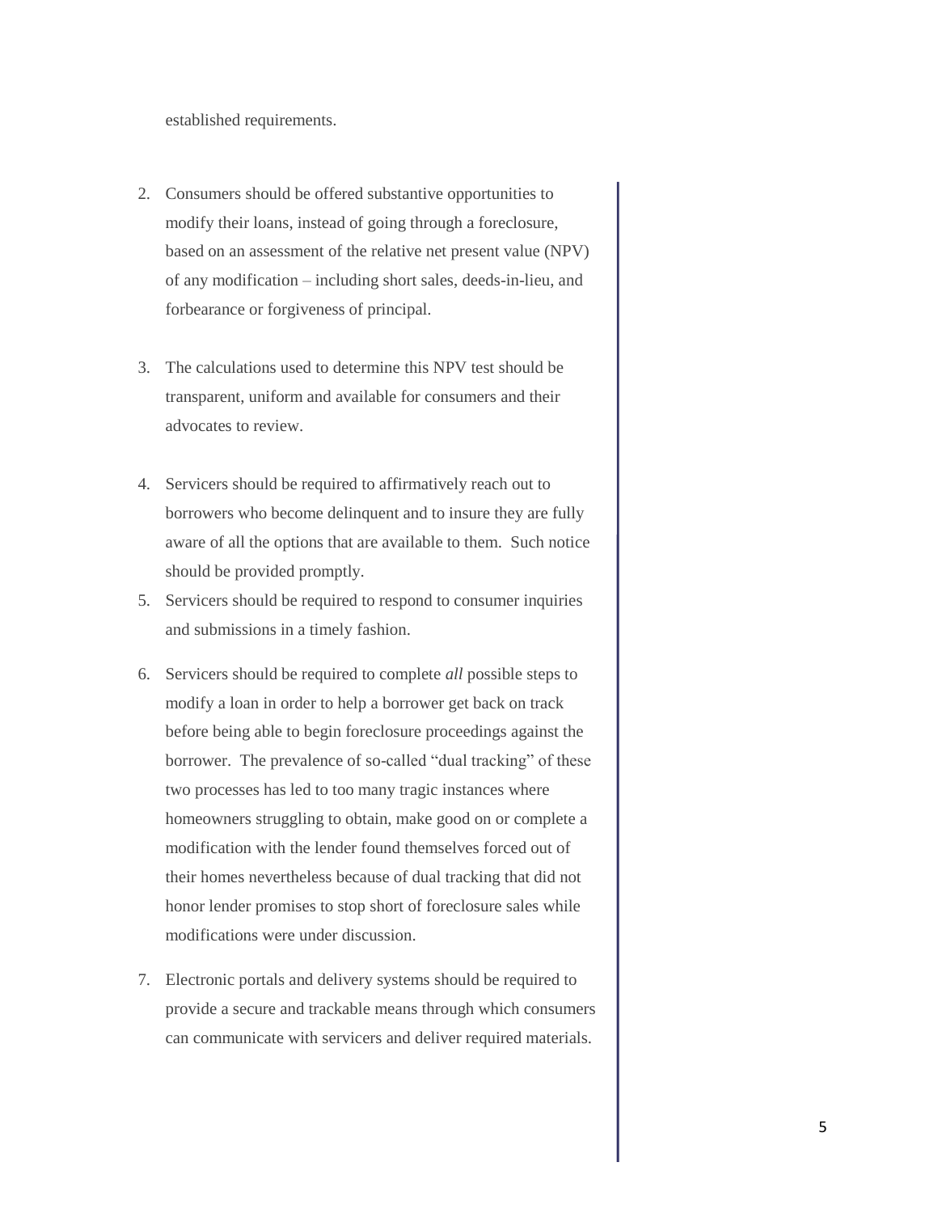established requirements.

2. Consumers should be offered substantive opportunities to modify their loans, instead of going through a foreclosure, based on an assessment of the relative net present value (NPV) of any modification – including short sales, deeds-in-lieu, and forbearance or forgiveness of principal.

3. The calculations used to determine this NPV test should be transparent, uniform and available for consumers and their advocates to review.

4. Servicers should be required to affirmatively reach out to borrowers who become delinquent and to insure they are fully aware of all the options that are available to them. Such notice should be provided promptly.

5. Servicers should be required to respond to consumer inquiries and submissions in a timely fashion.

6. Servicers should be required to complete *all* possible steps to modify a loan in order to help a borrower get back on track before being able to begin foreclosure proceedings against the borrower. The prevalence of so-called "dual tracking" of these two processes has led to too many tragic instances where homeowners struggling to obtain, make good on or complete a modification with the lender found themselves forced out of their homes nevertheless because of dual tracking that did not honor lender promises to stop short of foreclosure sales while modifications were under discussion.

7. Electronic portals and delivery systems should be required to provide a secure and trackable means through which consumers can communicate with servicers and deliver required materials.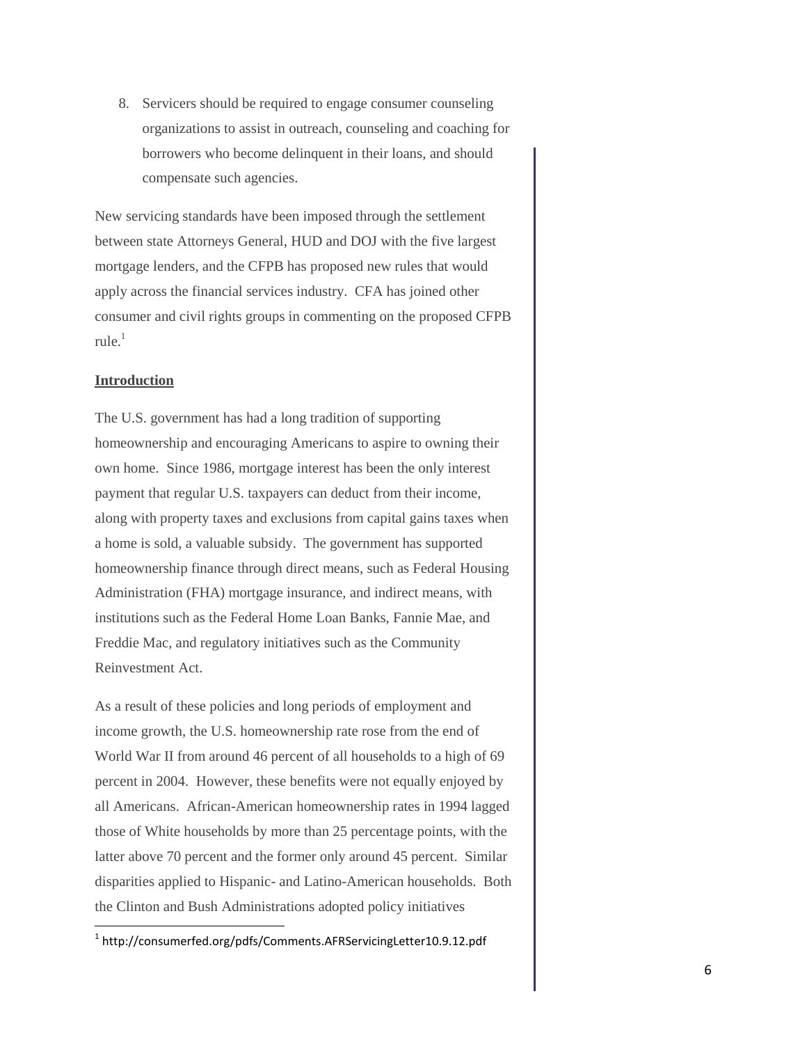8. Servicers should be required to engage consumer counseling organizations to assist in outreach, counseling and coaching for borrowers who become delinquent in their loans, and should compensate such agencies.

New servicing standards have been imposed through the settlement between state Attorneys General, HUD and DOJ with the five largest mortgage lenders, and the CFPB has proposed new rules that would apply across the financial services industry. CFA has joined other consumer and civil rights groups in commenting on the proposed CFPB rule.[1]

**Introduction**

The U.S. government has had a long tradition of supporting homeownership and encouraging Americans to aspire to owning their own home. Since 1986, mortgage interest has been the only interest payment that regular U.S. taxpayers can deduct from their income, along with property taxes and exclusions from capital gains taxes when a home is sold, a valuable subsidy. The government has supported homeownership finance through direct means, such as Federal Housing Administration (FHA) mortgage insurance, and indirect means, with institutions such as the Federal Home Loan Banks, Fannie Mae, and Freddie Mac, and regulatory initiatives such as the Community Reinvestment Act.

As a result of these policies and long periods of employment and income growth, the U.S. homeownership rate rose from the end of World War II from around 46 percent of all households to a high of 69 percent in 2004. However, these benefits were not equally enjoyed by all Americans. African-American homeownership rates in 1994 lagged those of White households by more than 25 percentage points, with the latter above 70 percent and the former only around 45 percent. Similar disparities applied to Hispanic- and Latino-American households. Both the Clinton and Bush Administrations adopted policy initiatives

[1] http://consumerfed.org/pdfs/Comments.AFRServicingLetter10.9.12.pdf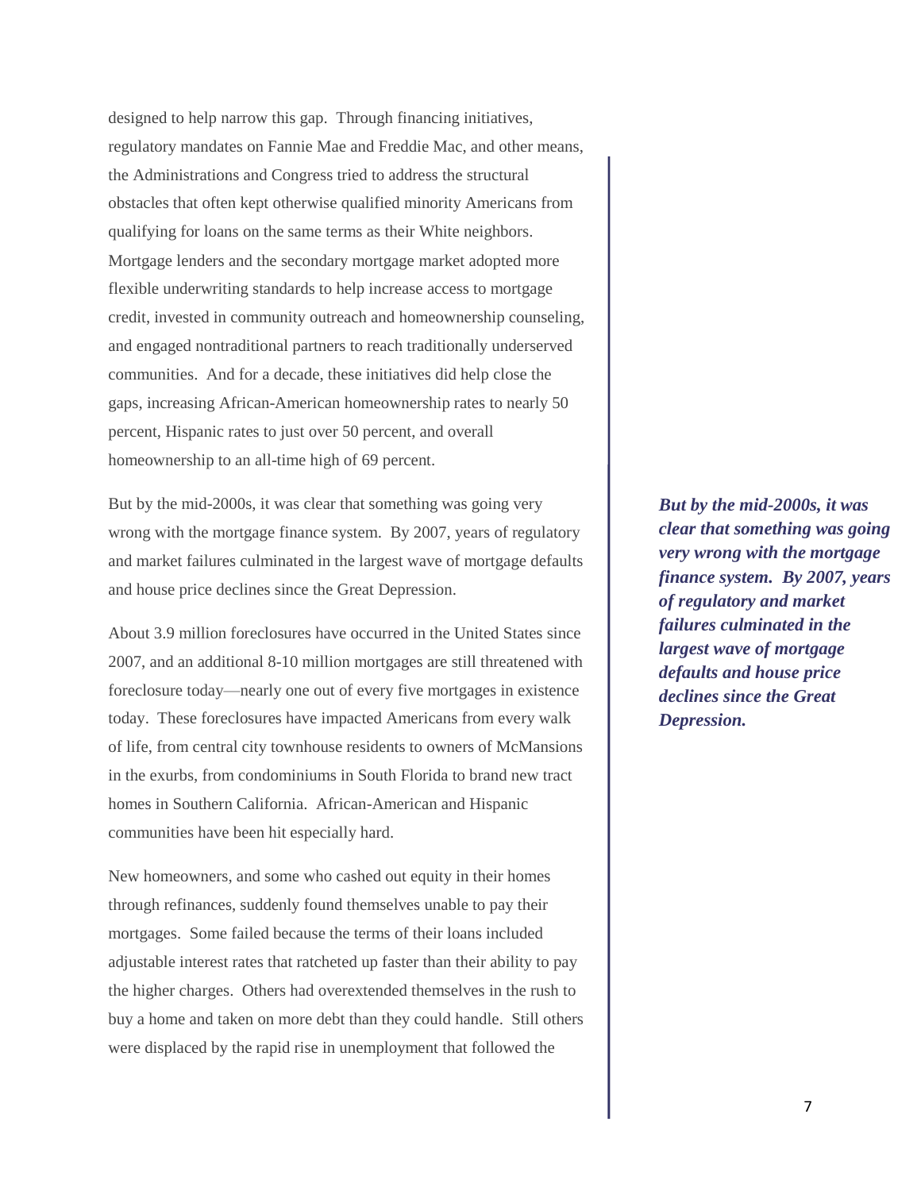designed to help narrow this gap. Through financing initiatives, regulatory mandates on Fannie Mae and Freddie Mac, and other means, the Administrations and Congress tried to address the structural obstacles that often kept otherwise qualified minority Americans from qualifying for loans on the same terms as their White neighbors. Mortgage lenders and the secondary mortgage market adopted more flexible underwriting standards to help increase access to mortgage credit, invested in community outreach and homeownership counseling, and engaged nontraditional partners to reach traditionally underserved communities. And for a decade, these initiatives did help close the gaps, increasing African-American homeownership rates to nearly 50 percent, Hispanic rates to just over 50 percent, and overall homeownership to an all-time high of 69 percent.

But by the mid-2000s, it was clear that something was going very wrong with the mortgage finance system. By 2007, years of regulatory and market failures culminated in the largest wave of mortgage defaults and house price declines since the Great Depression.

***But by the mid-2000s, it was clear that something was going very wrong with the mortgage finance system. By 2007, years of regulatory and market failures culminated in the largest wave of mortgage defaults and house price declines since the Great Depression.***

About 3.9 million foreclosures have occurred in the United States since 2007, and an additional 8-10 million mortgages are still threatened with foreclosure today—nearly one out of every five mortgages in existence today. These foreclosures have impacted Americans from every walk of life, from central city townhouse residents to owners of McMansions in the exurbs, from condominiums in South Florida to brand new tract homes in Southern California. African-American and Hispanic communities have been hit especially hard.

New homeowners, and some who cashed out equity in their homes through refinances, suddenly found themselves unable to pay their mortgages. Some failed because the terms of their loans included adjustable interest rates that ratcheted up faster than their ability to pay the higher charges. Others had overextended themselves in the rush to buy a home and taken on more debt than they could handle. Still others were displaced by the rapid rise in unemployment that followed the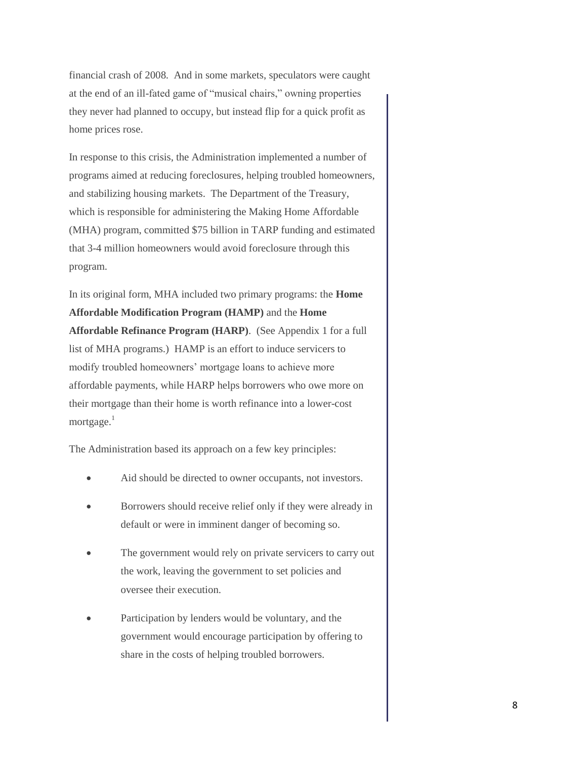financial crash of 2008. And in some markets, speculators were caught at the end of an ill-fated game of "musical chairs," owning properties they never had planned to occupy, but instead flip for a quick profit as home prices rose.

In response to this crisis, the Administration implemented a number of programs aimed at reducing foreclosures, helping troubled homeowners, and stabilizing housing markets. The Department of the Treasury, which is responsible for administering the Making Home Affordable (MHA) program, committed $75 billion in TARP funding and estimated that 3-4 million homeowners would avoid foreclosure through this program.

In its original form, MHA included two primary programs: the **Home Affordable Modification Program (HAMP)** and the **Home Affordable Refinance Program (HARP)**. (See Appendix 1 for a full list of MHA programs.) HAMP is an effort to induce servicers to modify troubled homeowners' mortgage loans to achieve more affordable payments, while HARP helps borrowers who owe more on their mortgage than their home is worth refinance into a lower-cost mortgage.[1]

The Administration based its approach on a few key principles:

- Aid should be directed to owner occupants, not investors.
- Borrowers should receive relief only if they were already in default or were in imminent danger of becoming so.
- The government would rely on private servicers to carry out the work, leaving the government to set policies and oversee their execution.
- Participation by lenders would be voluntary, and the government would encourage participation by offering to share in the costs of helping troubled borrowers.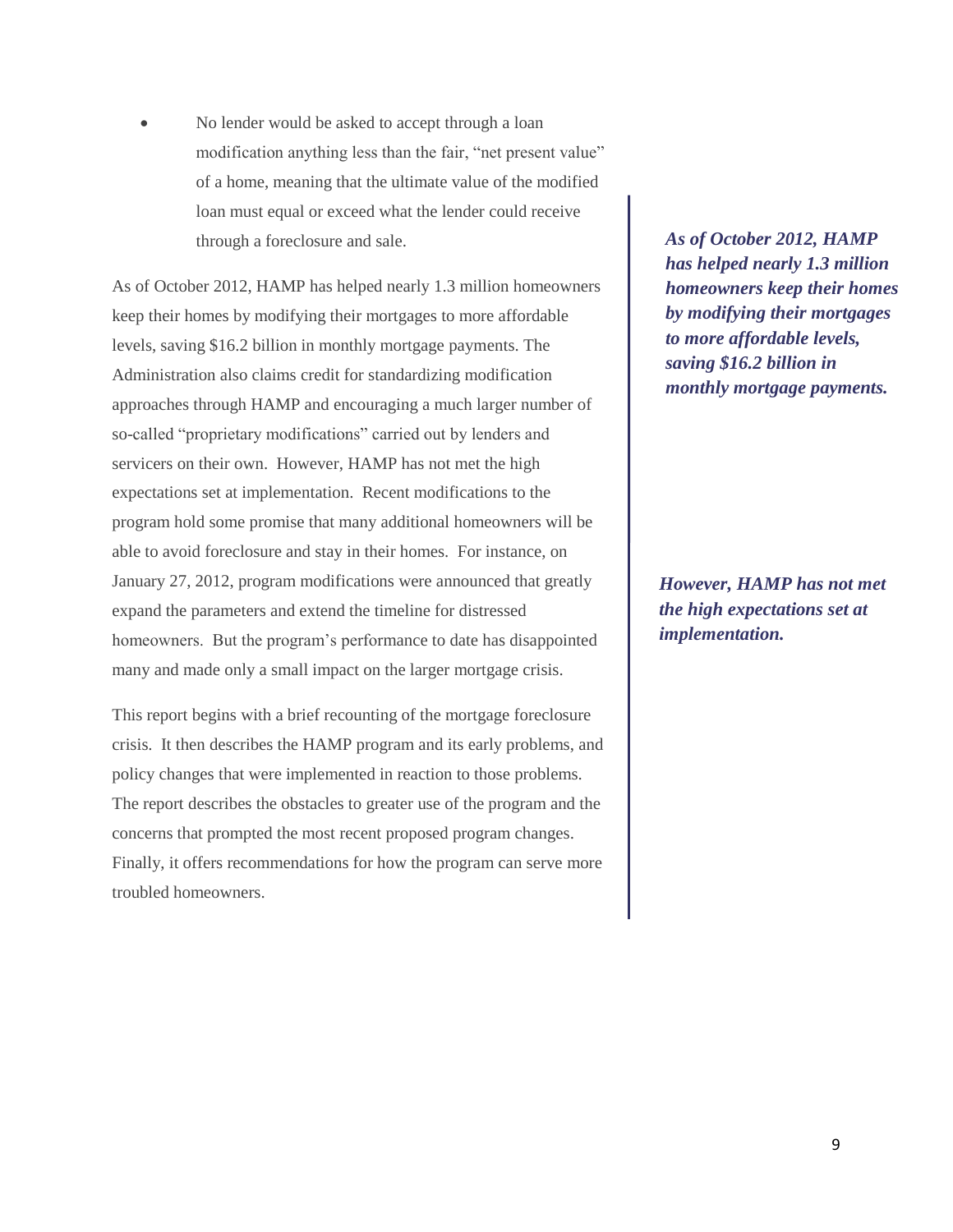- No lender would be asked to accept through a loan modification anything less than the fair, "net present value" of a home, meaning that the ultimate value of the modified loan must equal or exceed what the lender could receive through a foreclosure and sale.

As of October 2012, HAMP has helped nearly 1.3 million homeowners keep their homes by modifying their mortgages to more affordable levels, saving $16.2 billion in monthly mortgage payments. The Administration also claims credit for standardizing modification approaches through HAMP and encouraging a much larger number of so-called "proprietary modifications" carried out by lenders and servicers on their own. However, HAMP has not met the high expectations set at implementation. Recent modifications to the program hold some promise that many additional homeowners will be able to avoid foreclosure and stay in their homes. For instance, on January 27, 2012, program modifications were announced that greatly expand the parameters and extend the timeline for distressed homeowners. But the program's performance to date has disappointed many and made only a small impact on the larger mortgage crisis.

***As of October 2012, HAMP has helped nearly 1.3 million homeowners keep their homes by modifying their mortgages to more affordable levels, saving $16.2 billion in monthly mortgage payments.***

***However, HAMP has not met the high expectations set at implementation.***

This report begins with a brief recounting of the mortgage foreclosure crisis. It then describes the HAMP program and its early problems, and policy changes that were implemented in reaction to those problems. The report describes the obstacles to greater use of the program and the concerns that prompted the most recent proposed program changes. Finally, it offers recommendations for how the program can serve more troubled homeowners.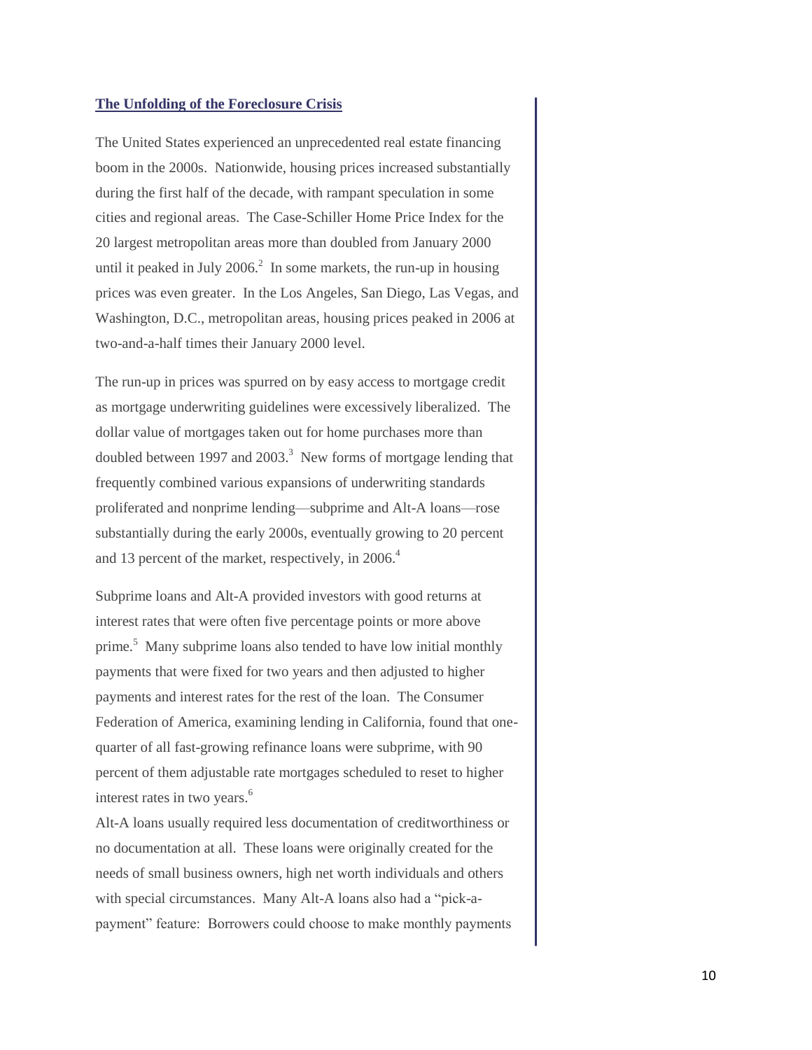## The Unfolding of the Foreclosure Crisis

The United States experienced an unprecedented real estate financing boom in the 2000s. Nationwide, housing prices increased substantially during the first half of the decade, with rampant speculation in some cities and regional areas. The Case-Schiller Home Price Index for the 20 largest metropolitan areas more than doubled from January 2000 until it peaked in July 2006.[2] In some markets, the run-up in housing prices was even greater. In the Los Angeles, San Diego, Las Vegas, and Washington, D.C., metropolitan areas, housing prices peaked in 2006 at two-and-a-half times their January 2000 level.

The run-up in prices was spurred on by easy access to mortgage credit as mortgage underwriting guidelines were excessively liberalized. The dollar value of mortgages taken out for home purchases more than doubled between 1997 and 2003.[3] New forms of mortgage lending that frequently combined various expansions of underwriting standards proliferated and nonprime lending—subprime and Alt-A loans—rose substantially during the early 2000s, eventually growing to 20 percent and 13 percent of the market, respectively, in 2006.[4]

Subprime loans and Alt-A provided investors with good returns at interest rates that were often five percentage points or more above prime.[5] Many subprime loans also tended to have low initial monthly payments that were fixed for two years and then adjusted to higher payments and interest rates for the rest of the loan. The Consumer Federation of America, examining lending in California, found that one-quarter of all fast-growing refinance loans were subprime, with 90 percent of them adjustable rate mortgages scheduled to reset to higher interest rates in two years.[6]

Alt-A loans usually required less documentation of creditworthiness or no documentation at all. These loans were originally created for the needs of small business owners, high net worth individuals and others with special circumstances. Many Alt-A loans also had a "pick-a-payment" feature: Borrowers could choose to make monthly payments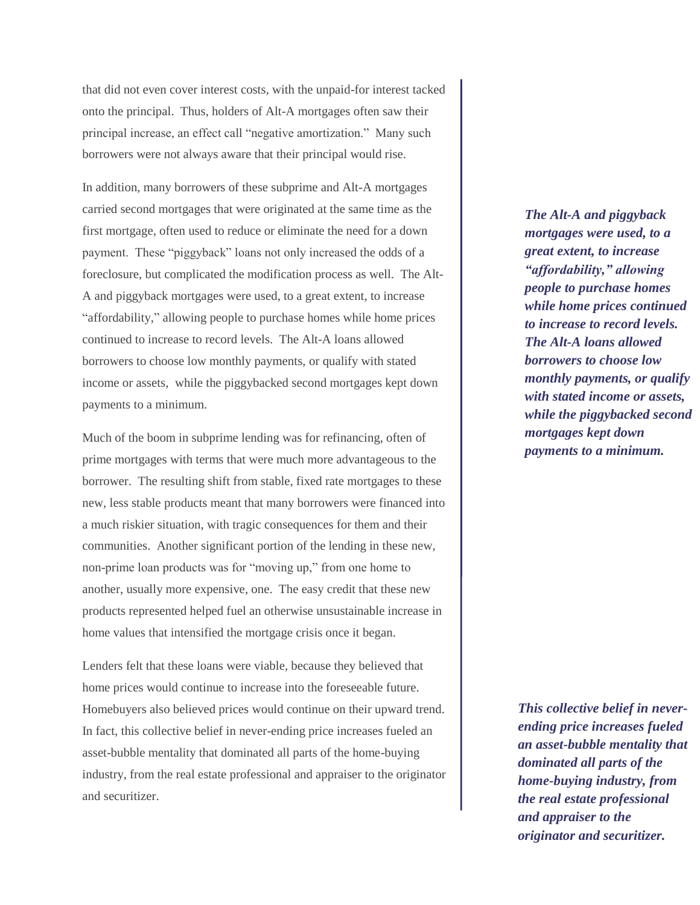that did not even cover interest costs, with the unpaid-for interest tacked onto the principal. Thus, holders of Alt-A mortgages often saw their principal increase, an effect call "negative amortization." Many such borrowers were not always aware that their principal would rise.

In addition, many borrowers of these subprime and Alt-A mortgages carried second mortgages that were originated at the same time as the first mortgage, often used to reduce or eliminate the need for a down payment. These "piggyback" loans not only increased the odds of a foreclosure, but complicated the modification process as well. The Alt-A and piggyback mortgages were used, to a great extent, to increase "affordability," allowing people to purchase homes while home prices continued to increase to record levels. The Alt-A loans allowed borrowers to choose low monthly payments, or qualify with stated income or assets, while the piggybacked second mortgages kept down payments to a minimum.

***The Alt-A and piggyback mortgages were used, to a great extent, to increase "affordability," allowing people to purchase homes while home prices continued to increase to record levels. The Alt-A loans allowed borrowers to choose low monthly payments, or qualify with stated income or assets, while the piggybacked second mortgages kept down payments to a minimum.***

Much of the boom in subprime lending was for refinancing, often of prime mortgages with terms that were much more advantageous to the borrower. The resulting shift from stable, fixed rate mortgages to these new, less stable products meant that many borrowers were financed into a much riskier situation, with tragic consequences for them and their communities. Another significant portion of the lending in these new, non-prime loan products was for "moving up," from one home to another, usually more expensive, one. The easy credit that these new products represented helped fuel an otherwise unsustainable increase in home values that intensified the mortgage crisis once it began.

Lenders felt that these loans were viable, because they believed that home prices would continue to increase into the foreseeable future. Homebuyers also believed prices would continue on their upward trend. In fact, this collective belief in never-ending price increases fueled an asset-bubble mentality that dominated all parts of the home-buying industry, from the real estate professional and appraiser to the originator and securitizer.

***This collective belief in never-ending price increases fueled an asset-bubble mentality that dominated all parts of the home-buying industry, from the real estate professional and appraiser to the originator and securitizer.***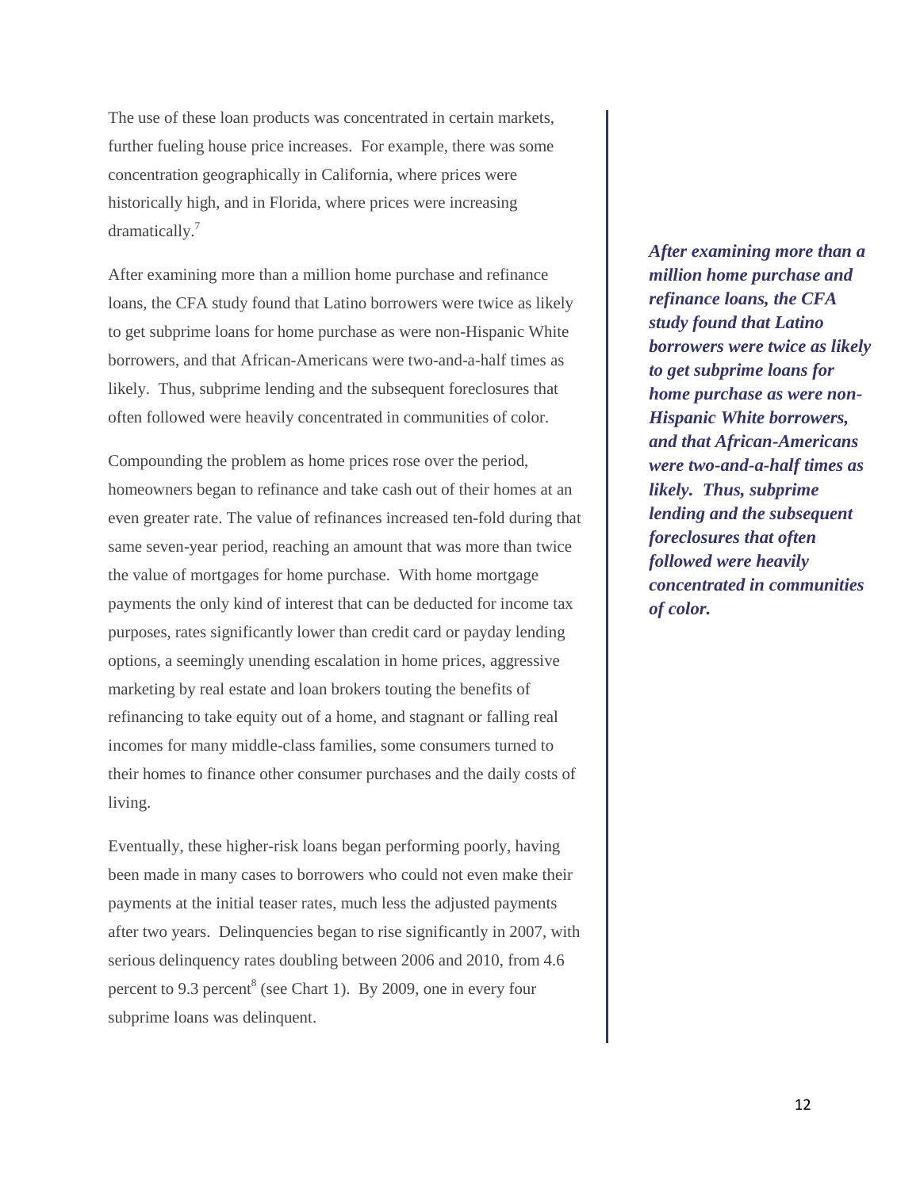The use of these loan products was concentrated in certain markets, further fueling house price increases. For example, there was some concentration geographically in California, where prices were historically high, and in Florida, where prices were increasing dramatically.[7]

After examining more than a million home purchase and refinance loans, the CFA study found that Latino borrowers were twice as likely to get subprime loans for home purchase as were non-Hispanic White borrowers, and that African-Americans were two-and-a-half times as likely. Thus, subprime lending and the subsequent foreclosures that often followed were heavily concentrated in communities of color.

***After examining more than a million home purchase and refinance loans, the CFA study found that Latino borrowers were twice as likely to get subprime loans for home purchase as were non-Hispanic White borrowers, and that African-Americans were two-and-a-half times as likely. Thus, subprime lending and the subsequent foreclosures that often followed were heavily concentrated in communities of color.***

Compounding the problem as home prices rose over the period, homeowners began to refinance and take cash out of their homes at an even greater rate. The value of refinances increased ten-fold during that same seven-year period, reaching an amount that was more than twice the value of mortgages for home purchase. With home mortgage payments the only kind of interest that can be deducted for income tax purposes, rates significantly lower than credit card or payday lending options, a seemingly unending escalation in home prices, aggressive marketing by real estate and loan brokers touting the benefits of refinancing to take equity out of a home, and stagnant or falling real incomes for many middle-class families, some consumers turned to their homes to finance other consumer purchases and the daily costs of living.

Eventually, these higher-risk loans began performing poorly, having been made in many cases to borrowers who could not even make their payments at the initial teaser rates, much less the adjusted payments after two years. Delinquencies began to rise significantly in 2007, with serious delinquency rates doubling between 2006 and 2010, from 4.6 percent to 9.3 percent[8] (see Chart 1). By 2009, one in every four subprime loans was delinquent.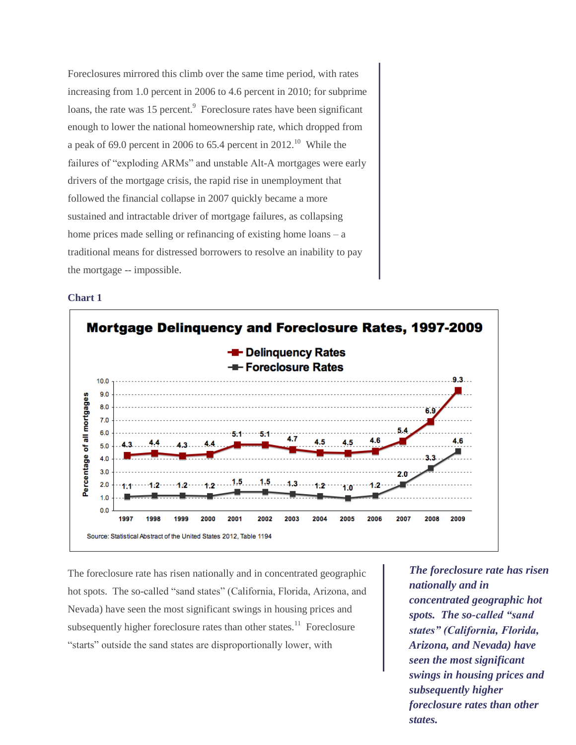Foreclosures mirrored this climb over the same time period, with rates increasing from 1.0 percent in 2006 to 4.6 percent in 2010; for subprime loans, the rate was 15 percent.[9] Foreclosure rates have been significant enough to lower the national homeownership rate, which dropped from a peak of 69.0 percent in 2006 to 65.4 percent in 2012.[10] While the failures of "exploding ARMs" and unstable Alt-A mortgages were early drivers of the mortgage crisis, the rapid rise in unemployment that followed the financial collapse in 2007 quickly became a more sustained and intractable driver of mortgage failures, as collapsing home prices made selling or refinancing of existing home loans – a traditional means for distressed borrowers to resolve an inability to pay the mortgage -- impossible.

**Chart 1**

**Mortgage Delinquency and Foreclosure Rates, 1997-2009**

Percentage of all mortgages

| Year | Delinquency Rates | Foreclosure Rates |
|---|---|---|
| 1997 | 4.3 | 1.1 |
| 1998 | 4.4 | 1.2 |
| 1999 | 4.3 | 1.2 |
| 2000 | 4.4 | 1.2 |
| 2001 | 5.1 | 1.5 |
| 2002 | 5.1 | 1.5 |
| 2003 | 4.7 | 1.3 |
| 2004 | 4.5 | 1.2 |
| 2005 | 4.5 | 1.0 |
| 2006 | 4.6 | 1.2 |
| 2007 | 5.4 | 2.0 |
| 2008 | 6.9 | 3.3 |
| 2009 | 9.3 | 4.6 |

Source: Statistical Abstract of the United States 2012, Table 1194

The foreclosure rate has risen nationally and in concentrated geographic hot spots. The so-called "sand states" (California, Florida, Arizona, and Nevada) have seen the most significant swings in housing prices and subsequently higher foreclosure rates than other states.[11] Foreclosure "starts" outside the sand states are disproportionally lower, with

***The foreclosure rate has risen nationally and in concentrated geographic hot spots. The so-called "sand states" (California, Florida, Arizona, and Nevada) have seen the most significant swings in housing prices and subsequently higher foreclosure rates than other states.***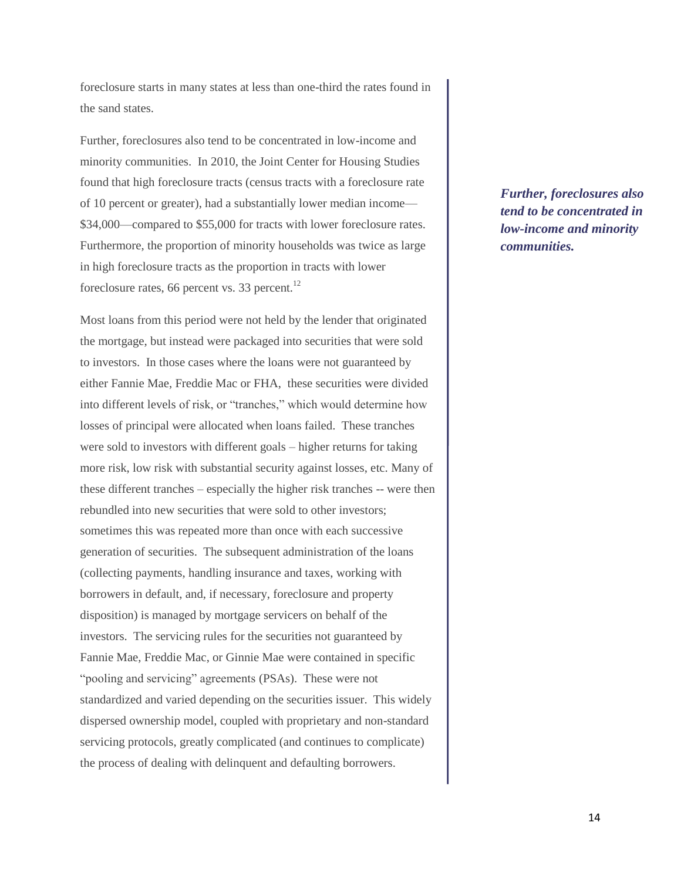foreclosure starts in many states at less than one-third the rates found in the sand states.

Further, foreclosures also tend to be concentrated in low-income and minority communities. In 2010, the Joint Center for Housing Studies found that high foreclosure tracts (census tracts with a foreclosure rate of 10 percent or greater), had a substantially lower median income—$34,000—compared to $55,000 for tracts with lower foreclosure rates. Furthermore, the proportion of minority households was twice as large in high foreclosure tracts as the proportion in tracts with lower foreclosure rates, 66 percent vs. 33 percent.[12]

***Further, foreclosures also tend to be concentrated in low-income and minority communities.***

Most loans from this period were not held by the lender that originated the mortgage, but instead were packaged into securities that were sold to investors. In those cases where the loans were not guaranteed by either Fannie Mae, Freddie Mac or FHA, these securities were divided into different levels of risk, or "tranches," which would determine how losses of principal were allocated when loans failed. These tranches were sold to investors with different goals – higher returns for taking more risk, low risk with substantial security against losses, etc. Many of these different tranches – especially the higher risk tranches -- were then rebundled into new securities that were sold to other investors; sometimes this was repeated more than once with each successive generation of securities. The subsequent administration of the loans (collecting payments, handling insurance and taxes, working with borrowers in default, and, if necessary, foreclosure and property disposition) is managed by mortgage servicers on behalf of the investors. The servicing rules for the securities not guaranteed by Fannie Mae, Freddie Mac, or Ginnie Mae were contained in specific "pooling and servicing" agreements (PSAs). These were not standardized and varied depending on the securities issuer. This widely dispersed ownership model, coupled with proprietary and non-standard servicing protocols, greatly complicated (and continues to complicate) the process of dealing with delinquent and defaulting borrowers.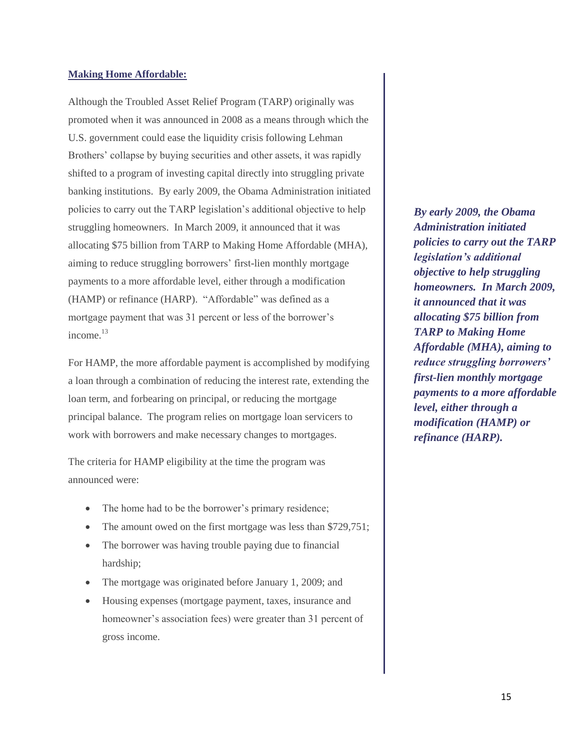**Making Home Affordable:**

Although the Troubled Asset Relief Program (TARP) originally was promoted when it was announced in 2008 as a means through which the U.S. government could ease the liquidity crisis following Lehman Brothers' collapse by buying securities and other assets, it was rapidly shifted to a program of investing capital directly into struggling private banking institutions. By early 2009, the Obama Administration initiated policies to carry out the TARP legislation's additional objective to help struggling homeowners. In March 2009, it announced that it was allocating $75 billion from TARP to Making Home Affordable (MHA), aiming to reduce struggling borrowers' first-lien monthly mortgage payments to a more affordable level, either through a modification (HAMP) or refinance (HARP). "Affordable" was defined as a mortgage payment that was 31 percent or less of the borrower's income.[13]

***By early 2009, the Obama Administration initiated policies to carry out the TARP legislation's additional objective to help struggling homeowners. In March 2009, it announced that it was allocating $75 billion from TARP to Making Home Affordable (MHA), aiming to reduce struggling borrowers' first-lien monthly mortgage payments to a more affordable level, either through a modification (HAMP) or refinance (HARP).***

For HAMP, the more affordable payment is accomplished by modifying a loan through a combination of reducing the interest rate, extending the loan term, and forbearing on principal, or reducing the mortgage principal balance. The program relies on mortgage loan servicers to work with borrowers and make necessary changes to mortgages.

The criteria for HAMP eligibility at the time the program was announced were:

- The home had to be the borrower's primary residence;
- The amount owed on the first mortgage was less than $729,751;
- The borrower was having trouble paying due to financial hardship;
- The mortgage was originated before January 1, 2009; and
- Housing expenses (mortgage payment, taxes, insurance and homeowner's association fees) were greater than 31 percent of gross income.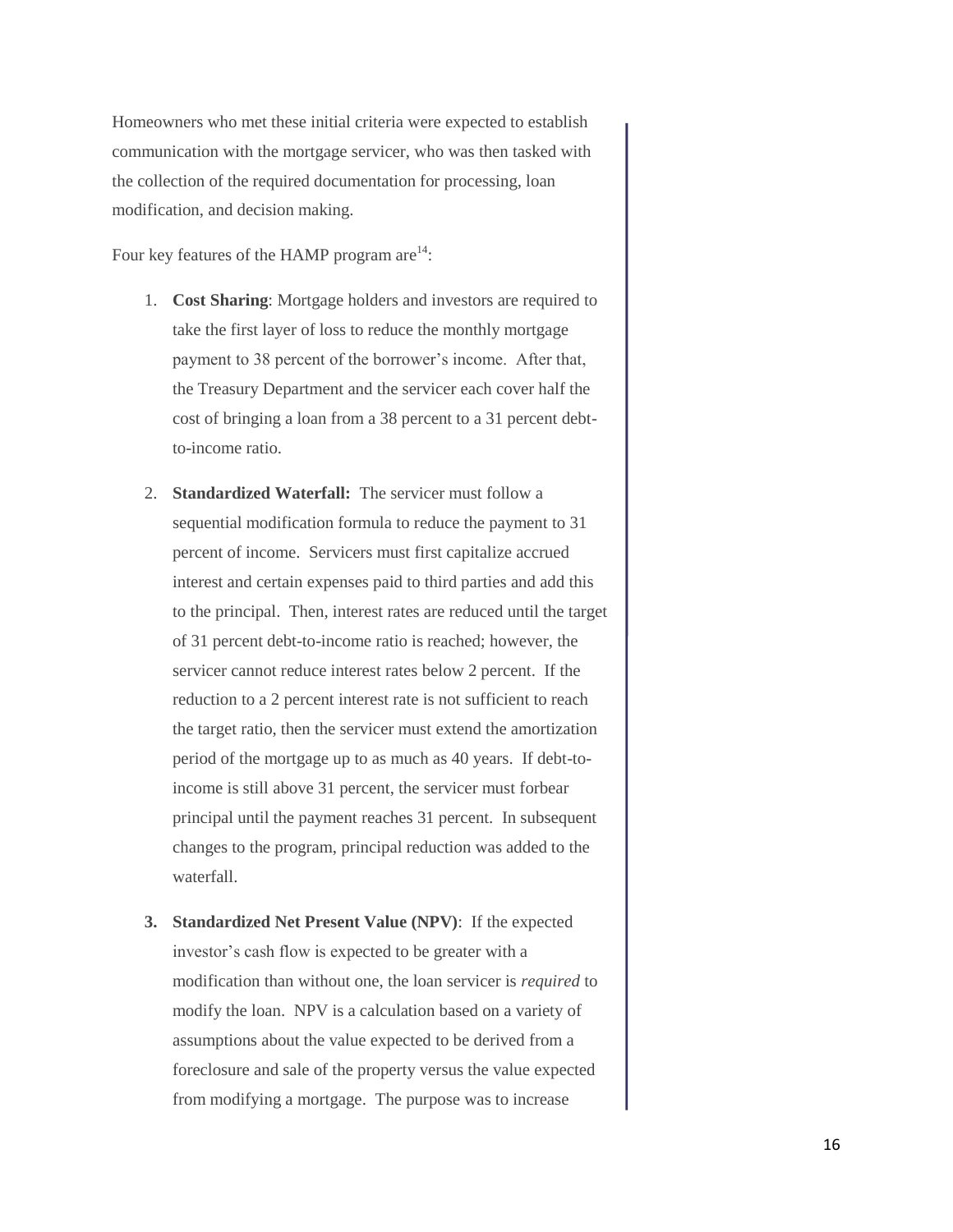Homeowners who met these initial criteria were expected to establish communication with the mortgage servicer, who was then tasked with the collection of the required documentation for processing, loan modification, and decision making.

Four key features of the HAMP program are[14]:

1. **Cost Sharing**: Mortgage holders and investors are required to take the first layer of loss to reduce the monthly mortgage payment to 38 percent of the borrower's income. After that, the Treasury Department and the servicer each cover half the cost of bringing a loan from a 38 percent to a 31 percent debt-to-income ratio.

2. **Standardized Waterfall:** The servicer must follow a sequential modification formula to reduce the payment to 31 percent of income. Servicers must first capitalize accrued interest and certain expenses paid to third parties and add this to the principal. Then, interest rates are reduced until the target of 31 percent debt-to-income ratio is reached; however, the servicer cannot reduce interest rates below 2 percent. If the reduction to a 2 percent interest rate is not sufficient to reach the target ratio, then the servicer must extend the amortization period of the mortgage up to as much as 40 years. If debt-to-income is still above 31 percent, the servicer must forbear principal until the payment reaches 31 percent. In subsequent changes to the program, principal reduction was added to the waterfall.

3. **Standardized Net Present Value (NPV)**: If the expected investor's cash flow is expected to be greater with a modification than without one, the loan servicer is *required* to modify the loan. NPV is a calculation based on a variety of assumptions about the value expected to be derived from a foreclosure and sale of the property versus the value expected from modifying a mortgage. The purpose was to increase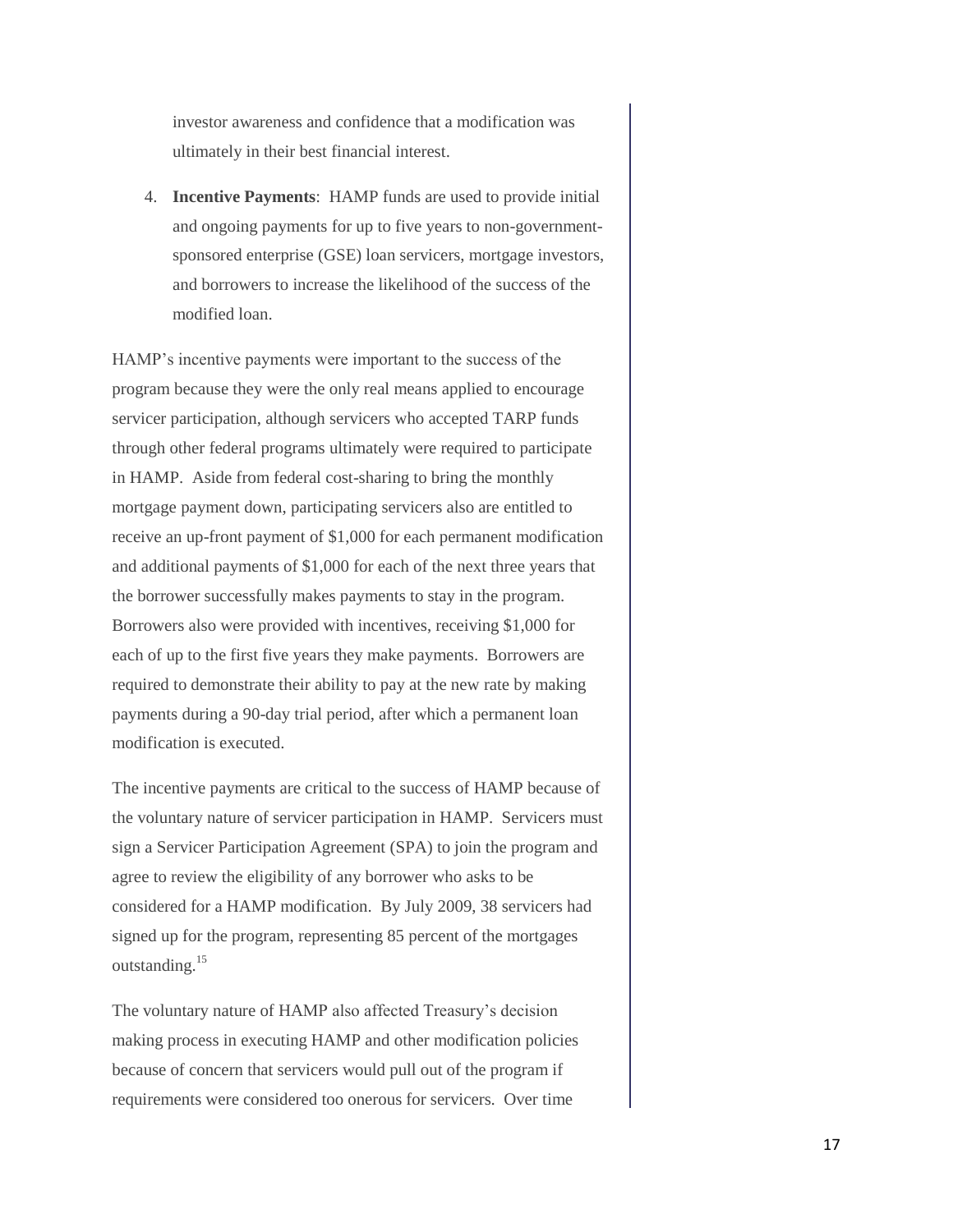investor awareness and confidence that a modification was ultimately in their best financial interest.

4. **Incentive Payments**: HAMP funds are used to provide initial and ongoing payments for up to five years to non-government-sponsored enterprise (GSE) loan servicers, mortgage investors, and borrowers to increase the likelihood of the success of the modified loan.

HAMP's incentive payments were important to the success of the program because they were the only real means applied to encourage servicer participation, although servicers who accepted TARP funds through other federal programs ultimately were required to participate in HAMP. Aside from federal cost-sharing to bring the monthly mortgage payment down, participating servicers also are entitled to receive an up-front payment of $1,000 for each permanent modification and additional payments of $1,000 for each of the next three years that the borrower successfully makes payments to stay in the program. Borrowers also were provided with incentives, receiving $1,000 for each of up to the first five years they make payments. Borrowers are required to demonstrate their ability to pay at the new rate by making payments during a 90-day trial period, after which a permanent loan modification is executed.

The incentive payments are critical to the success of HAMP because of the voluntary nature of servicer participation in HAMP. Servicers must sign a Servicer Participation Agreement (SPA) to join the program and agree to review the eligibility of any borrower who asks to be considered for a HAMP modification. By July 2009, 38 servicers had signed up for the program, representing 85 percent of the mortgages outstanding.[15]

The voluntary nature of HAMP also affected Treasury's decision making process in executing HAMP and other modification policies because of concern that servicers would pull out of the program if requirements were considered too onerous for servicers. Over time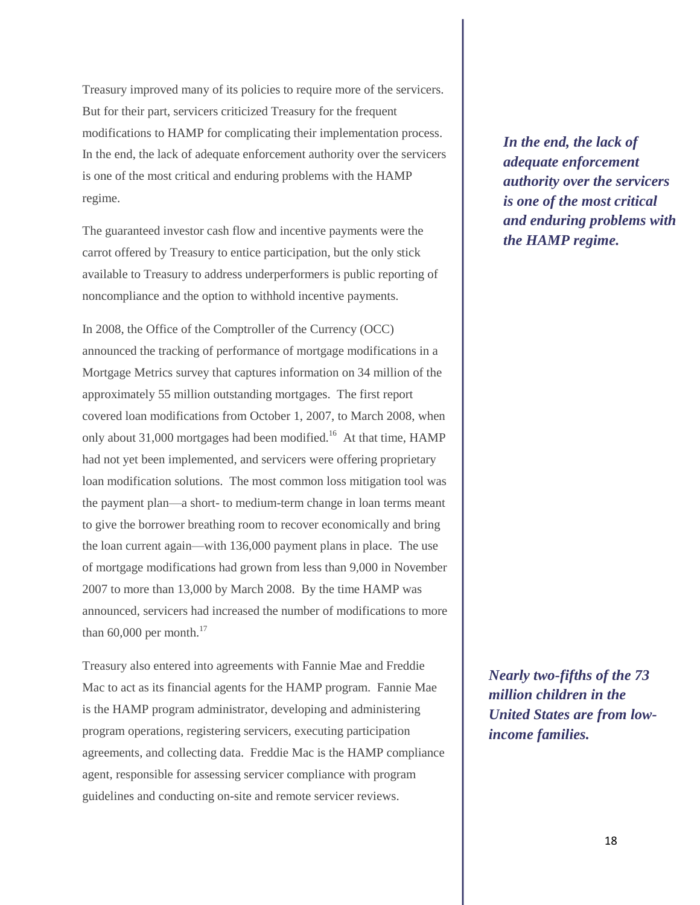Treasury improved many of its policies to require more of the servicers. But for their part, servicers criticized Treasury for the frequent modifications to HAMP for complicating their implementation process. In the end, the lack of adequate enforcement authority over the servicers is one of the most critical and enduring problems with the HAMP regime.

***In the end, the lack of adequate enforcement authority over the servicers is one of the most critical and enduring problems with the HAMP regime.***

The guaranteed investor cash flow and incentive payments were the carrot offered by Treasury to entice participation, but the only stick available to Treasury to address underperformers is public reporting of noncompliance and the option to withhold incentive payments.

In 2008, the Office of the Comptroller of the Currency (OCC) announced the tracking of performance of mortgage modifications in a Mortgage Metrics survey that captures information on 34 million of the approximately 55 million outstanding mortgages. The first report covered loan modifications from October 1, 2007, to March 2008, when only about 31,000 mortgages had been modified.[16] At that time, HAMP had not yet been implemented, and servicers were offering proprietary loan modification solutions. The most common loss mitigation tool was the payment plan—a short- to medium-term change in loan terms meant to give the borrower breathing room to recover economically and bring the loan current again—with 136,000 payment plans in place. The use of mortgage modifications had grown from less than 9,000 in November 2007 to more than 13,000 by March 2008. By the time HAMP was announced, servicers had increased the number of modifications to more than 60,000 per month.[17]

Treasury also entered into agreements with Fannie Mae and Freddie Mac to act as its financial agents for the HAMP program. Fannie Mae is the HAMP program administrator, developing and administering program operations, registering servicers, executing participation agreements, and collecting data. Freddie Mac is the HAMP compliance agent, responsible for assessing servicer compliance with program guidelines and conducting on-site and remote servicer reviews.

***Nearly two-fifths of the 73 million children in the United States are from low-income families.***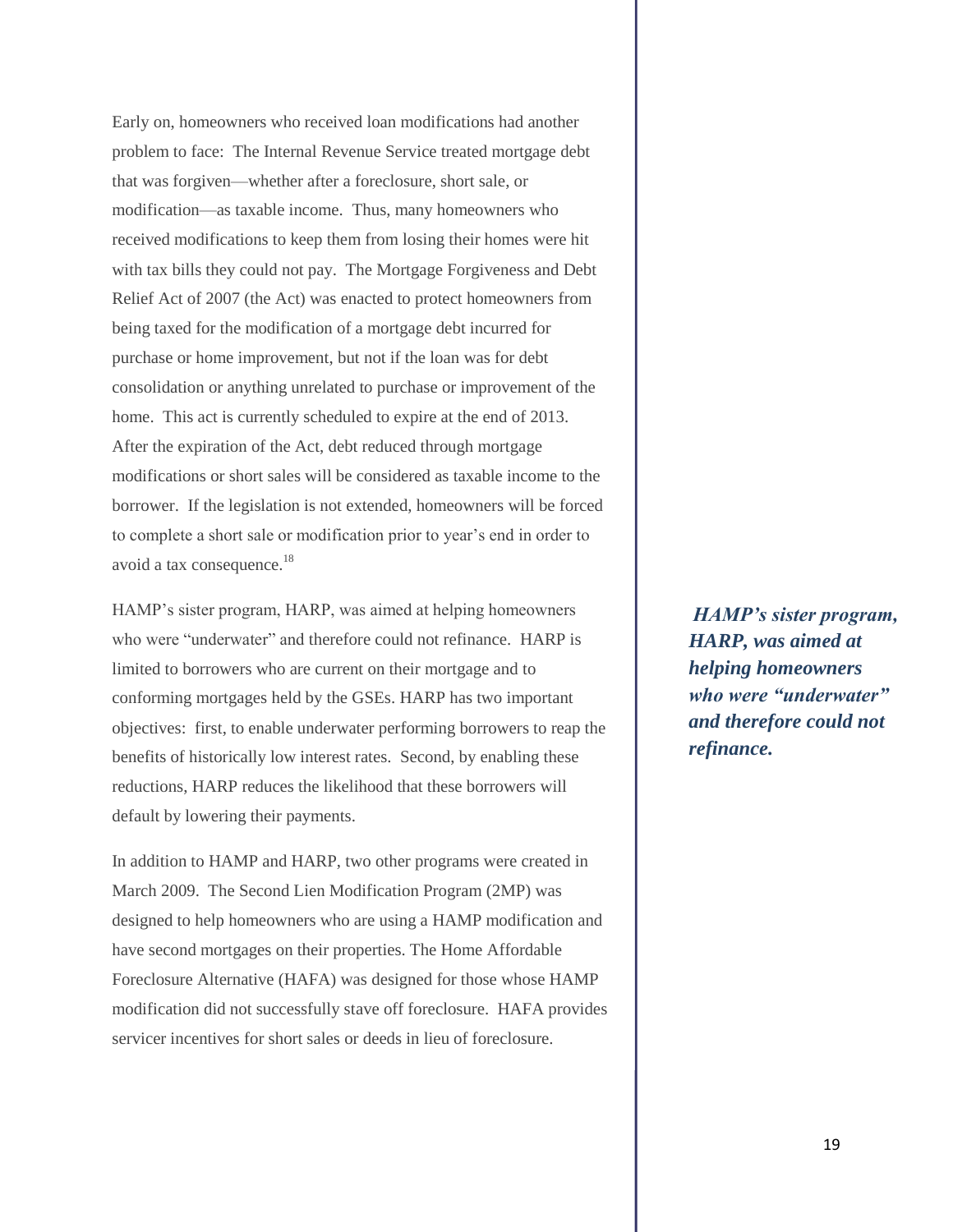Early on, homeowners who received loan modifications had another problem to face: The Internal Revenue Service treated mortgage debt that was forgiven—whether after a foreclosure, short sale, or modification—as taxable income. Thus, many homeowners who received modifications to keep them from losing their homes were hit with tax bills they could not pay. The Mortgage Forgiveness and Debt Relief Act of 2007 (the Act) was enacted to protect homeowners from being taxed for the modification of a mortgage debt incurred for purchase or home improvement, but not if the loan was for debt consolidation or anything unrelated to purchase or improvement of the home. This act is currently scheduled to expire at the end of 2013. After the expiration of the Act, debt reduced through mortgage modifications or short sales will be considered as taxable income to the borrower. If the legislation is not extended, homeowners will be forced to complete a short sale or modification prior to year's end in order to avoid a tax consequence.[18]

HAMP's sister program, HARP, was aimed at helping homeowners who were "underwater" and therefore could not refinance. HARP is limited to borrowers who are current on their mortgage and to conforming mortgages held by the GSEs. HARP has two important objectives: first, to enable underwater performing borrowers to reap the benefits of historically low interest rates. Second, by enabling these reductions, HARP reduces the likelihood that these borrowers will default by lowering their payments.

***HAMP's sister program, HARP, was aimed at helping homeowners who were "underwater" and therefore could not refinance.***

In addition to HAMP and HARP, two other programs were created in March 2009. The Second Lien Modification Program (2MP) was designed to help homeowners who are using a HAMP modification and have second mortgages on their properties. The Home Affordable Foreclosure Alternative (HAFA) was designed for those whose HAMP modification did not successfully stave off foreclosure. HAFA provides servicer incentives for short sales or deeds in lieu of foreclosure.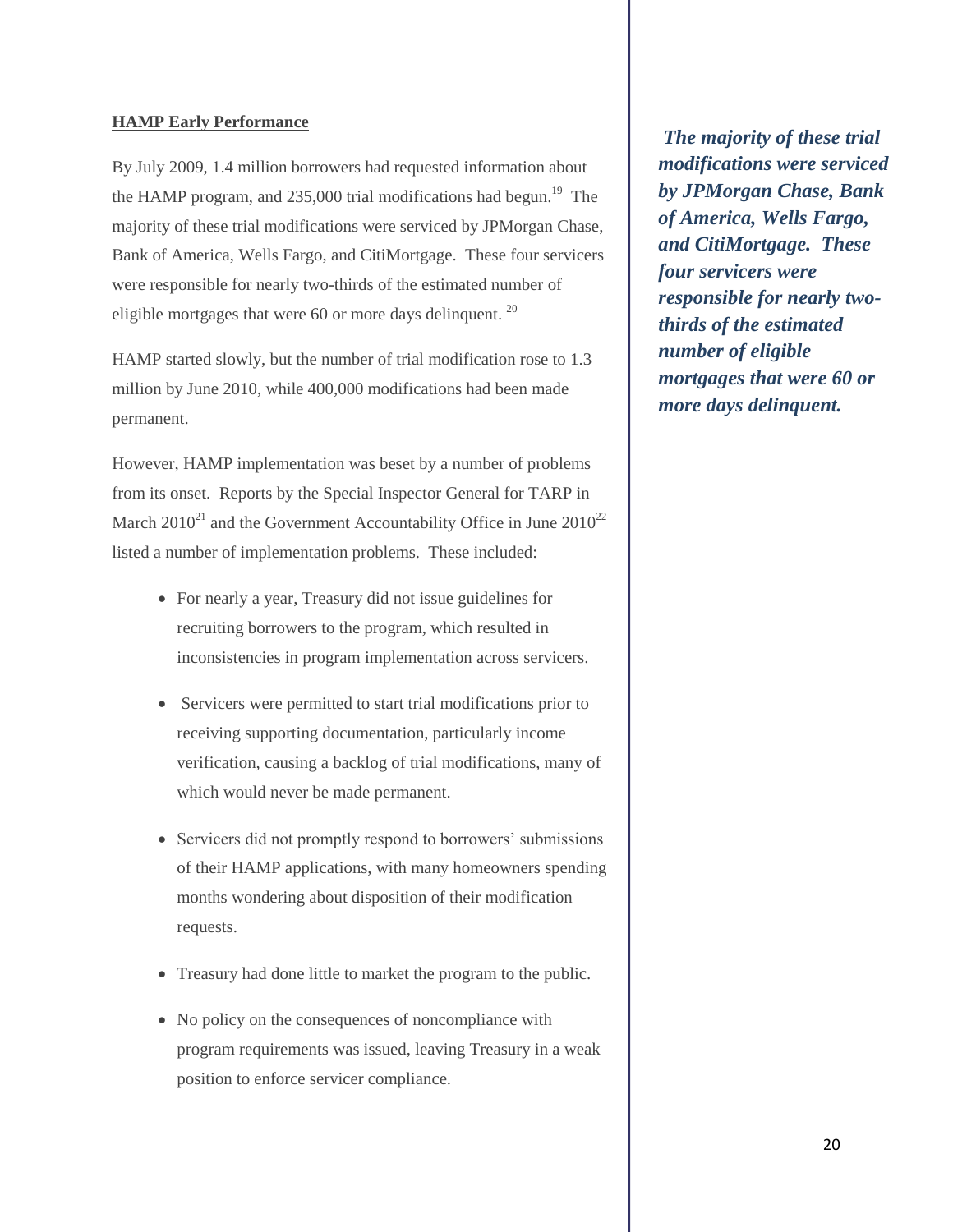**HAMP Early Performance**

By July 2009, 1.4 million borrowers had requested information about the HAMP program, and 235,000 trial modifications had begun.[19] The majority of these trial modifications were serviced by JPMorgan Chase, Bank of America, Wells Fargo, and CitiMortgage. These four servicers were responsible for nearly two-thirds of the estimated number of eligible mortgages that were 60 or more days delinquent.[20]

*The majority of these trial modifications were serviced by JPMorgan Chase, Bank of America, Wells Fargo, and CitiMortgage. These four servicers were responsible for nearly two-thirds of the estimated number of eligible mortgages that were 60 or more days delinquent.*

HAMP started slowly, but the number of trial modification rose to 1.3 million by June 2010, while 400,000 modifications had been made permanent.

However, HAMP implementation was beset by a number of problems from its onset. Reports by the Special Inspector General for TARP in March 2010[21] and the Government Accountability Office in June 2010[22] listed a number of implementation problems. These included:

- For nearly a year, Treasury did not issue guidelines for recruiting borrowers to the program, which resulted in inconsistencies in program implementation across servicers.
- Servicers were permitted to start trial modifications prior to receiving supporting documentation, particularly income verification, causing a backlog of trial modifications, many of which would never be made permanent.
- Servicers did not promptly respond to borrowers' submissions of their HAMP applications, with many homeowners spending months wondering about disposition of their modification requests.
- Treasury had done little to market the program to the public.
- No policy on the consequences of noncompliance with program requirements was issued, leaving Treasury in a weak position to enforce servicer compliance.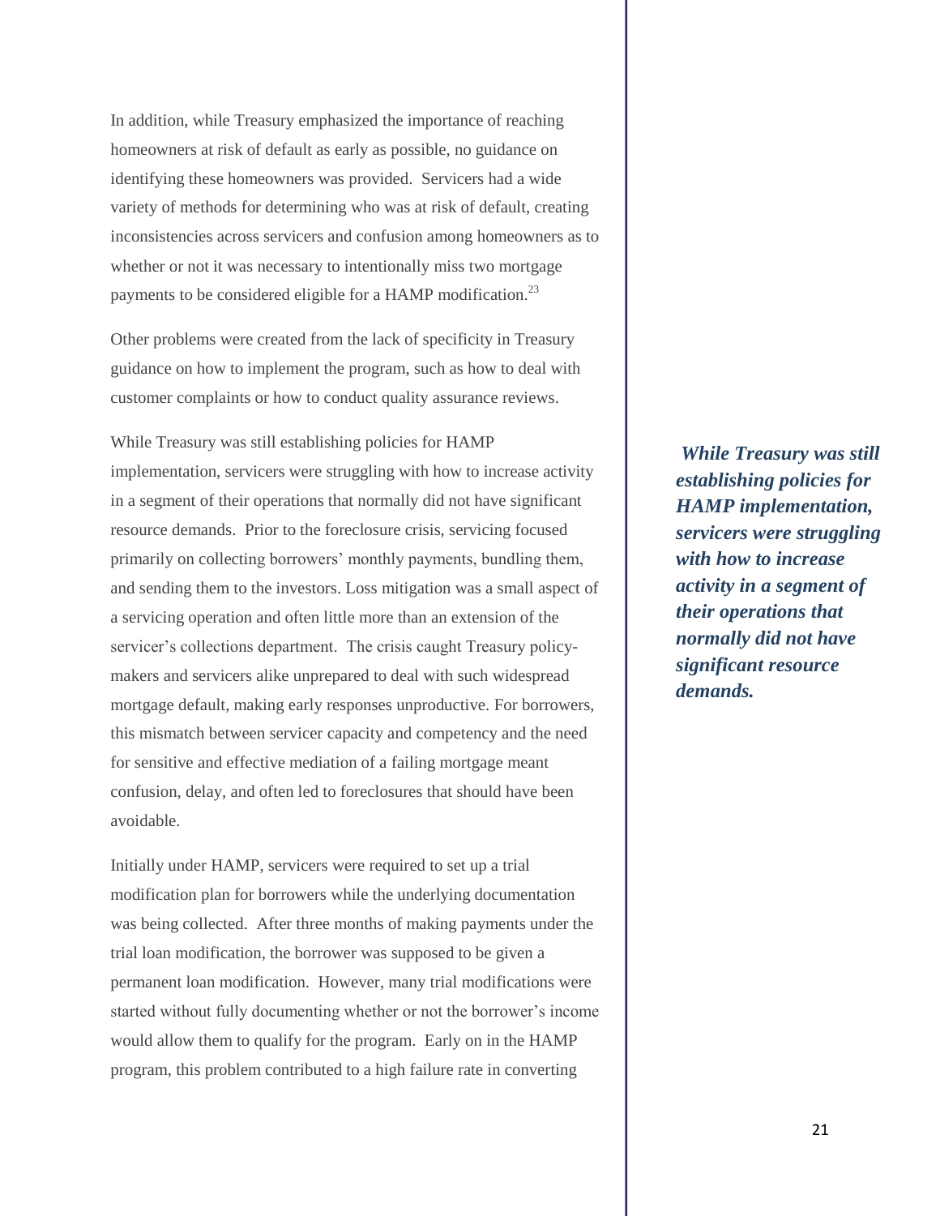In addition, while Treasury emphasized the importance of reaching homeowners at risk of default as early as possible, no guidance on identifying these homeowners was provided. Servicers had a wide variety of methods for determining who was at risk of default, creating inconsistencies across servicers and confusion among homeowners as to whether or not it was necessary to intentionally miss two mortgage payments to be considered eligible for a HAMP modification.[23]

Other problems were created from the lack of specificity in Treasury guidance on how to implement the program, such as how to deal with customer complaints or how to conduct quality assurance reviews.

While Treasury was still establishing policies for HAMP implementation, servicers were struggling with how to increase activity in a segment of their operations that normally did not have significant resource demands. Prior to the foreclosure crisis, servicing focused primarily on collecting borrowers' monthly payments, bundling them, and sending them to the investors. Loss mitigation was a small aspect of a servicing operation and often little more than an extension of the servicer's collections department. The crisis caught Treasury policy-makers and servicers alike unprepared to deal with such widespread mortgage default, making early responses unproductive. For borrowers, this mismatch between servicer capacity and competency and the need for sensitive and effective mediation of a failing mortgage meant confusion, delay, and often led to foreclosures that should have been avoidable.

***While Treasury was still establishing policies for HAMP implementation, servicers were struggling with how to increase activity in a segment of their operations that normally did not have significant resource demands.***

Initially under HAMP, servicers were required to set up a trial modification plan for borrowers while the underlying documentation was being collected. After three months of making payments under the trial loan modification, the borrower was supposed to be given a permanent loan modification. However, many trial modifications were started without fully documenting whether or not the borrower's income would allow them to qualify for the program. Early on in the HAMP program, this problem contributed to a high failure rate in converting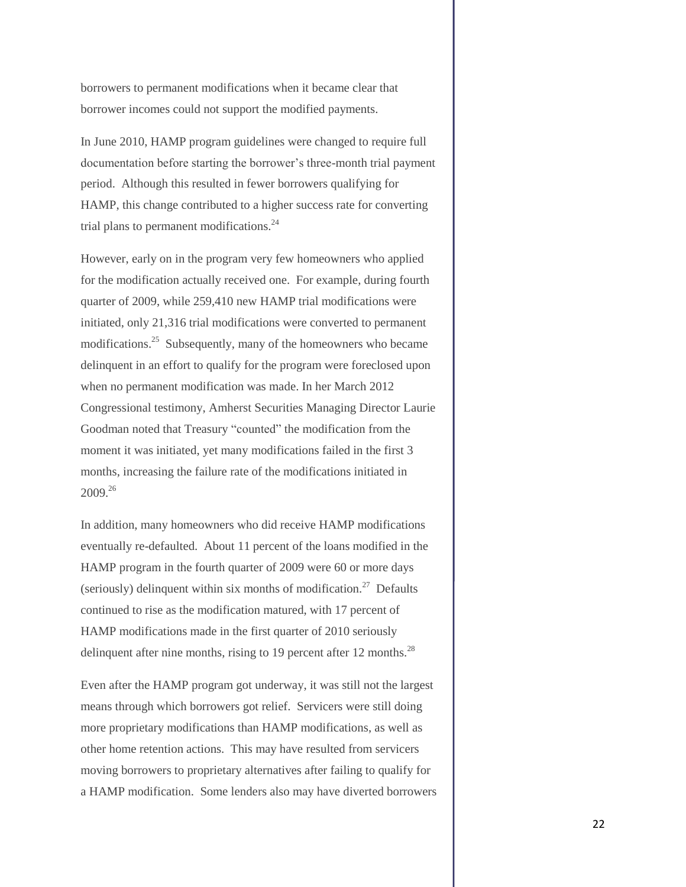borrowers to permanent modifications when it became clear that borrower incomes could not support the modified payments.

In June 2010, HAMP program guidelines were changed to require full documentation before starting the borrower's three-month trial payment period. Although this resulted in fewer borrowers qualifying for HAMP, this change contributed to a higher success rate for converting trial plans to permanent modifications.[24]

However, early on in the program very few homeowners who applied for the modification actually received one. For example, during fourth quarter of 2009, while 259,410 new HAMP trial modifications were initiated, only 21,316 trial modifications were converted to permanent modifications.[25] Subsequently, many of the homeowners who became delinquent in an effort to qualify for the program were foreclosed upon when no permanent modification was made. In her March 2012 Congressional testimony, Amherst Securities Managing Director Laurie Goodman noted that Treasury "counted" the modification from the moment it was initiated, yet many modifications failed in the first 3 months, increasing the failure rate of the modifications initiated in 2009.[26]

In addition, many homeowners who did receive HAMP modifications eventually re-defaulted. About 11 percent of the loans modified in the HAMP program in the fourth quarter of 2009 were 60 or more days (seriously) delinquent within six months of modification.[27] Defaults continued to rise as the modification matured, with 17 percent of HAMP modifications made in the first quarter of 2010 seriously delinquent after nine months, rising to 19 percent after 12 months.[28]

Even after the HAMP program got underway, it was still not the largest means through which borrowers got relief. Servicers were still doing more proprietary modifications than HAMP modifications, as well as other home retention actions. This may have resulted from servicers moving borrowers to proprietary alternatives after failing to qualify for a HAMP modification. Some lenders also may have diverted borrowers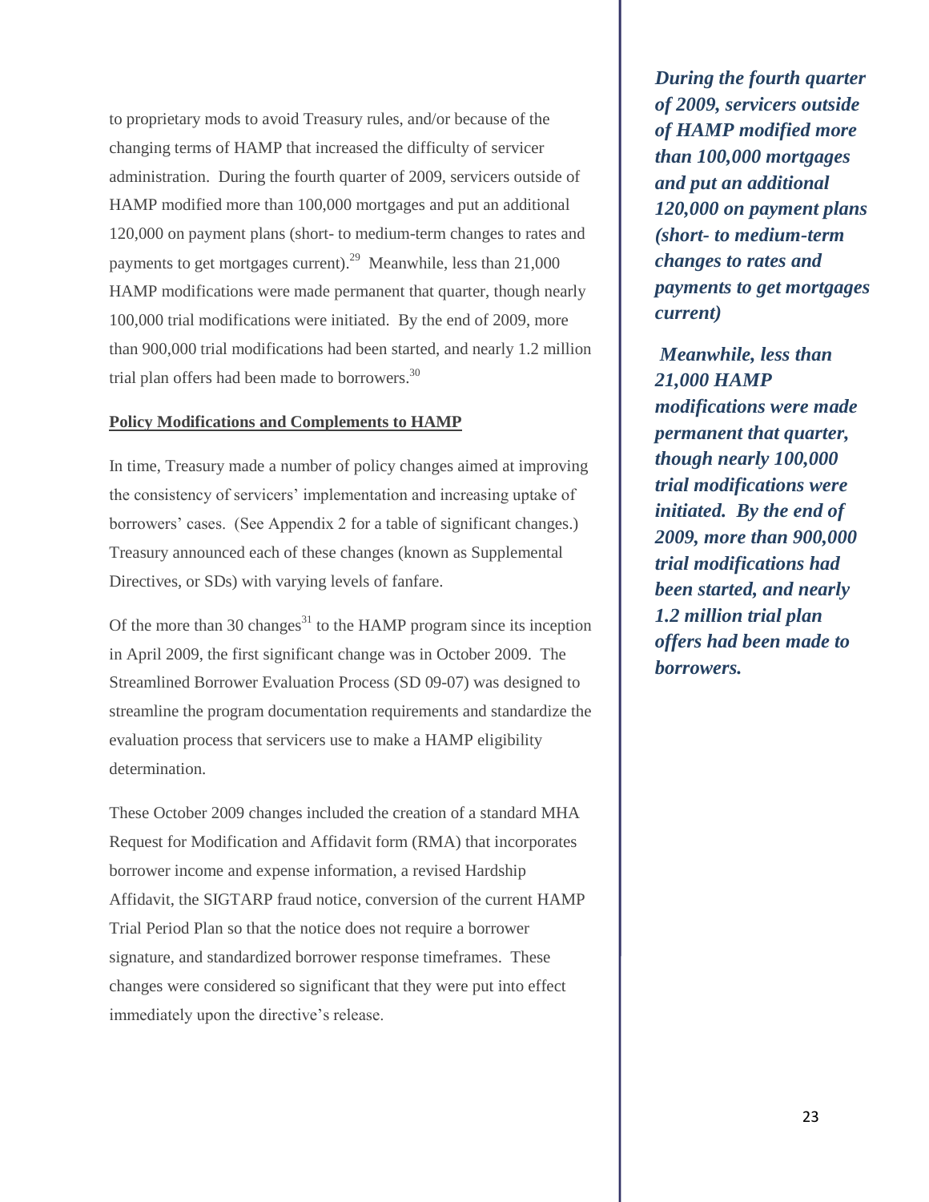to proprietary mods to avoid Treasury rules, and/or because of the changing terms of HAMP that increased the difficulty of servicer administration. During the fourth quarter of 2009, servicers outside of HAMP modified more than 100,000 mortgages and put an additional 120,000 on payment plans (short- to medium-term changes to rates and payments to get mortgages current).[29] Meanwhile, less than 21,000 HAMP modifications were made permanent that quarter, though nearly 100,000 trial modifications were initiated. By the end of 2009, more than 900,000 trial modifications had been started, and nearly 1.2 million trial plan offers had been made to borrowers.[30]

***During the fourth quarter of 2009, servicers outside of HAMP modified more than 100,000 mortgages and put an additional 120,000 on payment plans (short- to medium-term changes to rates and payments to get mortgages current)***

***Meanwhile, less than 21,000 HAMP modifications were made permanent that quarter, though nearly 100,000 trial modifications were initiated. By the end of 2009, more than 900,000 trial modifications had been started, and nearly 1.2 million trial plan offers had been made to borrowers.***

**Policy Modifications and Complements to HAMP**

In time, Treasury made a number of policy changes aimed at improving the consistency of servicers' implementation and increasing uptake of borrowers' cases. (See Appendix 2 for a table of significant changes.) Treasury announced each of these changes (known as Supplemental Directives, or SDs) with varying levels of fanfare.

Of the more than 30 changes[31] to the HAMP program since its inception in April 2009, the first significant change was in October 2009. The Streamlined Borrower Evaluation Process (SD 09-07) was designed to streamline the program documentation requirements and standardize the evaluation process that servicers use to make a HAMP eligibility determination.

These October 2009 changes included the creation of a standard MHA Request for Modification and Affidavit form (RMA) that incorporates borrower income and expense information, a revised Hardship Affidavit, the SIGTARP fraud notice, conversion of the current HAMP Trial Period Plan so that the notice does not require a borrower signature, and standardized borrower response timeframes. These changes were considered so significant that they were put into effect immediately upon the directive's release.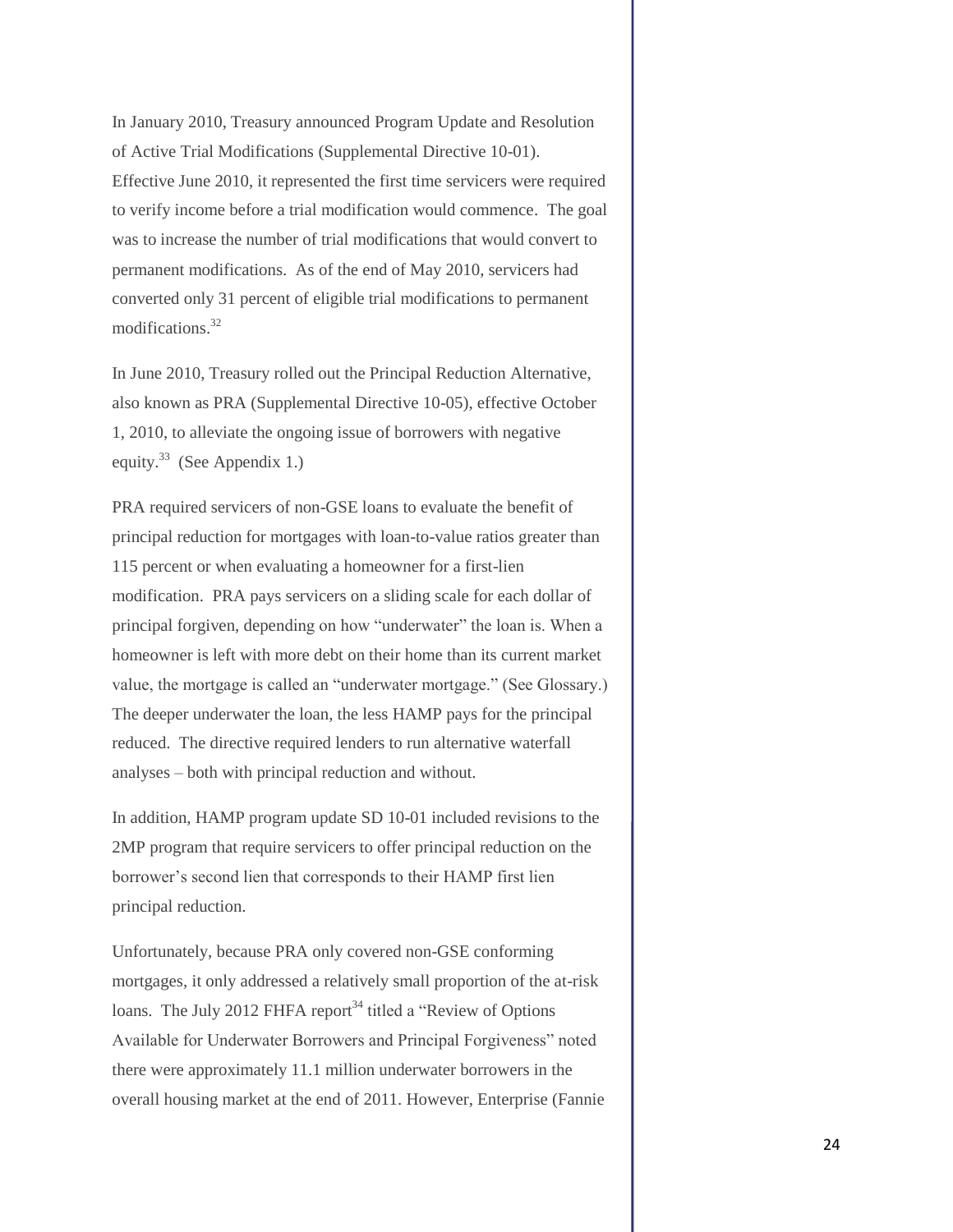In January 2010, Treasury announced Program Update and Resolution of Active Trial Modifications (Supplemental Directive 10-01). Effective June 2010, it represented the first time servicers were required to verify income before a trial modification would commence. The goal was to increase the number of trial modifications that would convert to permanent modifications. As of the end of May 2010, servicers had converted only 31 percent of eligible trial modifications to permanent modifications.[32]

In June 2010, Treasury rolled out the Principal Reduction Alternative, also known as PRA (Supplemental Directive 10-05), effective October 1, 2010, to alleviate the ongoing issue of borrowers with negative equity.[33] (See Appendix 1.)

PRA required servicers of non-GSE loans to evaluate the benefit of principal reduction for mortgages with loan-to-value ratios greater than 115 percent or when evaluating a homeowner for a first-lien modification. PRA pays servicers on a sliding scale for each dollar of principal forgiven, depending on how "underwater" the loan is. When a homeowner is left with more debt on their home than its current market value, the mortgage is called an "underwater mortgage." (See Glossary.) The deeper underwater the loan, the less HAMP pays for the principal reduced. The directive required lenders to run alternative waterfall analyses – both with principal reduction and without.

In addition, HAMP program update SD 10-01 included revisions to the 2MP program that require servicers to offer principal reduction on the borrower's second lien that corresponds to their HAMP first lien principal reduction.

Unfortunately, because PRA only covered non-GSE conforming mortgages, it only addressed a relatively small proportion of the at-risk loans. The July 2012 FHFA report[34] titled a "Review of Options Available for Underwater Borrowers and Principal Forgiveness" noted there were approximately 11.1 million underwater borrowers in the overall housing market at the end of 2011. However, Enterprise (Fannie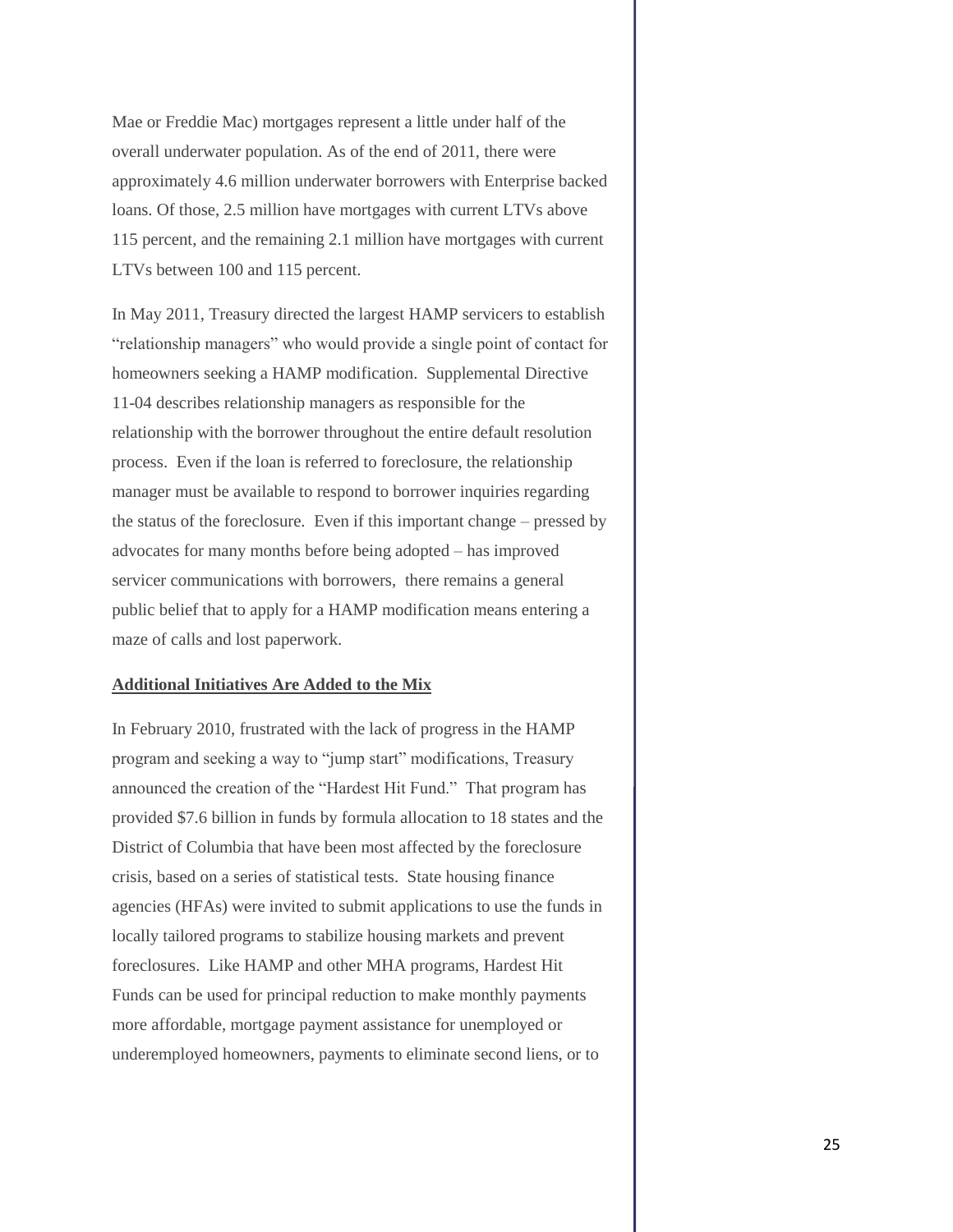Mae or Freddie Mac) mortgages represent a little under half of the overall underwater population. As of the end of 2011, there were approximately 4.6 million underwater borrowers with Enterprise backed loans. Of those, 2.5 million have mortgages with current LTVs above 115 percent, and the remaining 2.1 million have mortgages with current LTVs between 100 and 115 percent.

In May 2011, Treasury directed the largest HAMP servicers to establish "relationship managers" who would provide a single point of contact for homeowners seeking a HAMP modification. Supplemental Directive 11-04 describes relationship managers as responsible for the relationship with the borrower throughout the entire default resolution process. Even if the loan is referred to foreclosure, the relationship manager must be available to respond to borrower inquiries regarding the status of the foreclosure. Even if this important change – pressed by advocates for many months before being adopted – has improved servicer communications with borrowers, there remains a general public belief that to apply for a HAMP modification means entering a maze of calls and lost paperwork.

**Additional Initiatives Are Added to the Mix**

In February 2010, frustrated with the lack of progress in the HAMP program and seeking a way to "jump start" modifications, Treasury announced the creation of the "Hardest Hit Fund." That program has provided $7.6 billion in funds by formula allocation to 18 states and the District of Columbia that have been most affected by the foreclosure crisis, based on a series of statistical tests. State housing finance agencies (HFAs) were invited to submit applications to use the funds in locally tailored programs to stabilize housing markets and prevent foreclosures. Like HAMP and other MHA programs, Hardest Hit Funds can be used for principal reduction to make monthly payments more affordable, mortgage payment assistance for unemployed or underemployed homeowners, payments to eliminate second liens, or to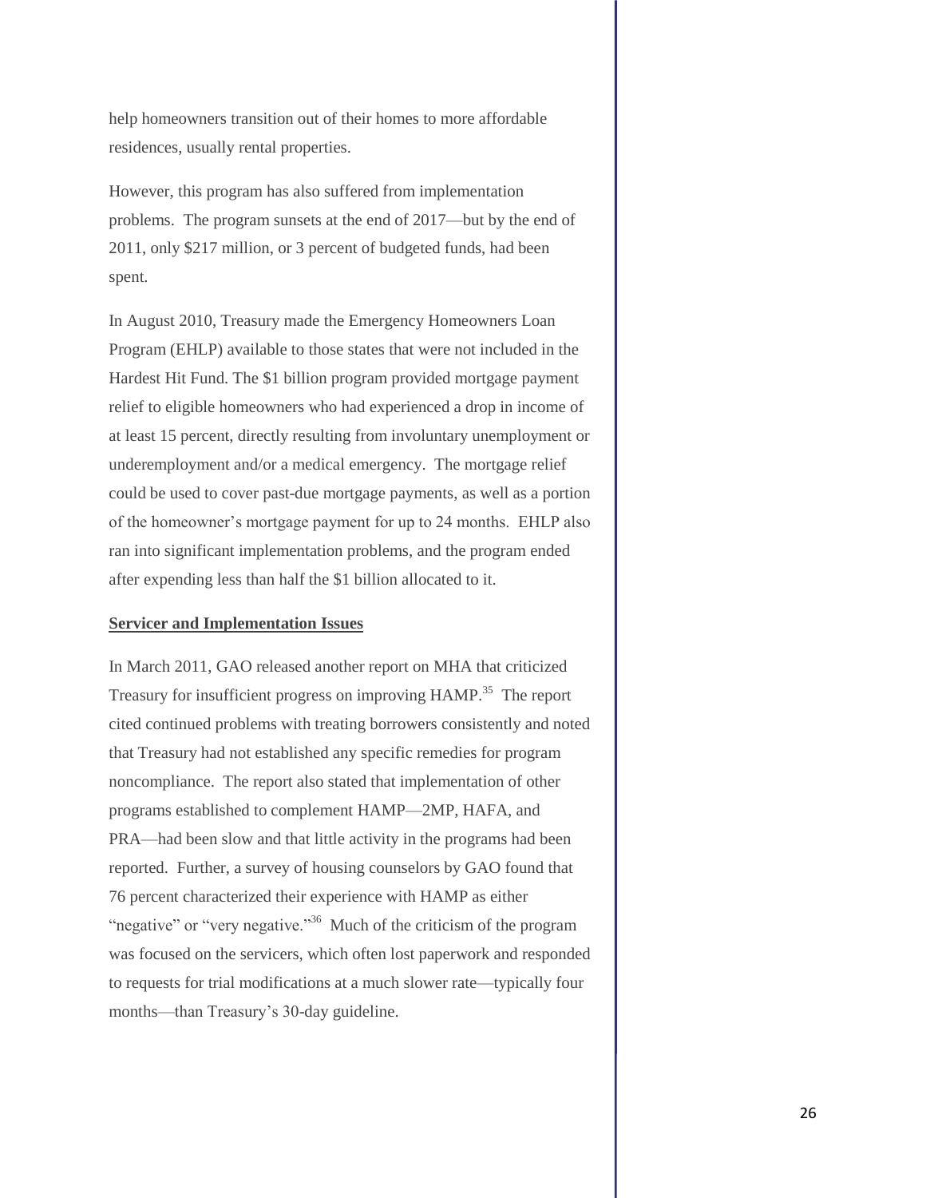help homeowners transition out of their homes to more affordable residences, usually rental properties.

However, this program has also suffered from implementation problems. The program sunsets at the end of 2017—but by the end of 2011, only \$217 million, or 3 percent of budgeted funds, had been spent.

In August 2010, Treasury made the Emergency Homeowners Loan Program (EHLP) available to those states that were not included in the Hardest Hit Fund. The \$1 billion program provided mortgage payment relief to eligible homeowners who had experienced a drop in income of at least 15 percent, directly resulting from involuntary unemployment or underemployment and/or a medical emergency. The mortgage relief could be used to cover past-due mortgage payments, as well as a portion of the homeowner's mortgage payment for up to 24 months. EHLP also ran into significant implementation problems, and the program ended after expending less than half the \$1 billion allocated to it.

**Servicer and Implementation Issues**

In March 2011, GAO released another report on MHA that criticized Treasury for insufficient progress on improving HAMP.[35] The report cited continued problems with treating borrowers consistently and noted that Treasury had not established any specific remedies for program noncompliance. The report also stated that implementation of other programs established to complement HAMP—2MP, HAFA, and PRA—had been slow and that little activity in the programs had been reported. Further, a survey of housing counselors by GAO found that 76 percent characterized their experience with HAMP as either "negative" or "very negative."[36] Much of the criticism of the program was focused on the servicers, which often lost paperwork and responded to requests for trial modifications at a much slower rate—typically four months—than Treasury's 30-day guideline.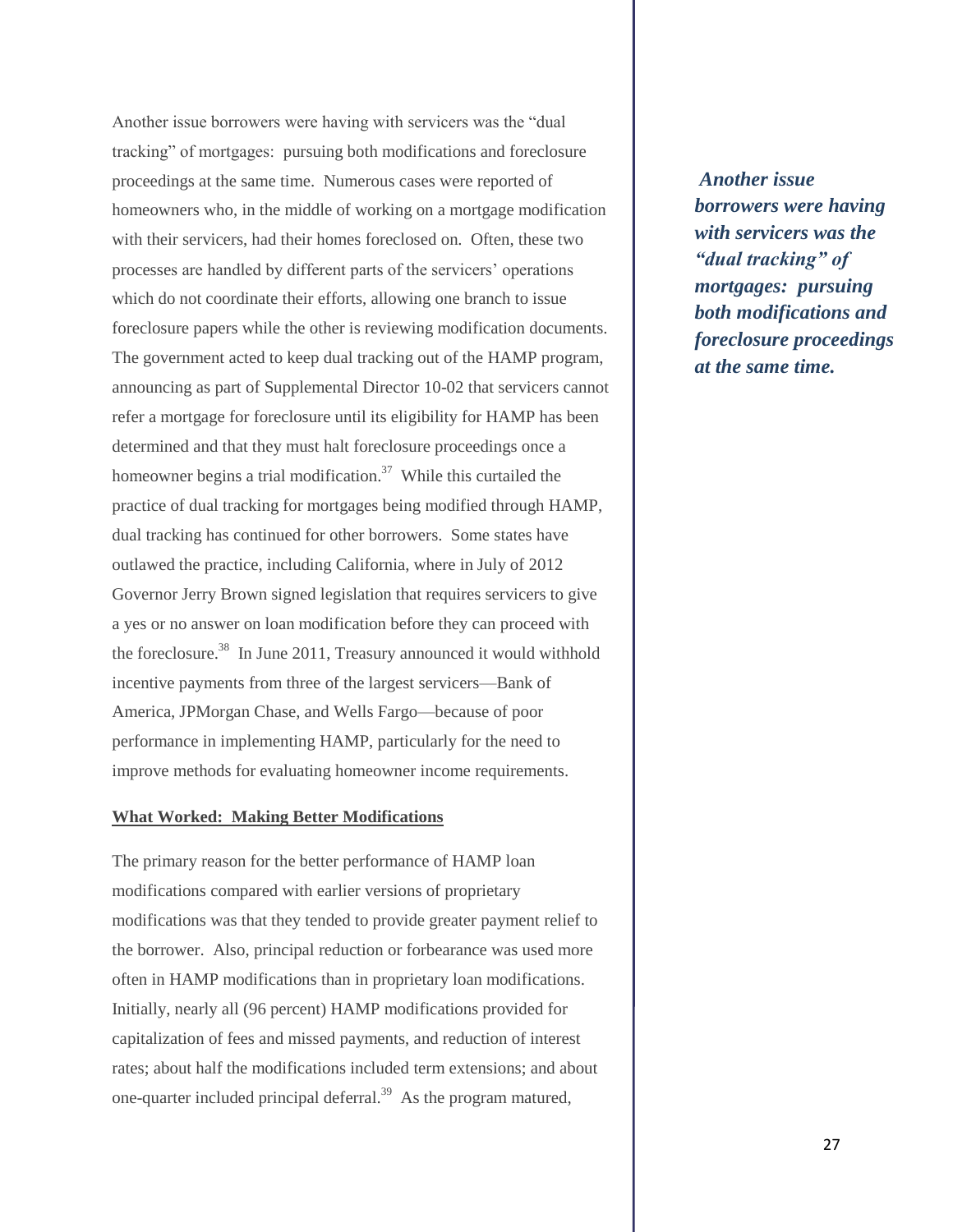Another issue borrowers were having with servicers was the "dual tracking" of mortgages: pursuing both modifications and foreclosure proceedings at the same time. Numerous cases were reported of homeowners who, in the middle of working on a mortgage modification with their servicers, had their homes foreclosed on. Often, these two processes are handled by different parts of the servicers' operations which do not coordinate their efforts, allowing one branch to issue foreclosure papers while the other is reviewing modification documents. The government acted to keep dual tracking out of the HAMP program, announcing as part of Supplemental Director 10-02 that servicers cannot refer a mortgage for foreclosure until its eligibility for HAMP has been determined and that they must halt foreclosure proceedings once a homeowner begins a trial modification.[37] While this curtailed the practice of dual tracking for mortgages being modified through HAMP, dual tracking has continued for other borrowers. Some states have outlawed the practice, including California, where in July of 2012 Governor Jerry Brown signed legislation that requires servicers to give a yes or no answer on loan modification before they can proceed with the foreclosure.[38] In June 2011, Treasury announced it would withhold incentive payments from three of the largest servicers—Bank of America, JPMorgan Chase, and Wells Fargo—because of poor performance in implementing HAMP, particularly for the need to improve methods for evaluating homeowner income requirements.

***Another issue borrowers were having with servicers was the "dual tracking" of mortgages: pursuing both modifications and foreclosure proceedings at the same time.***

**What Worked: Making Better Modifications**

The primary reason for the better performance of HAMP loan modifications compared with earlier versions of proprietary modifications was that they tended to provide greater payment relief to the borrower. Also, principal reduction or forbearance was used more often in HAMP modifications than in proprietary loan modifications. Initially, nearly all (96 percent) HAMP modifications provided for capitalization of fees and missed payments, and reduction of interest rates; about half the modifications included term extensions; and about one-quarter included principal deferral.[39] As the program matured,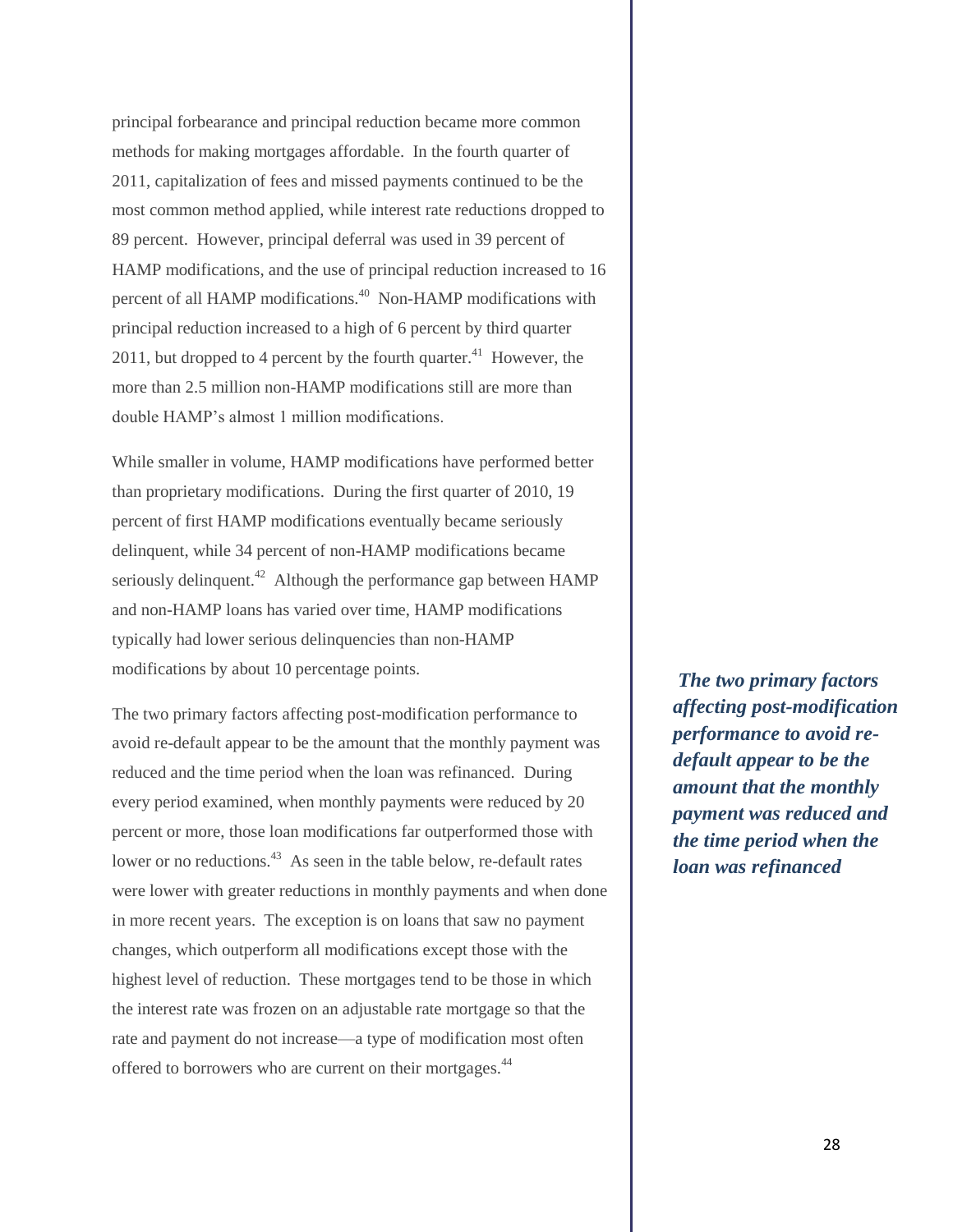principal forbearance and principal reduction became more common methods for making mortgages affordable. In the fourth quarter of 2011, capitalization of fees and missed payments continued to be the most common method applied, while interest rate reductions dropped to 89 percent. However, principal deferral was used in 39 percent of HAMP modifications, and the use of principal reduction increased to 16 percent of all HAMP modifications.[40] Non-HAMP modifications with principal reduction increased to a high of 6 percent by third quarter 2011, but dropped to 4 percent by the fourth quarter.[41] However, the more than 2.5 million non-HAMP modifications still are more than double HAMP's almost 1 million modifications.

While smaller in volume, HAMP modifications have performed better than proprietary modifications. During the first quarter of 2010, 19 percent of first HAMP modifications eventually became seriously delinquent, while 34 percent of non-HAMP modifications became seriously delinquent.[42] Although the performance gap between HAMP and non-HAMP loans has varied over time, HAMP modifications typically had lower serious delinquencies than non-HAMP modifications by about 10 percentage points.

The two primary factors affecting post-modification performance to avoid re-default appear to be the amount that the monthly payment was reduced and the time period when the loan was refinanced. During every period examined, when monthly payments were reduced by 20 percent or more, those loan modifications far outperformed those with lower or no reductions.[43] As seen in the table below, re-default rates were lower with greater reductions in monthly payments and when done in more recent years. The exception is on loans that saw no payment changes, which outperform all modifications except those with the highest level of reduction. These mortgages tend to be those in which the interest rate was frozen on an adjustable rate mortgage so that the rate and payment do not increase—a type of modification most often offered to borrowers who are current on their mortgages.[44]

***The two primary factors affecting post-modification performance to avoid re-default appear to be the amount that the monthly payment was reduced and the time period when the loan was refinanced***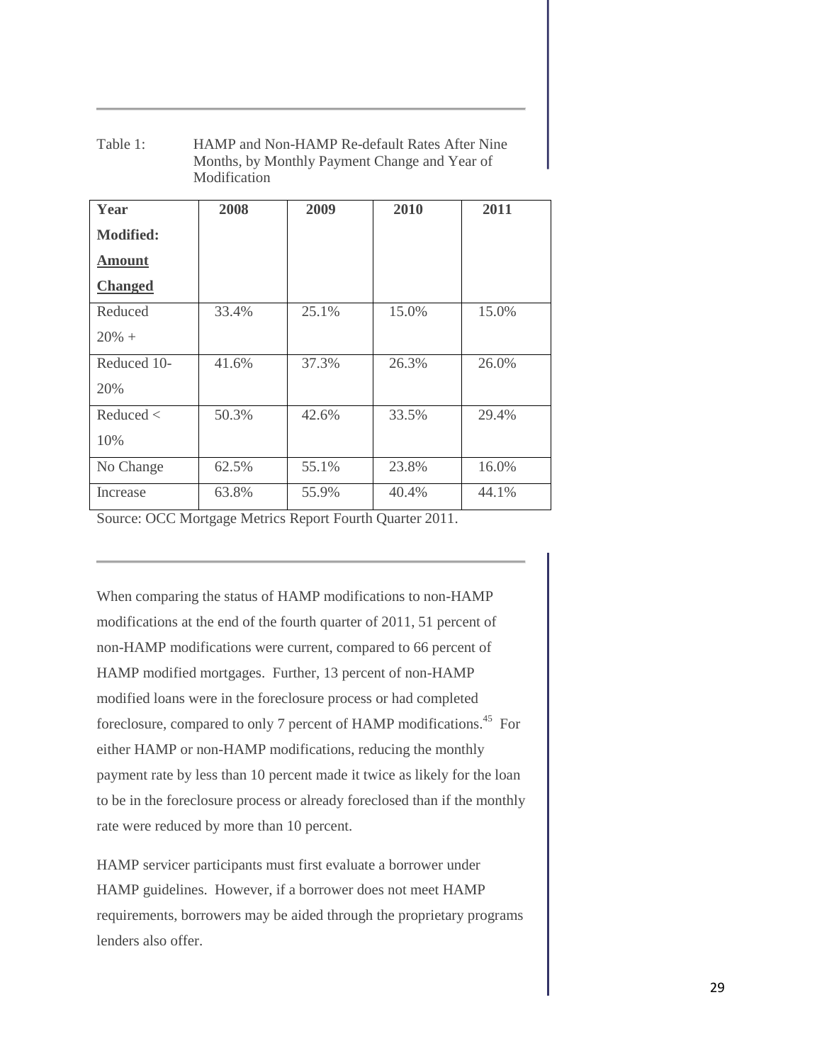Table 1: HAMP and Non-HAMP Re-default Rates After Nine Months, by Monthly Payment Change and Year of Modification

| **Year Modified: <u>Amount Changed</u>** | **2008** | **2009** | **2010** | **2011** |
|---|---|---|---|---|
| Reduced 20% + | 33.4% | 25.1% | 15.0% | 15.0% |
| Reduced 10-20% | 41.6% | 37.3% | 26.3% | 26.0% |
| Reduced < 10% | 50.3% | 42.6% | 33.5% | 29.4% |
| No Change | 62.5% | 55.1% | 23.8% | 16.0% |
| Increase | 63.8% | 55.9% | 40.4% | 44.1% |

Source: OCC Mortgage Metrics Report Fourth Quarter 2011.

When comparing the status of HAMP modifications to non-HAMP modifications at the end of the fourth quarter of 2011, 51 percent of non-HAMP modifications were current, compared to 66 percent of HAMP modified mortgages. Further, 13 percent of non-HAMP modified loans were in the foreclosure process or had completed foreclosure, compared to only 7 percent of HAMP modifications.[45] For either HAMP or non-HAMP modifications, reducing the monthly payment rate by less than 10 percent made it twice as likely for the loan to be in the foreclosure process or already foreclosed than if the monthly rate were reduced by more than 10 percent.

HAMP servicer participants must first evaluate a borrower under HAMP guidelines. However, if a borrower does not meet HAMP requirements, borrowers may be aided through the proprietary programs lenders also offer.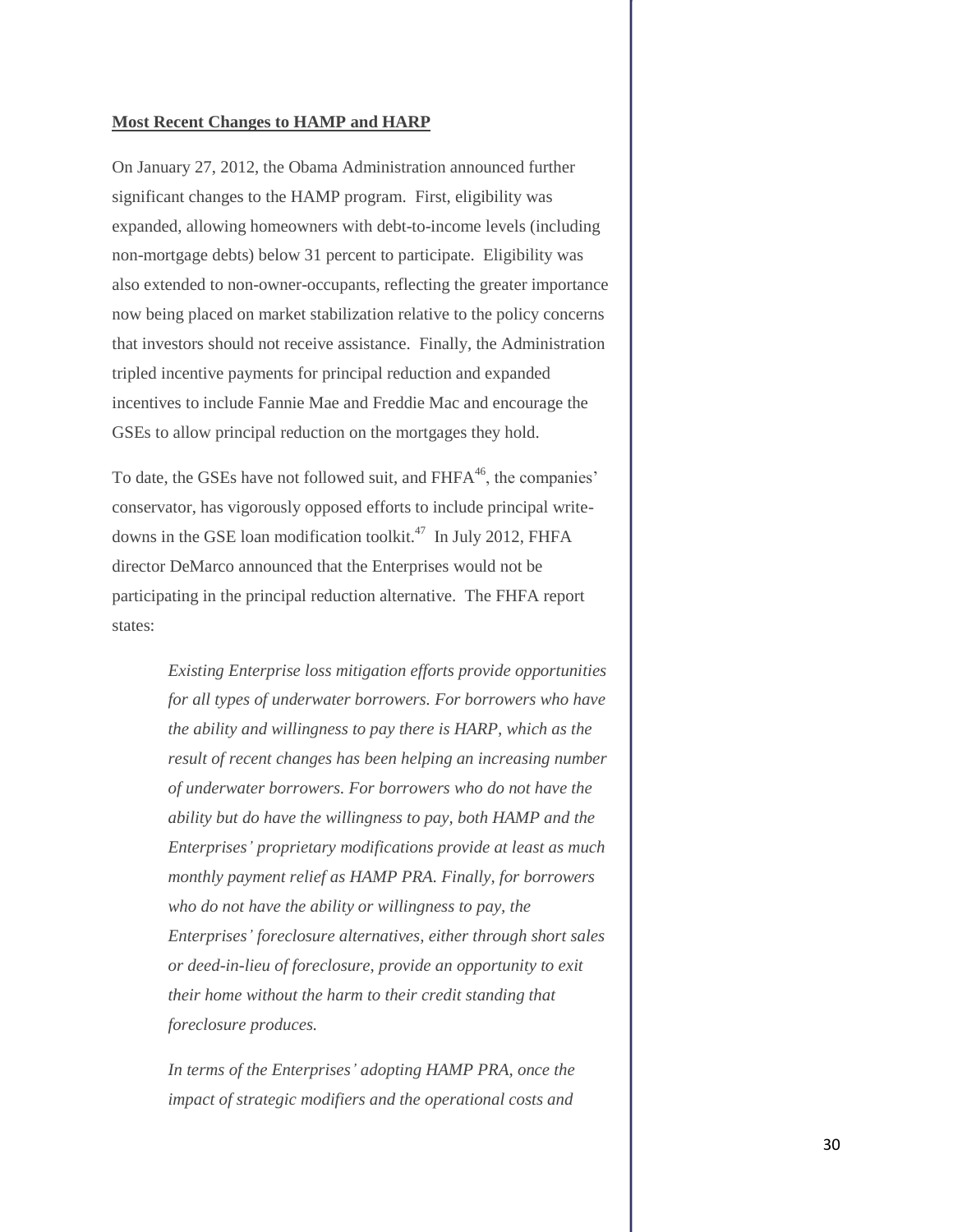**Most Recent Changes to HAMP and HARP**

On January 27, 2012, the Obama Administration announced further significant changes to the HAMP program. First, eligibility was expanded, allowing homeowners with debt-to-income levels (including non-mortgage debts) below 31 percent to participate. Eligibility was also extended to non-owner-occupants, reflecting the greater importance now being placed on market stabilization relative to the policy concerns that investors should not receive assistance. Finally, the Administration tripled incentive payments for principal reduction and expanded incentives to include Fannie Mae and Freddie Mac and encourage the GSEs to allow principal reduction on the mortgages they hold.

To date, the GSEs have not followed suit, and FHFA[46], the companies' conservator, has vigorously opposed efforts to include principal write-downs in the GSE loan modification toolkit.[47] In July 2012, FHFA director DeMarco announced that the Enterprises would not be participating in the principal reduction alternative. The FHFA report states:

> *Existing Enterprise loss mitigation efforts provide opportunities for all types of underwater borrowers. For borrowers who have the ability and willingness to pay there is HARP, which as the result of recent changes has been helping an increasing number of underwater borrowers. For borrowers who do not have the ability but do have the willingness to pay, both HAMP and the Enterprises' proprietary modifications provide at least as much monthly payment relief as HAMP PRA. Finally, for borrowers who do not have the ability or willingness to pay, the Enterprises' foreclosure alternatives, either through short sales or deed-in-lieu of foreclosure, provide an opportunity to exit their home without the harm to their credit standing that foreclosure produces.*
>
> *In terms of the Enterprises' adopting HAMP PRA, once the impact of strategic modifiers and the operational costs and*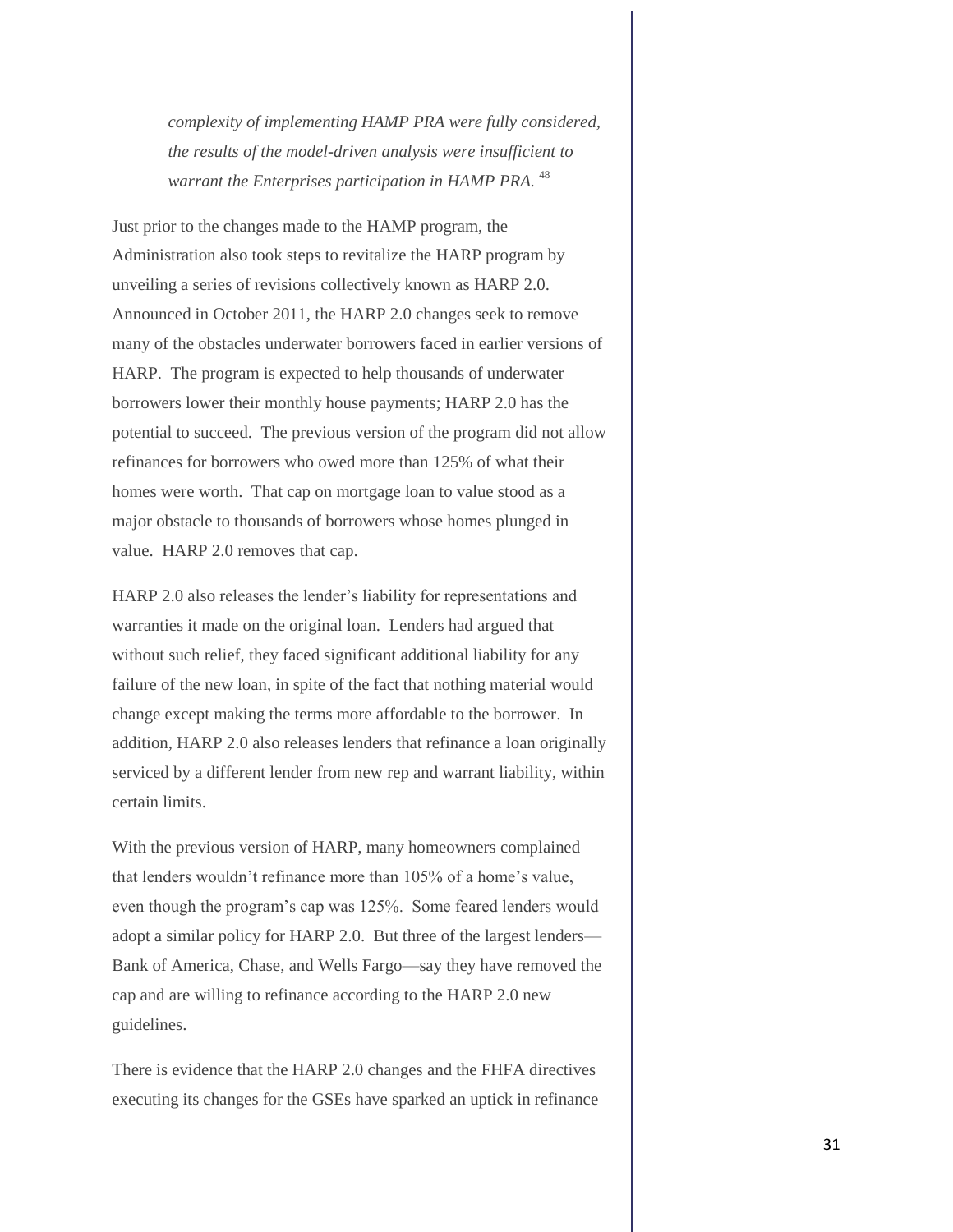*complexity of implementing HAMP PRA were fully considered, the results of the model-driven analysis were insufficient to warrant the Enterprises participation in HAMP PRA.* [48]

Just prior to the changes made to the HAMP program, the Administration also took steps to revitalize the HARP program by unveiling a series of revisions collectively known as HARP 2.0. Announced in October 2011, the HARP 2.0 changes seek to remove many of the obstacles underwater borrowers faced in earlier versions of HARP. The program is expected to help thousands of underwater borrowers lower their monthly house payments; HARP 2.0 has the potential to succeed. The previous version of the program did not allow refinances for borrowers who owed more than 125% of what their homes were worth. That cap on mortgage loan to value stood as a major obstacle to thousands of borrowers whose homes plunged in value. HARP 2.0 removes that cap.

HARP 2.0 also releases the lender's liability for representations and warranties it made on the original loan. Lenders had argued that without such relief, they faced significant additional liability for any failure of the new loan, in spite of the fact that nothing material would change except making the terms more affordable to the borrower. In addition, HARP 2.0 also releases lenders that refinance a loan originally serviced by a different lender from new rep and warrant liability, within certain limits.

With the previous version of HARP, many homeowners complained that lenders wouldn't refinance more than 105% of a home's value, even though the program's cap was 125%. Some feared lenders would adopt a similar policy for HARP 2.0. But three of the largest lenders—Bank of America, Chase, and Wells Fargo—say they have removed the cap and are willing to refinance according to the HARP 2.0 new guidelines.

There is evidence that the HARP 2.0 changes and the FHFA directives executing its changes for the GSEs have sparked an uptick in refinance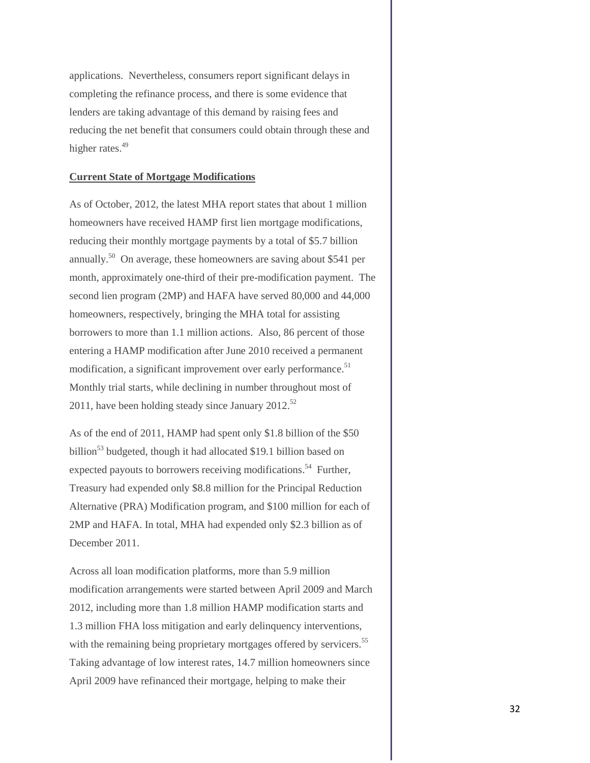applications. Nevertheless, consumers report significant delays in completing the refinance process, and there is some evidence that lenders are taking advantage of this demand by raising fees and reducing the net benefit that consumers could obtain through these and higher rates.[49]

**Current State of Mortgage Modifications**

As of October, 2012, the latest MHA report states that about 1 million homeowners have received HAMP first lien mortgage modifications, reducing their monthly mortgage payments by a total of $5.7 billion annually.[50] On average, these homeowners are saving about $541 per month, approximately one-third of their pre-modification payment. The second lien program (2MP) and HAFA have served 80,000 and 44,000 homeowners, respectively, bringing the MHA total for assisting borrowers to more than 1.1 million actions. Also, 86 percent of those entering a HAMP modification after June 2010 received a permanent modification, a significant improvement over early performance.[51] Monthly trial starts, while declining in number throughout most of 2011, have been holding steady since January 2012.[52]

As of the end of 2011, HAMP had spent only $1.8 billion of the $50 billion[53] budgeted, though it had allocated $19.1 billion based on expected payouts to borrowers receiving modifications.[54] Further, Treasury had expended only $8.8 million for the Principal Reduction Alternative (PRA) Modification program, and $100 million for each of 2MP and HAFA. In total, MHA had expended only $2.3 billion as of December 2011.

Across all loan modification platforms, more than 5.9 million modification arrangements were started between April 2009 and March 2012, including more than 1.8 million HAMP modification starts and 1.3 million FHA loss mitigation and early delinquency interventions, with the remaining being proprietary mortgages offered by servicers.[55] Taking advantage of low interest rates, 14.7 million homeowners since April 2009 have refinanced their mortgage, helping to make their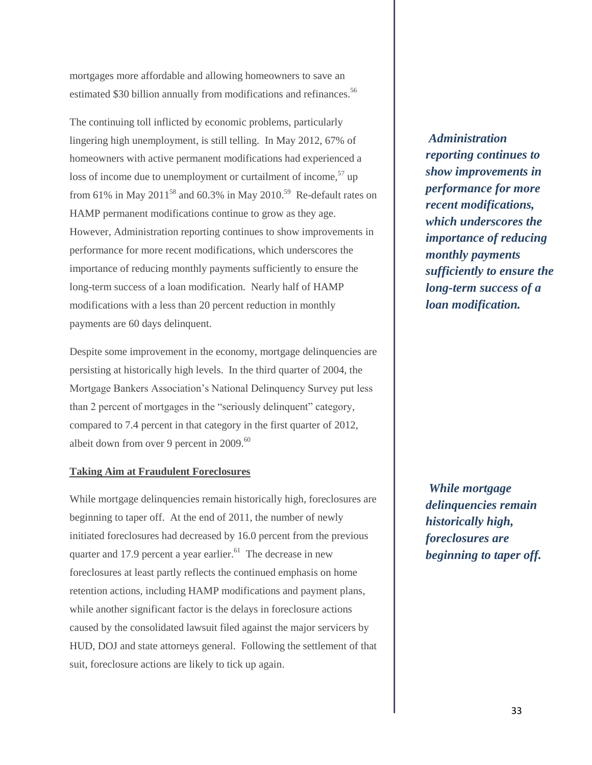mortgages more affordable and allowing homeowners to save an estimated $30 billion annually from modifications and refinances.[56]

The continuing toll inflicted by economic problems, particularly lingering high unemployment, is still telling. In May 2012, 67% of homeowners with active permanent modifications had experienced a loss of income due to unemployment or curtailment of income,[57] up from 61% in May 2011[58] and 60.3% in May 2010.[59] Re-default rates on HAMP permanent modifications continue to grow as they age. However, Administration reporting continues to show improvements in performance for more recent modifications, which underscores the importance of reducing monthly payments sufficiently to ensure the long-term success of a loan modification. Nearly half of HAMP modifications with a less than 20 percent reduction in monthly payments are 60 days delinquent.

***Administration reporting continues to show improvements in performance for more recent modifications, which underscores the importance of reducing monthly payments sufficiently to ensure the long-term success of a loan modification.***

Despite some improvement in the economy, mortgage delinquencies are persisting at historically high levels. In the third quarter of 2004, the Mortgage Bankers Association's National Delinquency Survey put less than 2 percent of mortgages in the "seriously delinquent" category, compared to 7.4 percent in that category in the first quarter of 2012, albeit down from over 9 percent in 2009.[60]

**Taking Aim at Fraudulent Foreclosures**

While mortgage delinquencies remain historically high, foreclosures are beginning to taper off. At the end of 2011, the number of newly initiated foreclosures had decreased by 16.0 percent from the previous quarter and 17.9 percent a year earlier.[61] The decrease in new foreclosures at least partly reflects the continued emphasis on home retention actions, including HAMP modifications and payment plans, while another significant factor is the delays in foreclosure actions caused by the consolidated lawsuit filed against the major servicers by HUD, DOJ and state attorneys general. Following the settlement of that suit, foreclosure actions are likely to tick up again.

***While mortgage delinquencies remain historically high, foreclosures are beginning to taper off.***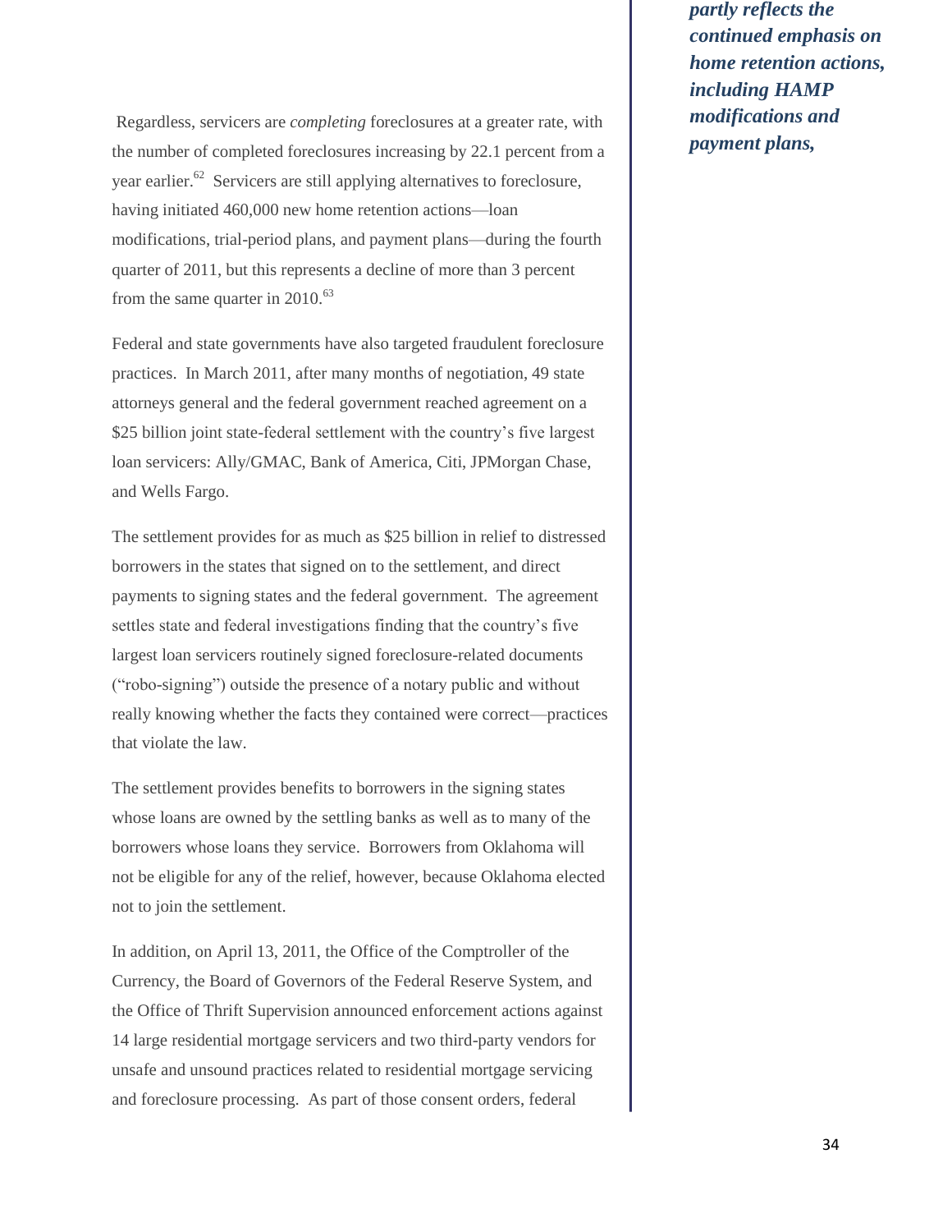*partly reflects the continued emphasis on home retention actions, including HAMP modifications and payment plans,*

Regardless, servicers are *completing* foreclosures at a greater rate, with the number of completed foreclosures increasing by 22.1 percent from a year earlier.[62] Servicers are still applying alternatives to foreclosure, having initiated 460,000 new home retention actions—loan modifications, trial-period plans, and payment plans—during the fourth quarter of 2011, but this represents a decline of more than 3 percent from the same quarter in 2010.[63]

Federal and state governments have also targeted fraudulent foreclosure practices. In March 2011, after many months of negotiation, 49 state attorneys general and the federal government reached agreement on a $25 billion joint state-federal settlement with the country's five largest loan servicers: Ally/GMAC, Bank of America, Citi, JPMorgan Chase, and Wells Fargo.

The settlement provides for as much as $25 billion in relief to distressed borrowers in the states that signed on to the settlement, and direct payments to signing states and the federal government. The agreement settles state and federal investigations finding that the country's five largest loan servicers routinely signed foreclosure-related documents ("robo-signing") outside the presence of a notary public and without really knowing whether the facts they contained were correct—practices that violate the law.

The settlement provides benefits to borrowers in the signing states whose loans are owned by the settling banks as well as to many of the borrowers whose loans they service. Borrowers from Oklahoma will not be eligible for any of the relief, however, because Oklahoma elected not to join the settlement.

In addition, on April 13, 2011, the Office of the Comptroller of the Currency, the Board of Governors of the Federal Reserve System, and the Office of Thrift Supervision announced enforcement actions against 14 large residential mortgage servicers and two third-party vendors for unsafe and unsound practices related to residential mortgage servicing and foreclosure processing. As part of those consent orders, federal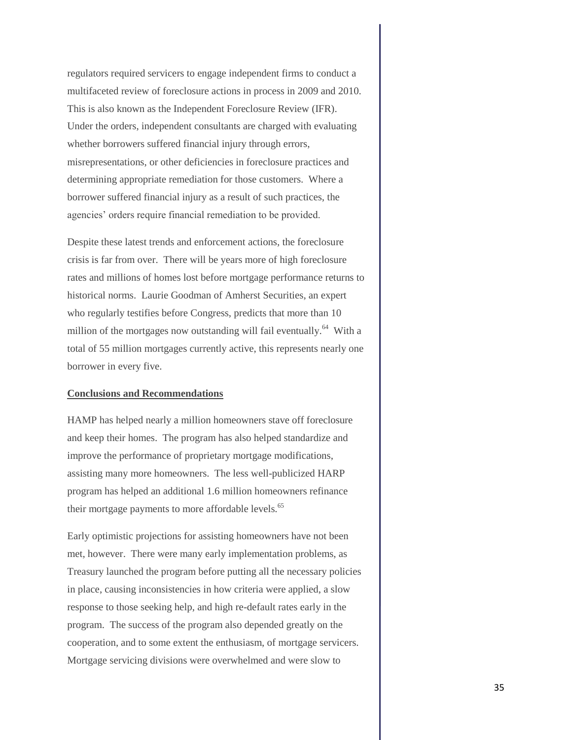regulators required servicers to engage independent firms to conduct a multifaceted review of foreclosure actions in process in 2009 and 2010. This is also known as the Independent Foreclosure Review (IFR). Under the orders, independent consultants are charged with evaluating whether borrowers suffered financial injury through errors, misrepresentations, or other deficiencies in foreclosure practices and determining appropriate remediation for those customers. Where a borrower suffered financial injury as a result of such practices, the agencies' orders require financial remediation to be provided.

Despite these latest trends and enforcement actions, the foreclosure crisis is far from over. There will be years more of high foreclosure rates and millions of homes lost before mortgage performance returns to historical norms. Laurie Goodman of Amherst Securities, an expert who regularly testifies before Congress, predicts that more than 10 million of the mortgages now outstanding will fail eventually.[64] With a total of 55 million mortgages currently active, this represents nearly one borrower in every five.

**Conclusions and Recommendations**

HAMP has helped nearly a million homeowners stave off foreclosure and keep their homes. The program has also helped standardize and improve the performance of proprietary mortgage modifications, assisting many more homeowners. The less well-publicized HARP program has helped an additional 1.6 million homeowners refinance their mortgage payments to more affordable levels.[65]

Early optimistic projections for assisting homeowners have not been met, however. There were many early implementation problems, as Treasury launched the program before putting all the necessary policies in place, causing inconsistencies in how criteria were applied, a slow response to those seeking help, and high re-default rates early in the program. The success of the program also depended greatly on the cooperation, and to some extent the enthusiasm, of mortgage servicers. Mortgage servicing divisions were overwhelmed and were slow to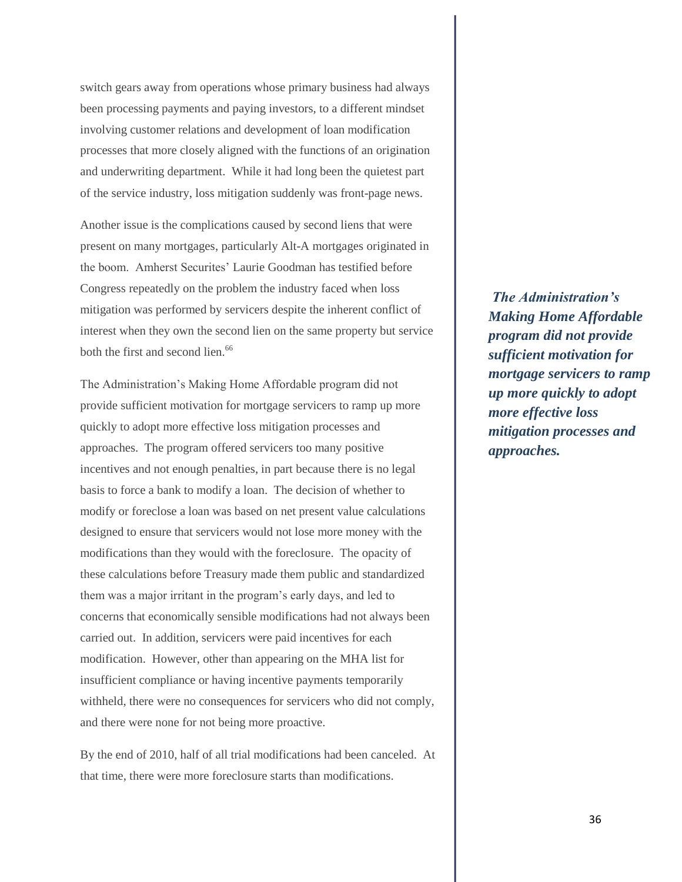switch gears away from operations whose primary business had always been processing payments and paying investors, to a different mindset involving customer relations and development of loan modification processes that more closely aligned with the functions of an origination and underwriting department. While it had long been the quietest part of the service industry, loss mitigation suddenly was front-page news.

Another issue is the complications caused by second liens that were present on many mortgages, particularly Alt-A mortgages originated in the boom. Amherst Securites' Laurie Goodman has testified before Congress repeatedly on the problem the industry faced when loss mitigation was performed by servicers despite the inherent conflict of interest when they own the second lien on the same property but service both the first and second lien.[66]

***The Administration's Making Home Affordable program did not provide sufficient motivation for mortgage servicers to ramp up more quickly to adopt more effective loss mitigation processes and approaches.***

The Administration's Making Home Affordable program did not provide sufficient motivation for mortgage servicers to ramp up more quickly to adopt more effective loss mitigation processes and approaches. The program offered servicers too many positive incentives and not enough penalties, in part because there is no legal basis to force a bank to modify a loan. The decision of whether to modify or foreclose a loan was based on net present value calculations designed to ensure that servicers would not lose more money with the modifications than they would with the foreclosure. The opacity of these calculations before Treasury made them public and standardized them was a major irritant in the program's early days, and led to concerns that economically sensible modifications had not always been carried out. In addition, servicers were paid incentives for each modification. However, other than appearing on the MHA list for insufficient compliance or having incentive payments temporarily withheld, there were no consequences for servicers who did not comply, and there were none for not being more proactive.

By the end of 2010, half of all trial modifications had been canceled. At that time, there were more foreclosure starts than modifications.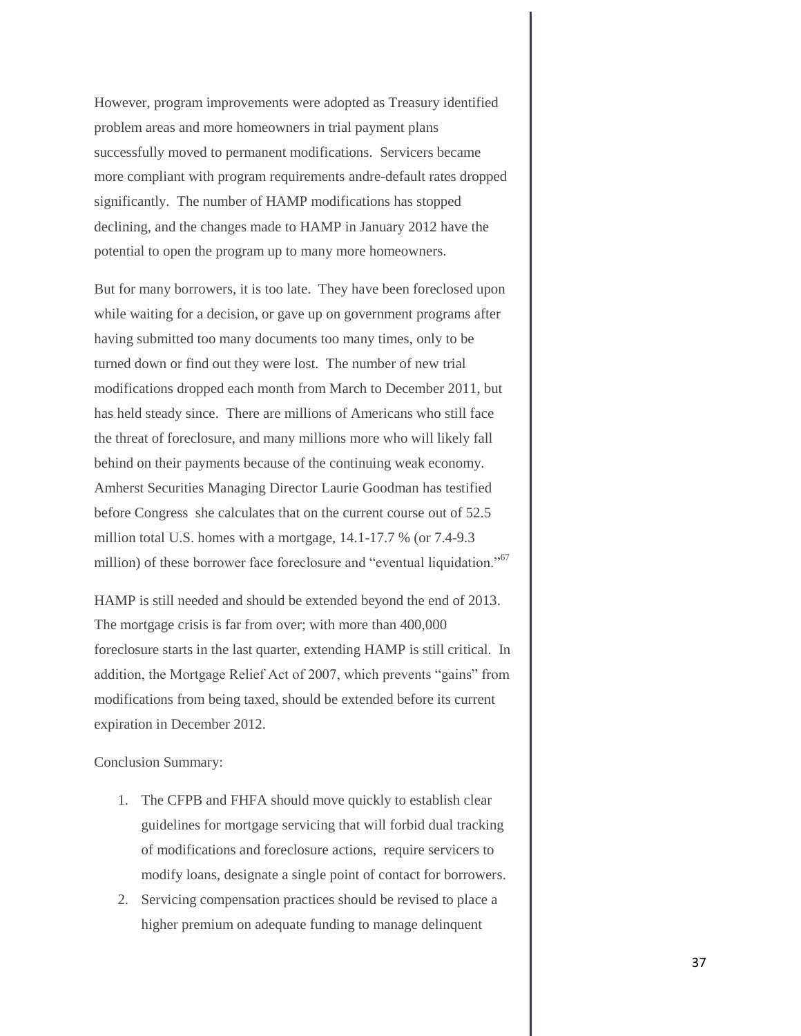However, program improvements were adopted as Treasury identified problem areas and more homeowners in trial payment plans successfully moved to permanent modifications. Servicers became more compliant with program requirements andre-default rates dropped significantly. The number of HAMP modifications has stopped declining, and the changes made to HAMP in January 2012 have the potential to open the program up to many more homeowners.

But for many borrowers, it is too late. They have been foreclosed upon while waiting for a decision, or gave up on government programs after having submitted too many documents too many times, only to be turned down or find out they were lost. The number of new trial modifications dropped each month from March to December 2011, but has held steady since. There are millions of Americans who still face the threat of foreclosure, and many millions more who will likely fall behind on their payments because of the continuing weak economy. Amherst Securities Managing Director Laurie Goodman has testified before Congress she calculates that on the current course out of 52.5 million total U.S. homes with a mortgage, 14.1-17.7 % (or 7.4-9.3 million) of these borrower face foreclosure and "eventual liquidation."[67]

HAMP is still needed and should be extended beyond the end of 2013. The mortgage crisis is far from over; with more than 400,000 foreclosure starts in the last quarter, extending HAMP is still critical. In addition, the Mortgage Relief Act of 2007, which prevents "gains" from modifications from being taxed, should be extended before its current expiration in December 2012.

Conclusion Summary:

1. The CFPB and FHFA should move quickly to establish clear guidelines for mortgage servicing that will forbid dual tracking of modifications and foreclosure actions, require servicers to modify loans, designate a single point of contact for borrowers.
2. Servicing compensation practices should be revised to place a higher premium on adequate funding to manage delinquent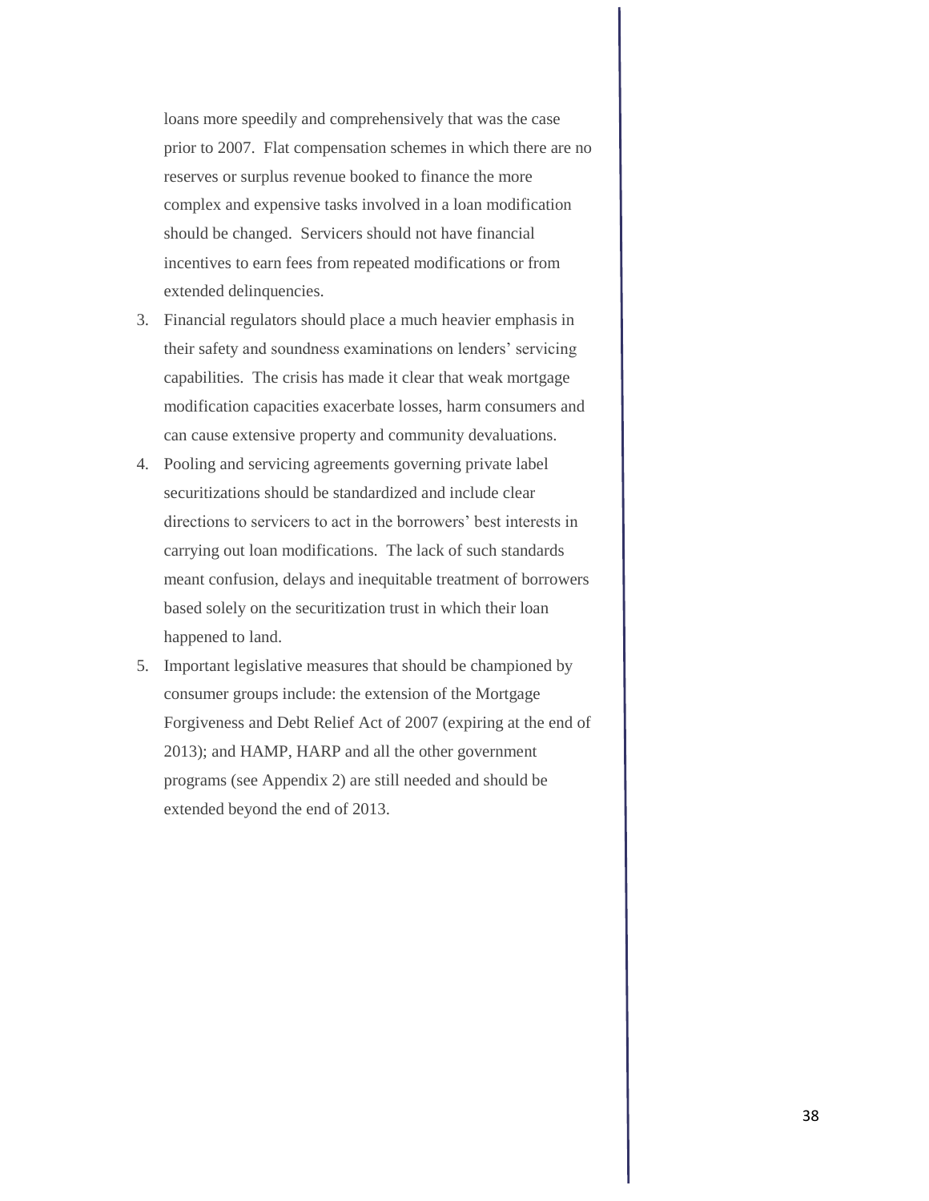loans more speedily and comprehensively that was the case prior to 2007. Flat compensation schemes in which there are no reserves or surplus revenue booked to finance the more complex and expensive tasks involved in a loan modification should be changed. Servicers should not have financial incentives to earn fees from repeated modifications or from extended delinquencies.

3. Financial regulators should place a much heavier emphasis in their safety and soundness examinations on lenders' servicing capabilities. The crisis has made it clear that weak mortgage modification capacities exacerbate losses, harm consumers and can cause extensive property and community devaluations.
4. Pooling and servicing agreements governing private label securitizations should be standardized and include clear directions to servicers to act in the borrowers' best interests in carrying out loan modifications. The lack of such standards meant confusion, delays and inequitable treatment of borrowers based solely on the securitization trust in which their loan happened to land.
5. Important legislative measures that should be championed by consumer groups include: the extension of the Mortgage Forgiveness and Debt Relief Act of 2007 (expiring at the end of 2013); and HAMP, HARP and all the other government programs (see Appendix 2) are still needed and should be extended beyond the end of 2013.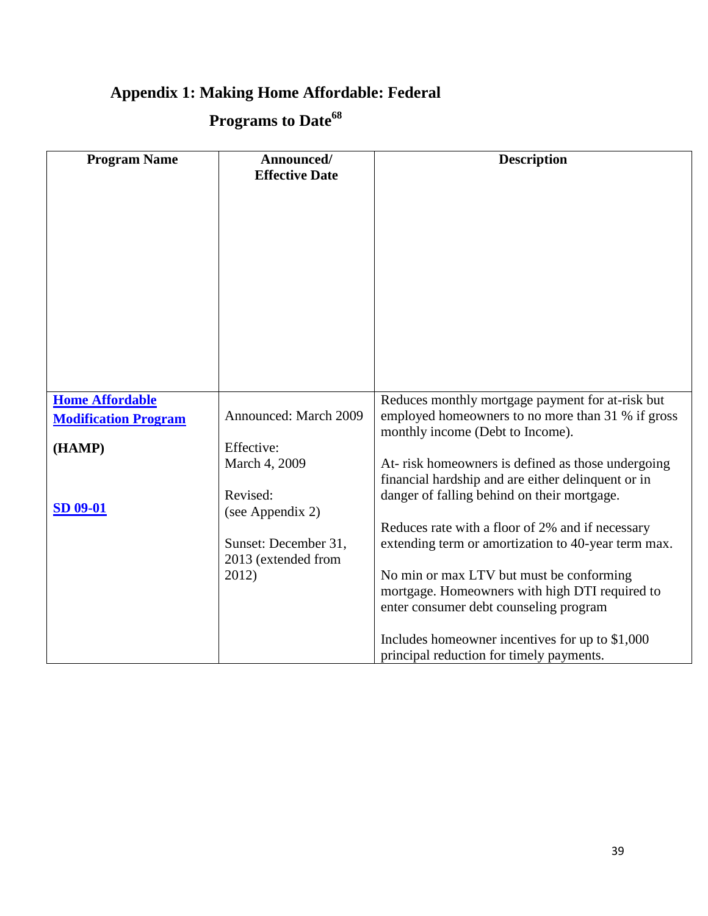## Appendix 1: Making Home Affordable: Federal Programs to Date[68]

| Program Name | Announced/ Effective Date | Description |
|---|---|---|
| **Home Affordable Modification Program** **(HAMP)** **SD 09-01** | Announced: March 2009 Effective: March 4, 2009 Revised: (see Appendix 2) Sunset: December 31, 2013 (extended from 2012) | Reduces monthly mortgage payment for at-risk but employed homeowners to no more than 31 % if gross monthly income (Debt to Income). At- risk homeowners is defined as those undergoing financial hardship and are either delinquent or in danger of falling behind on their mortgage. Reduces rate with a floor of 2% and if necessary extending term or amortization to 40-year term max. No min or max LTV but must be conforming mortgage. Homeowners with high DTI required to enter consumer debt counseling program Includes homeowner incentives for up to $1,000 principal reduction for timely payments. |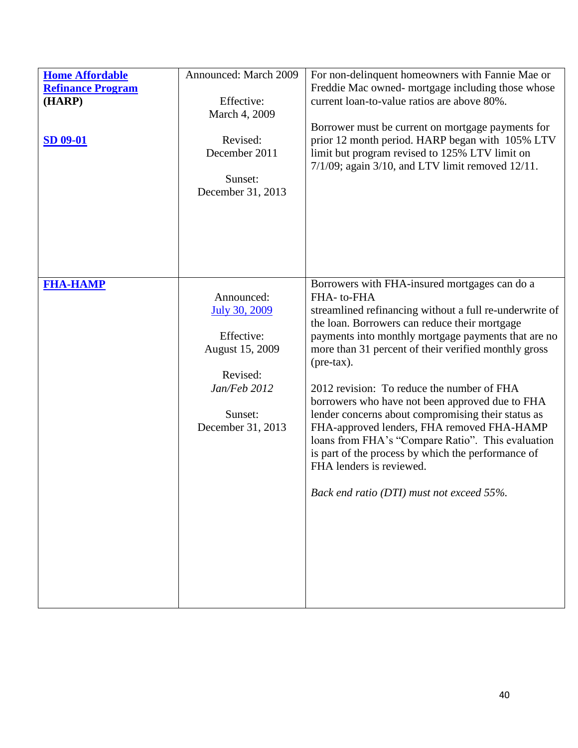| | | |
|---|---|---|
| **Home Affordable Refinance Program (HARP)**<br><br>**SD 09-01** | Announced: March 2009<br><br>Effective:<br>March 4, 2009<br><br>Revised:<br>December 2011<br><br>Sunset:<br>December 31, 2013 | For non-delinquent homeowners with Fannie Mae or Freddie Mac owned- mortgage including those whose current loan-to-value ratios are above 80%.<br><br>Borrower must be current on mortgage payments for prior 12 month period. HARP began with 105% LTV limit but program revised to 125% LTV limit on 7/1/09; again 3/10, and LTV limit removed 12/11. |
| **FHA-HAMP** | Announced:<br>July 30, 2009<br><br>Effective:<br>August 15, 2009<br><br>Revised:<br>*Jan/Feb 2012*<br><br>Sunset:<br>December 31, 2013 | Borrowers with FHA-insured mortgages can do a FHA- to-FHA streamlined refinancing without a full re-underwrite of the loan. Borrowers can reduce their mortgage payments into monthly mortgage payments that are no more than 31 percent of their verified monthly gross (pre-tax).<br><br>2012 revision: To reduce the number of FHA borrowers who have not been approved due to FHA lender concerns about compromising their status as FHA-approved lenders, FHA removed FHA-HAMP loans from FHA's "Compare Ratio". This evaluation is part of the process by which the performance of FHA lenders is reviewed.<br><br>*Back end ratio (DTI) must not exceed 55%.* |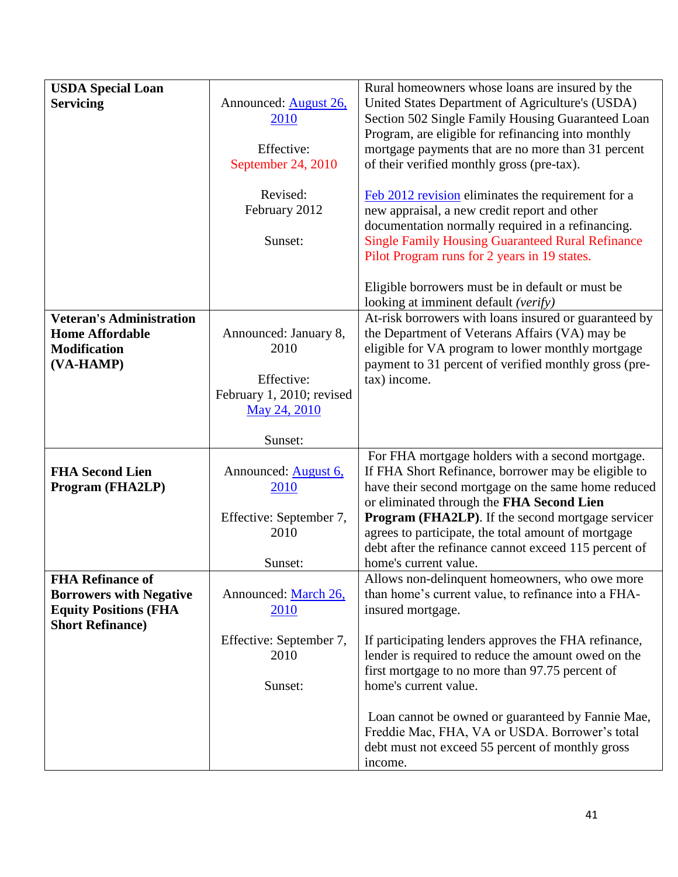| | | |
|---|---|---|
| **USDA Special Loan Servicing** | Announced: August 26, 2010<br><br>Effective: September 24, 2010<br><br>Revised: February 2012<br><br>Sunset: | Rural homeowners whose loans are insured by the United States Department of Agriculture's (USDA) Section 502 Single Family Housing Guaranteed Loan Program, are eligible for refinancing into monthly mortgage payments that are no more than 31 percent of their verified monthly gross (pre-tax).<br><br>Feb 2012 revision eliminates the requirement for a new appraisal, a new credit report and other documentation normally required in a refinancing. Single Family Housing Guaranteed Rural Refinance Pilot Program runs for 2 years in 19 states.<br><br>Eligible borrowers must be in default or must be looking at imminent default *(verify)* |
| **Veteran's Administration Home Affordable Modification (VA-HAMP)** | Announced: January 8, 2010<br><br>Effective: February 1, 2010; revised May 24, 2010<br><br>Sunset: | At-risk borrowers with loans insured or guaranteed by the Department of Veterans Affairs (VA) may be eligible for VA program to lower monthly mortgage payment to 31 percent of verified monthly gross (pre-tax) income. |
| **FHA Second Lien Program (FHA2LP)** | Announced: August 6, 2010<br><br>Effective: September 7, 2010<br><br>Sunset: | For FHA mortgage holders with a second mortgage. If FHA Short Refinance, borrower may be eligible to have their second mortgage on the same home reduced or eliminated through the **FHA Second Lien Program (FHA2LP)**. If the second mortgage servicer agrees to participate, the total amount of mortgage debt after the refinance cannot exceed 115 percent of home's current value. |
| **FHA Refinance of Borrowers with Negative Equity Positions (FHA Short Refinance)** | Announced: March 26, 2010<br><br>Effective: September 7, 2010<br><br>Sunset: | Allows non-delinquent homeowners, who owe more than home's current value, to refinance into a FHA-insured mortgage.<br><br>If participating lenders approves the FHA refinance, lender is required to reduce the amount owed on the first mortgage to no more than 97.75 percent of home's current value.<br><br>Loan cannot be owned or guaranteed by Fannie Mae, Freddie Mac, FHA, VA or USDA. Borrower's total debt must not exceed 55 percent of monthly gross income. |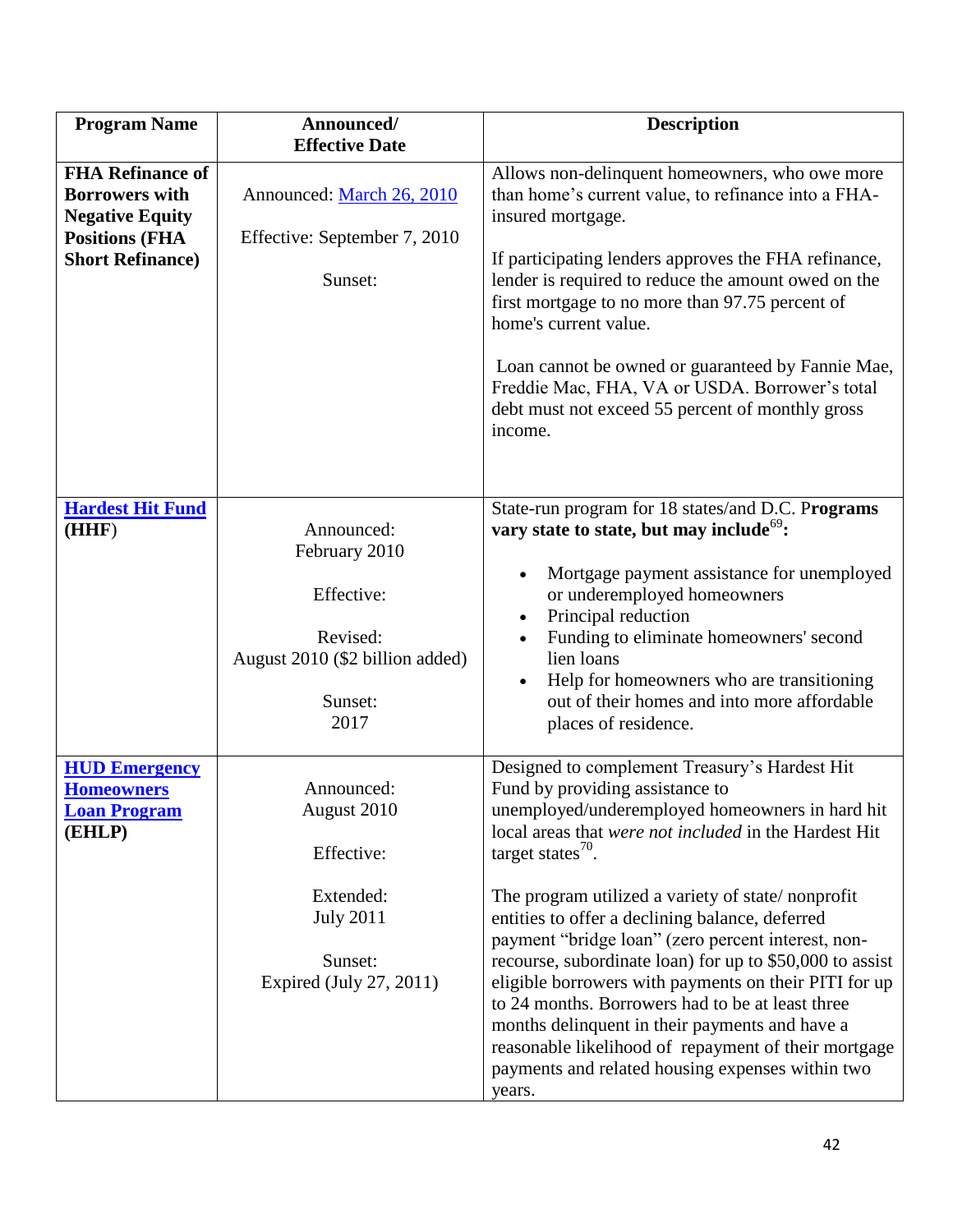| Program Name | Announced/ Effective Date | Description |
|---|---|---|
| **FHA Refinance of Borrowers with Negative Equity Positions (FHA Short Refinance)** | Announced: March 26, 2010<br><br>Effective: September 7, 2010<br><br>Sunset: | Allows non-delinquent homeowners, who owe more than home's current value, to refinance into a FHA-insured mortgage.<br><br>If participating lenders approves the FHA refinance, lender is required to reduce the amount owed on the first mortgage to no more than 97.75 percent of home's current value.<br><br>Loan cannot be owned or guaranteed by Fannie Mae, Freddie Mac, FHA, VA or USDA. Borrower's total debt must not exceed 55 percent of monthly gross income. |
| **Hardest Hit Fund (HHF)** | Announced: February 2010<br><br>Effective:<br><br>Revised: August 2010 ($2 billion added)<br><br>Sunset: 2017 | State-run program for 18 states/and D.C. P**rograms vary state to state, but may include**[69]**:**<br><br>• Mortgage payment assistance for unemployed or underemployed homeowners<br>• Principal reduction<br>• Funding to eliminate homeowners' second lien loans<br>• Help for homeowners who are transitioning out of their homes and into more affordable places of residence. |
| **HUD Emergency Homeowners Loan Program (EHLP)** | Announced: August 2010<br><br>Effective:<br><br>Extended: July 2011<br><br>Sunset: Expired (July 27, 2011) | Designed to complement Treasury's Hardest Hit Fund by providing assistance to unemployed/underemployed homeowners in hard hit local areas that *were not included* in the Hardest Hit target states[70].<br><br>The program utilized a variety of state/ nonprofit entities to offer a declining balance, deferred payment "bridge loan" (zero percent interest, non-recourse, subordinate loan) for up to $50,000 to assist eligible borrowers with payments on their PITI for up to 24 months. Borrowers had to be at least three months delinquent in their payments and have a reasonable likelihood of repayment of their mortgage payments and related housing expenses within two years. |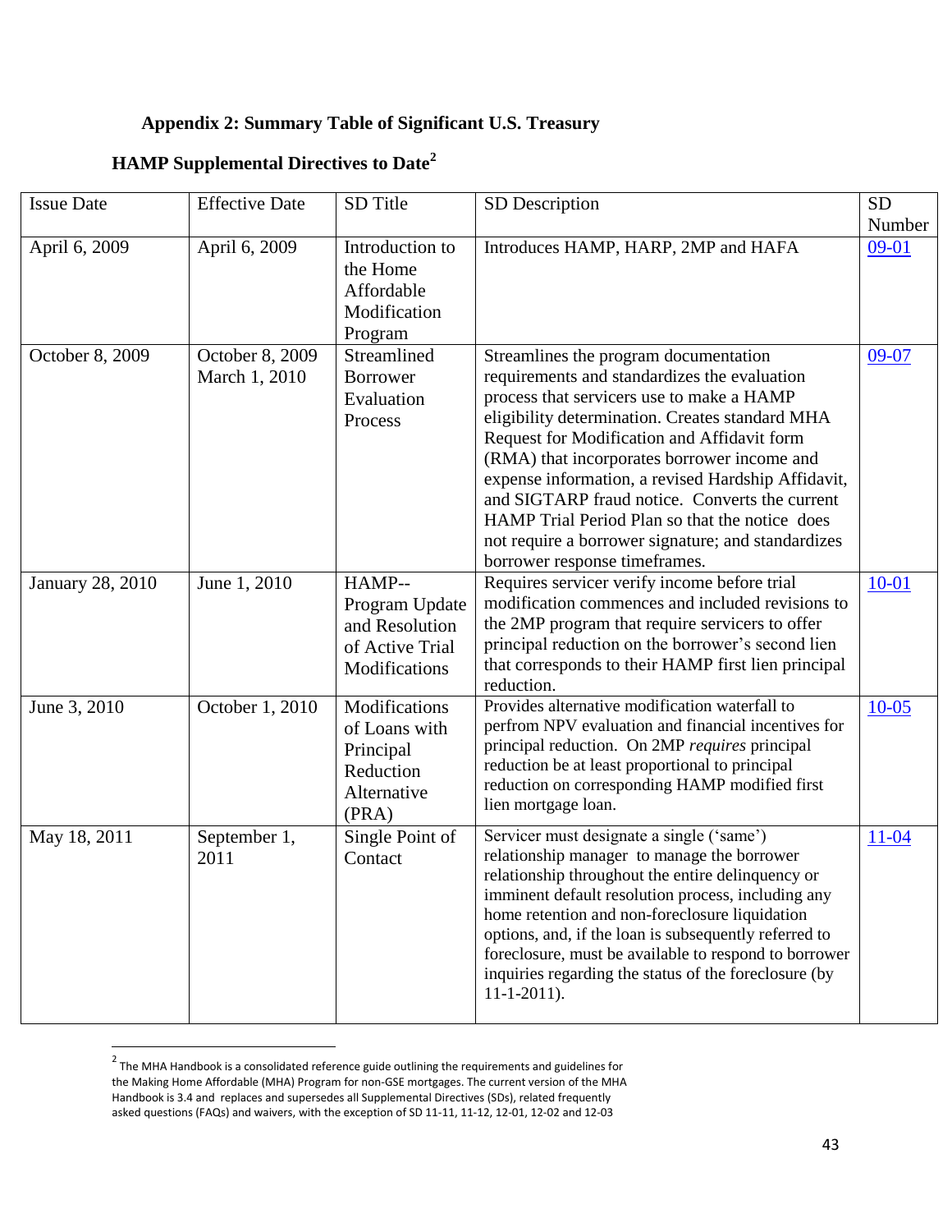## Appendix 2: Summary Table of Significant U.S. Treasury HAMP Supplemental Directives to Date[2]

| Issue Date | Effective Date | SD Title | SD Description | SD Number |
|---|---|---|---|---|
| April 6, 2009 | April 6, 2009 | Introduction to the Home Affordable Modification Program | Introduces HAMP, HARP, 2MP and HAFA | 09-01 |
| October 8, 2009 | October 8, 2009 March 1, 2010 | Streamlined Borrower Evaluation Process | Streamlines the program documentation requirements and standardizes the evaluation process that servicers use to make a HAMP eligibility determination. Creates standard MHA Request for Modification and Affidavit form (RMA) that incorporates borrower income and expense information, a revised Hardship Affidavit, and SIGTARP fraud notice. Converts the current HAMP Trial Period Plan so that the notice does not require a borrower signature; and standardizes borrower response timeframes. | 09-07 |
| January 28, 2010 | June 1, 2010 | HAMP--Program Update and Resolution of Active Trial Modifications | Requires servicer verify income before trial modification commences and included revisions to the 2MP program that require servicers to offer principal reduction on the borrower's second lien that corresponds to their HAMP first lien principal reduction. | 10-01 |
| June 3, 2010 | October 1, 2010 | Modifications of Loans with Principal Reduction Alternative (PRA) | Provides alternative modification waterfall to perfrom NPV evaluation and financial incentives for principal reduction. On 2MP *requires* principal reduction be at least proportional to principal reduction on corresponding HAMP modified first lien mortgage loan. | 10-05 |
| May 18, 2011 | September 1, 2011 | Single Point of Contact | Servicer must designate a single ('same') relationship manager to manage the borrower relationship throughout the entire delinquency or imminent default resolution process, including any home retention and non-foreclosure liquidation options, and, if the loan is subsequently referred to foreclosure, must be available to respond to borrower inquiries regarding the status of the foreclosure (by 11-1-2011). | 11-04 |

[2] The MHA Handbook is a consolidated reference guide outlining the requirements and guidelines for the Making Home Affordable (MHA) Program for non-GSE mortgages. The current version of the MHA Handbook is 3.4 and replaces and supersedes all Supplemental Directives (SDs), related frequently asked questions (FAQs) and waivers, with the exception of SD 11-11, 11-12, 12-01, 12-02 and 12-03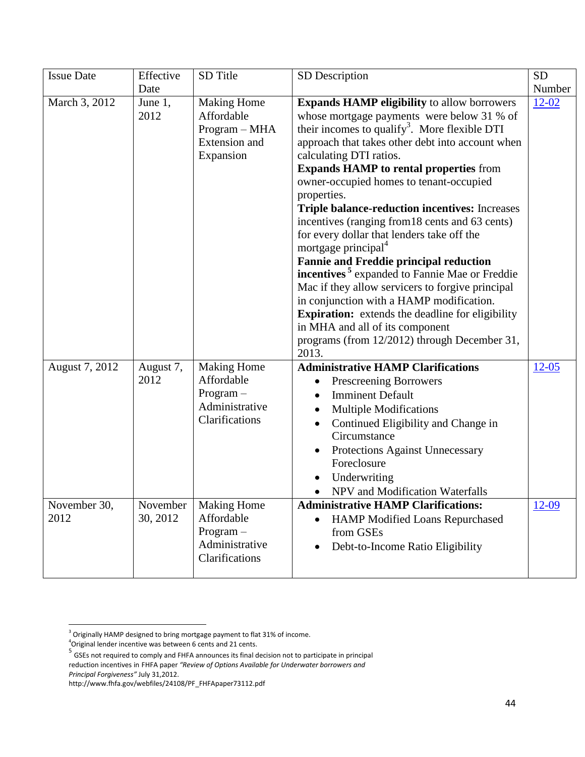| Issue Date | Effective Date | SD Title | SD Description | SD Number |
|---|---|---|---|---|
| March 3, 2012 | June 1, 2012 | Making Home Affordable Program – MHA Extension and Expansion | **Expands HAMP eligibility** to allow borrowers whose mortgage payments were below 31 % of their incomes to qualify[3]. More flexible DTI approach that takes other debt into account when calculating DTI ratios. **Expands HAMP to rental properties** from owner-occupied homes to tenant-occupied properties. **Triple balance-reduction incentives:** Increases incentives (ranging from18 cents and 63 cents) for every dollar that lenders take off the mortgage principal[4] **Fannie and Freddie principal reduction incentives**[5] expanded to Fannie Mae or Freddie Mac if they allow servicers to forgive principal in conjunction with a HAMP modification. **Expiration:** extends the deadline for eligibility in MHA and all of its component programs (from 12/2012) through December 31, 2013. | 12-02 |
| August 7, 2012 | August 7, 2012 | Making Home Affordable Program – Administrative Clarifications | **Administrative HAMP Clarifications** <br>• Prescreening Borrowers <br>• Imminent Default <br>• Multiple Modifications <br>• Continued Eligibility and Change in Circumstance <br>• Protections Against Unnecessary Foreclosure <br>• Underwriting <br>• NPV and Modification Waterfalls | 12-05 |
| November 30, 2012 | November 30, 2012 | Making Home Affordable Program – Administrative Clarifications | **Administrative HAMP Clarifications:** <br>• HAMP Modified Loans Repurchased from GSEs <br>• Debt-to-Income Ratio Eligibility | 12-09 |

[3] Originally HAMP designed to bring mortgage payment to flat 31% of income.

[4] Original lender incentive was between 6 cents and 21 cents.

[5] GSEs not required to comply and FHFA announces its final decision not to participate in principal reduction incentives in FHFA paper *"Review of Options Available for Underwater borrowers and Principal Forgiveness"* July 31,2012. http://www.fhfa.gov/webfiles/24108/PF_FHFApaper73112.pdf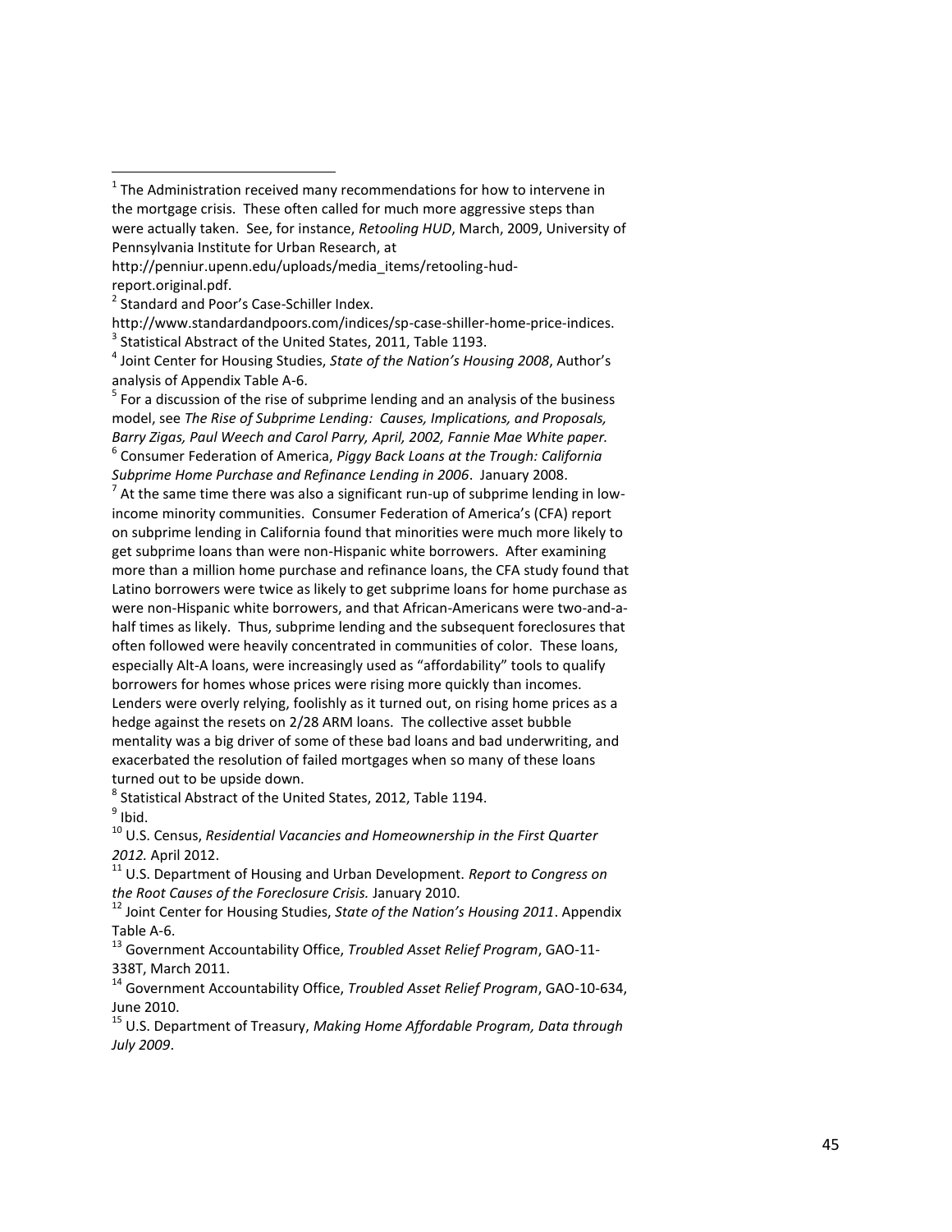---

[1] The Administration received many recommendations for how to intervene in the mortgage crisis. These often called for much more aggressive steps than were actually taken. See, for instance, *Retooling HUD*, March, 2009, University of Pennsylvania Institute for Urban Research, at http://penniur.upenn.edu/uploads/media_items/retooling-hud-report.original.pdf.

[2] Standard and Poor's Case-Schiller Index. http://www.standardandpoors.com/indices/sp-case-shiller-home-price-indices.

[3] Statistical Abstract of the United States, 2011, Table 1193.

[4] Joint Center for Housing Studies, *State of the Nation's Housing 2008*, Author's analysis of Appendix Table A-6.

[5] For a discussion of the rise of subprime lending and an analysis of the business model, see *The Rise of Subprime Lending: Causes, Implications, and Proposals, Barry Zigas, Paul Weech and Carol Parry, April, 2002, Fannie Mae White paper.*

[6] Consumer Federation of America, *Piggy Back Loans at the Trough: California Subprime Home Purchase and Refinance Lending in 2006*. January 2008.

[7] At the same time there was also a significant run-up of subprime lending in low-income minority communities. Consumer Federation of America's (CFA) report on subprime lending in California found that minorities were much more likely to get subprime loans than were non-Hispanic white borrowers. After examining more than a million home purchase and refinance loans, the CFA study found that Latino borrowers were twice as likely to get subprime loans for home purchase as were non-Hispanic white borrowers, and that African-Americans were two-and-a-half times as likely. Thus, subprime lending and the subsequent foreclosures that often followed were heavily concentrated in communities of color. These loans, especially Alt-A loans, were increasingly used as "affordability" tools to qualify borrowers for homes whose prices were rising more quickly than incomes. Lenders were overly relying, foolishly as it turned out, on rising home prices as a hedge against the resets on 2/28 ARM loans. The collective asset bubble mentality was a big driver of some of these bad loans and bad underwriting, and exacerbated the resolution of failed mortgages when so many of these loans turned out to be upside down.

[8] Statistical Abstract of the United States, 2012, Table 1194.

[9] Ibid.

[10] U.S. Census, *Residential Vacancies and Homeownership in the First Quarter 2012.* April 2012.

[11] U.S. Department of Housing and Urban Development. *Report to Congress on the Root Causes of the Foreclosure Crisis.* January 2010.

[12] Joint Center for Housing Studies, *State of the Nation's Housing 2011*. Appendix Table A-6.

[13] Government Accountability Office, *Troubled Asset Relief Program*, GAO-11-338T, March 2011.

[14] Government Accountability Office, *Troubled Asset Relief Program*, GAO-10-634, June 2010.

[15] U.S. Department of Treasury, *Making Home Affordable Program, Data through July 2009*.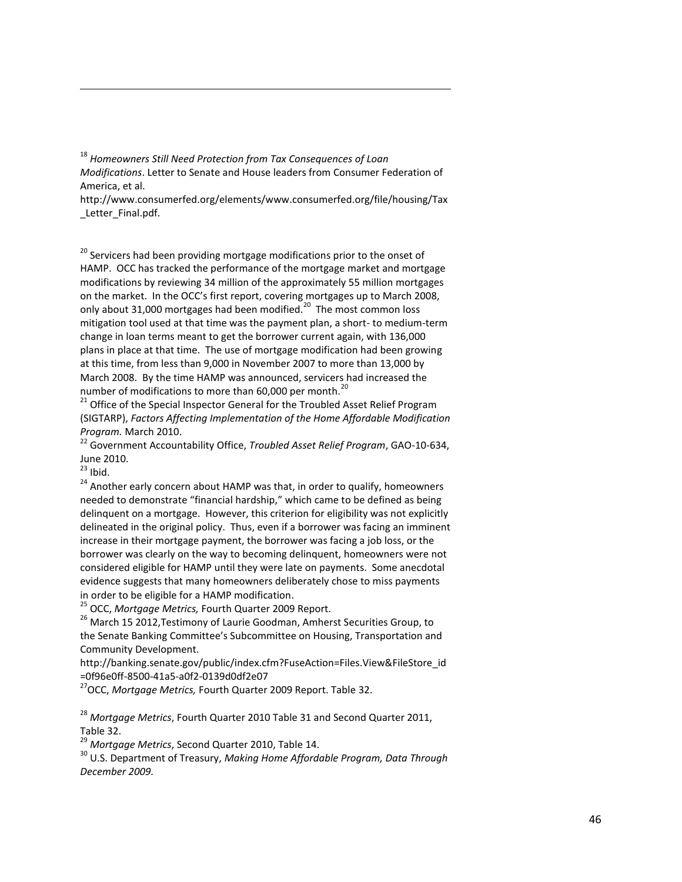---

[18] *Homeowners Still Need Protection from Tax Consequences of Loan Modifications*. Letter to Senate and House leaders from Consumer Federation of America, et al. http://www.consumerfed.org/elements/www.consumerfed.org/file/housing/Tax_Letter_Final.pdf.

[20] Servicers had been providing mortgage modifications prior to the onset of HAMP. OCC has tracked the performance of the mortgage market and mortgage modifications by reviewing 34 million of the approximately 55 million mortgages on the market. In the OCC's first report, covering mortgages up to March 2008, only about 31,000 mortgages had been modified.[20] The most common loss mitigation tool used at that time was the payment plan, a short- to medium-term change in loan terms meant to get the borrower current again, with 136,000 plans in place at that time. The use of mortgage modification had been growing at this time, from less than 9,000 in November 2007 to more than 13,000 by March 2008. By the time HAMP was announced, servicers had increased the number of modifications to more than 60,000 per month.[20]

[21] Office of the Special Inspector General for the Troubled Asset Relief Program (SIGTARP), *Factors Affecting Implementation of the Home Affordable Modification Program.* March 2010.

[22] Government Accountability Office, *Troubled Asset Relief Program*, GAO-10-634, June 2010.

[23] Ibid.

[24] Another early concern about HAMP was that, in order to qualify, homeowners needed to demonstrate "financial hardship," which came to be defined as being delinquent on a mortgage. However, this criterion for eligibility was not explicitly delineated in the original policy. Thus, even if a borrower was facing an imminent increase in their mortgage payment, the borrower was facing a job loss, or the borrower was clearly on the way to becoming delinquent, homeowners were not considered eligible for HAMP until they were late on payments. Some anecdotal evidence suggests that many homeowners deliberately chose to miss payments in order to be eligible for a HAMP modification.

[25] OCC, *Mortgage Metrics,* Fourth Quarter 2009 Report.

[26] March 15 2012,Testimony of Laurie Goodman, Amherst Securities Group, to the Senate Banking Committee's Subcommittee on Housing, Transportation and Community Development. http://banking.senate.gov/public/index.cfm?FuseAction=Files.View&FileStore_id=0f96e0ff-8500-41a5-a0f2-0139d0df2e07

[27] OCC, *Mortgage Metrics,* Fourth Quarter 2009 Report. Table 32.

[28] *Mortgage Metrics*, Fourth Quarter 2010 Table 31 and Second Quarter 2011, Table 32.

[29] *Mortgage Metrics*, Second Quarter 2010, Table 14.

[30] U.S. Department of Treasury, *Making Home Affordable Program, Data Through December 2009.*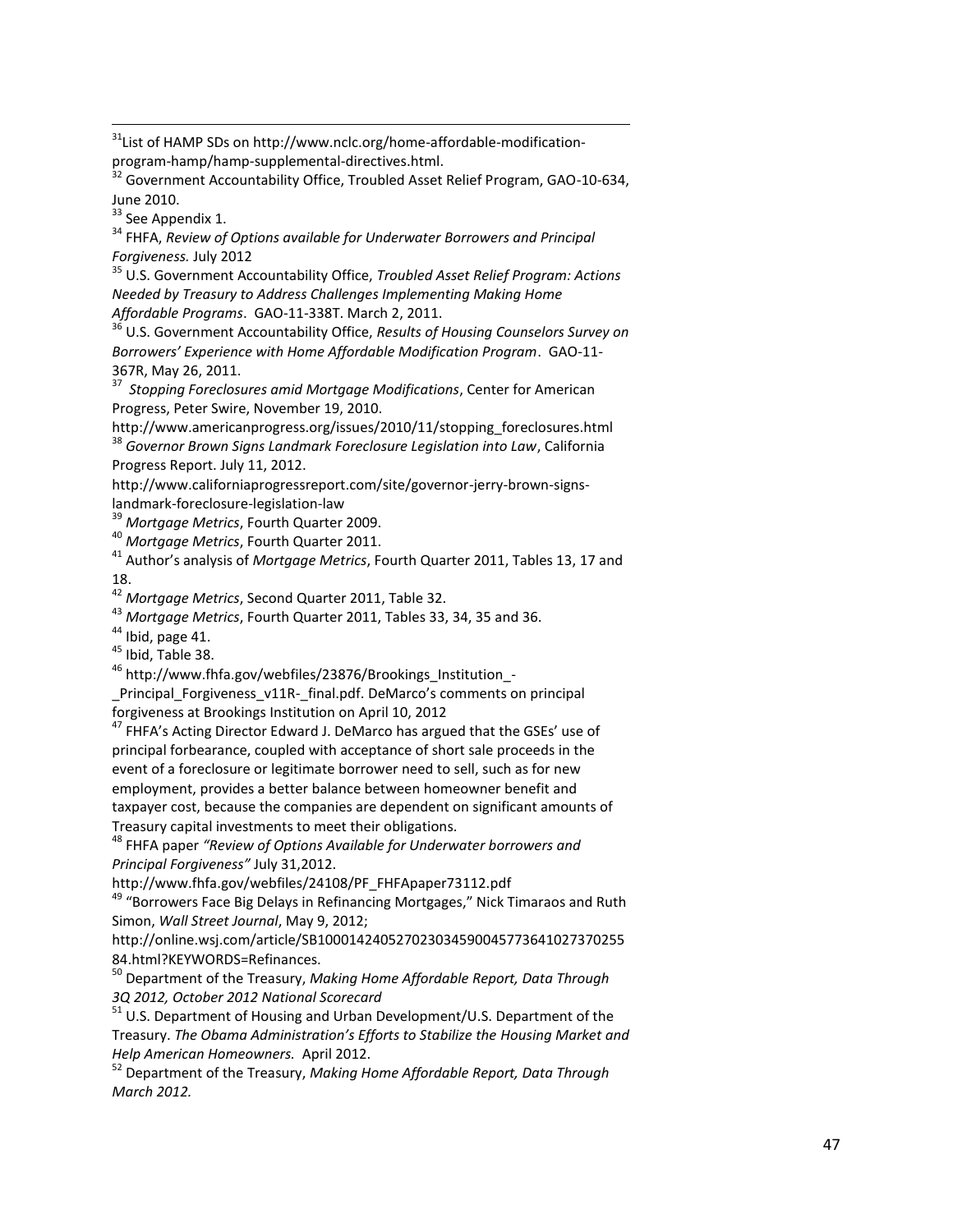[31]List of HAMP SDs on http://www.nclc.org/home-affordable-modification-program-hamp/hamp-supplemental-directives.html.

[32] Government Accountability Office, Troubled Asset Relief Program, GAO-10-634, June 2010.

[33] See Appendix 1.

[34] FHFA, *Review of Options available for Underwater Borrowers and Principal Forgiveness.* July 2012

[35] U.S. Government Accountability Office, *Troubled Asset Relief Program: Actions Needed by Treasury to Address Challenges Implementing Making Home Affordable Programs*. GAO-11-338T. March 2, 2011.

[36] U.S. Government Accountability Office, *Results of Housing Counselors Survey on Borrowers' Experience with Home Affordable Modification Program*. GAO-11-367R, May 26, 2011.

[37] *Stopping Foreclosures amid Mortgage Modifications*, Center for American Progress, Peter Swire, November 19, 2010.
http://www.americanprogress.org/issues/2010/11/stopping_foreclosures.html

[38] *Governor Brown Signs Landmark Foreclosure Legislation into Law*, California Progress Report. July 11, 2012.
http://www.californiaprogressreport.com/site/governor-jerry-brown-signs-landmark-foreclosure-legislation-law

[39] *Mortgage Metrics*, Fourth Quarter 2009.

[40] *Mortgage Metrics*, Fourth Quarter 2011.

[41] Author's analysis of *Mortgage Metrics*, Fourth Quarter 2011, Tables 13, 17 and 18.

[42] *Mortgage Metrics*, Second Quarter 2011, Table 32.

[43] *Mortgage Metrics*, Fourth Quarter 2011, Tables 33, 34, 35 and 36.

[44] Ibid, page 41.

[45] Ibid, Table 38.

[46] http://www.fhfa.gov/webfiles/23876/Brookings_Institution_-_Principal_Forgiveness_v11R-_final.pdf. DeMarco's comments on principal forgiveness at Brookings Institution on April 10, 2012

[47] FHFA's Acting Director Edward J. DeMarco has argued that the GSEs' use of principal forbearance, coupled with acceptance of short sale proceeds in the event of a foreclosure or legitimate borrower need to sell, such as for new employment, provides a better balance between homeowner benefit and taxpayer cost, because the companies are dependent on significant amounts of Treasury capital investments to meet their obligations.

[48] FHFA paper *"Review of Options Available for Underwater borrowers and Principal Forgiveness"* July 31,2012.
http://www.fhfa.gov/webfiles/24108/PF_FHFApaper73112.pdf

[49] "Borrowers Face Big Delays in Refinancing Mortgages," Nick Timaraos and Ruth Simon, *Wall Street Journal*, May 9, 2012;
http://online.wsj.com/article/SB10001424052702303459004577364102737025584.html?KEYWORDS=Refinances.

[50] Department of the Treasury, *Making Home Affordable Report, Data Through 3Q 2012, October 2012 National Scorecard*

[51] U.S. Department of Housing and Urban Development/U.S. Department of the Treasury. *The Obama Administration's Efforts to Stabilize the Housing Market and Help American Homeowners.* April 2012.

[52] Department of the Treasury, *Making Home Affordable Report, Data Through March 2012.*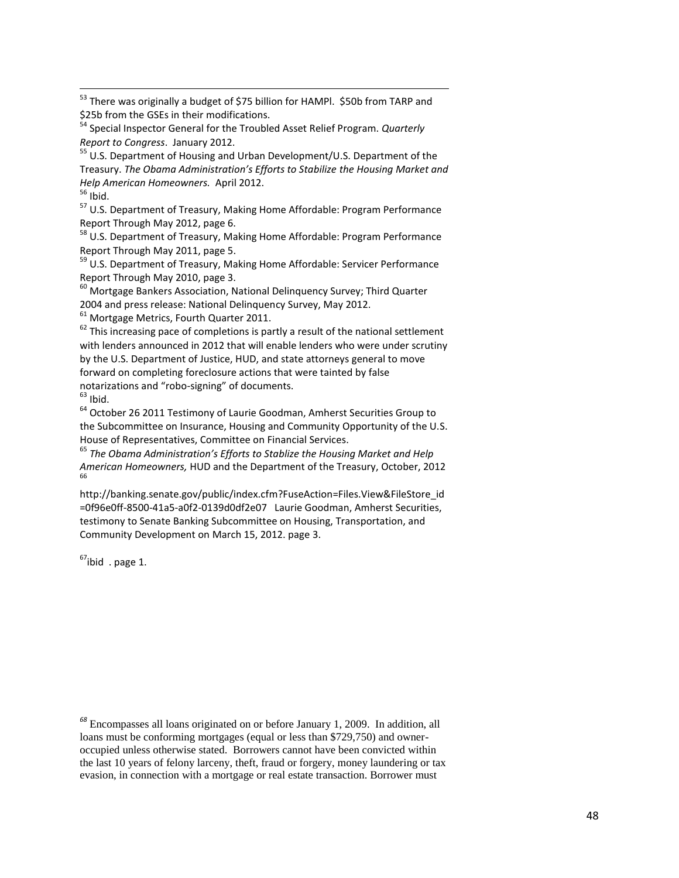[53] There was originally a budget of $75 billion for HAMPl. $50b from TARP and $25b from the GSEs in their modifications.

[54] Special Inspector General for the Troubled Asset Relief Program. *Quarterly Report to Congress*. January 2012.

[55] U.S. Department of Housing and Urban Development/U.S. Department of the Treasury. *The Obama Administration's Efforts to Stabilize the Housing Market and Help American Homeowners.* April 2012.

[56] Ibid.

[57] U.S. Department of Treasury, Making Home Affordable: Program Performance Report Through May 2012, page 6.

[58] U.S. Department of Treasury, Making Home Affordable: Program Performance Report Through May 2011, page 5.

[59] U.S. Department of Treasury, Making Home Affordable: Servicer Performance Report Through May 2010, page 3.

[60] Mortgage Bankers Association, National Delinquency Survey; Third Quarter 2004 and press release: National Delinquency Survey, May 2012.

[61] Mortgage Metrics, Fourth Quarter 2011.

[62] This increasing pace of completions is partly a result of the national settlement with lenders announced in 2012 that will enable lenders who were under scrutiny by the U.S. Department of Justice, HUD, and state attorneys general to move forward on completing foreclosure actions that were tainted by false notarizations and "robo-signing" of documents.

[63] Ibid.

[64] October 26 2011 Testimony of Laurie Goodman, Amherst Securities Group to the Subcommittee on Insurance, Housing and Community Opportunity of the U.S. House of Representatives, Committee on Financial Services.

[65] *The Obama Administration's Efforts to Stablize the Housing Market and Help American Homeowners,* HUD and the Department of the Treasury, October, 2012

[66] http://banking.senate.gov/public/index.cfm?FuseAction=Files.View&FileStore_id=0f96e0ff-8500-41a5-a0f2-0139d0df2e07 Laurie Goodman, Amherst Securities, testimony to Senate Banking Subcommittee on Housing, Transportation, and Community Development on March 15, 2012. page 3.

[67]ibid . page 1.

[68] Encompasses all loans originated on or before January 1, 2009. In addition, all loans must be conforming mortgages (equal or less than $729,750) and owner-occupied unless otherwise stated. Borrowers cannot have been convicted within the last 10 years of felony larceny, theft, fraud or forgery, money laundering or tax evasion, in connection with a mortgage or real estate transaction. Borrower must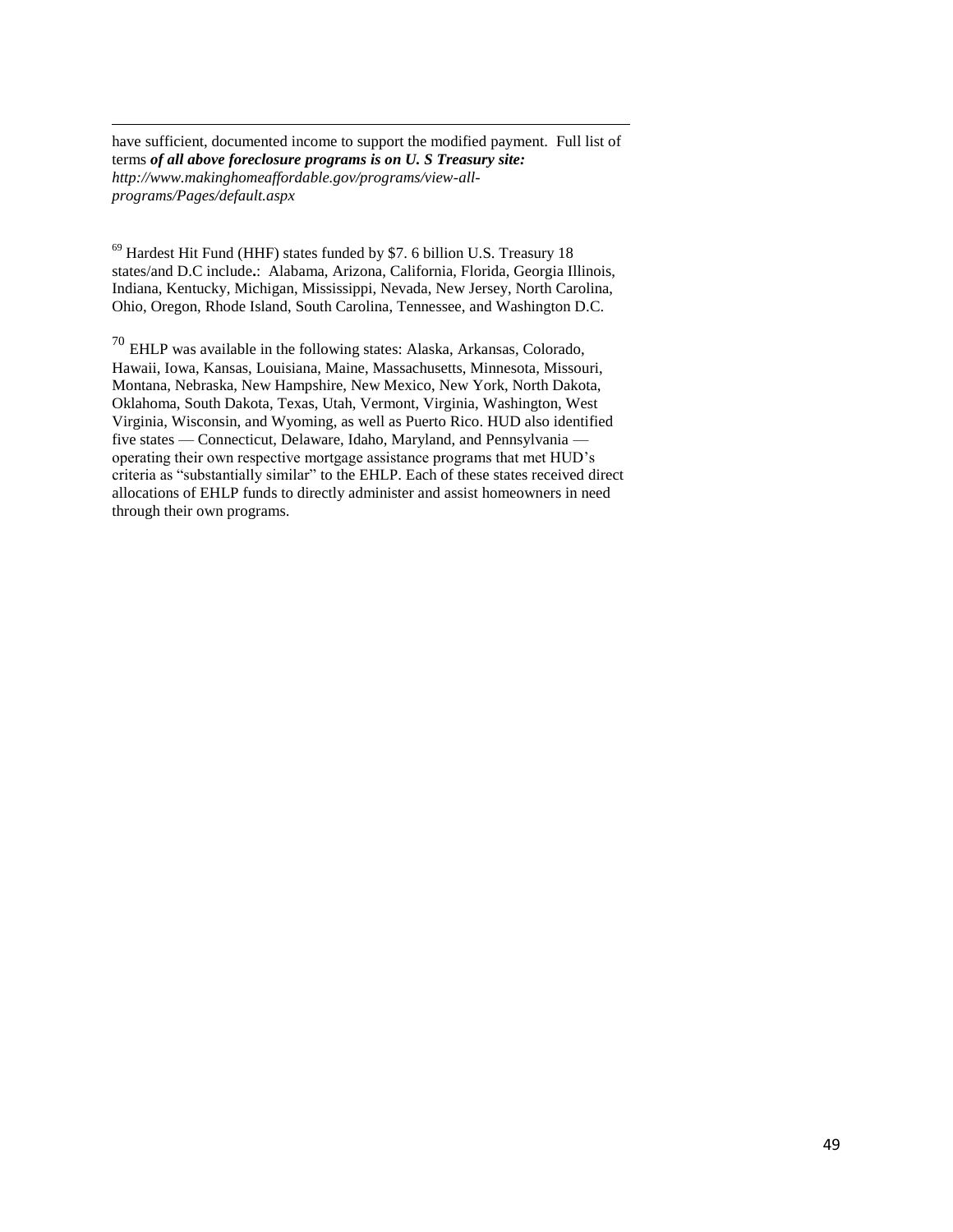have sufficient, documented income to support the modified payment. Full list of terms ***of all above foreclosure programs is on U. S Treasury site:*** *http://www.makinghomeaffordable.gov/programs/view-all-programs/Pages/default.aspx*

[69] Hardest Hit Fund (HHF) states funded by $7. 6 billion U.S. Treasury 18 states/and D.C include.: Alabama, Arizona, California, Florida, Georgia Illinois, Indiana, Kentucky, Michigan, Mississippi, Nevada, New Jersey, North Carolina, Ohio, Oregon, Rhode Island, South Carolina, Tennessee, and Washington D.C.

[70] EHLP was available in the following states: Alaska, Arkansas, Colorado, Hawaii, Iowa, Kansas, Louisiana, Maine, Massachusetts, Minnesota, Missouri, Montana, Nebraska, New Hampshire, New Mexico, New York, North Dakota, Oklahoma, South Dakota, Texas, Utah, Vermont, Virginia, Washington, West Virginia, Wisconsin, and Wyoming, as well as Puerto Rico. HUD also identified five states — Connecticut, Delaware, Idaho, Maryland, and Pennsylvania — operating their own respective mortgage assistance programs that met HUD's criteria as "substantially similar" to the EHLP. Each of these states received direct allocations of EHLP funds to directly administer and assist homeowners in need through their own programs.